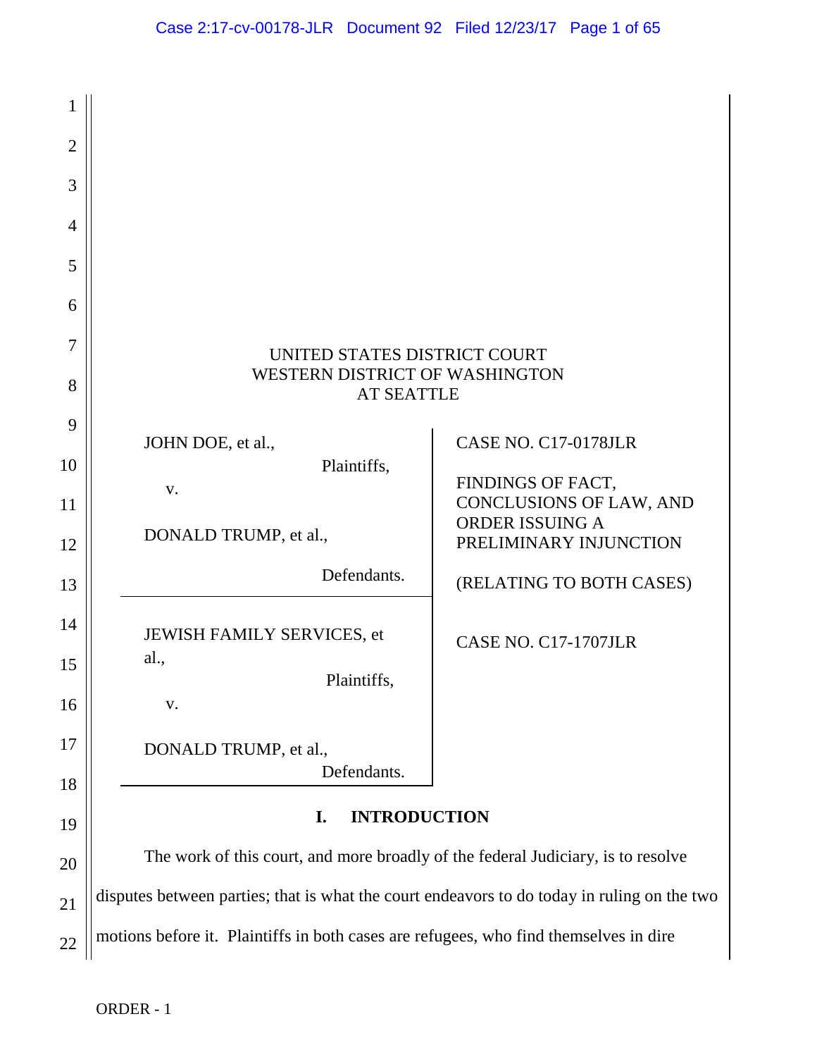UNITED STATES DISTRICT COURT
WESTERN DISTRICT OF WASHINGTON
AT SEATTLE

| | |
|---|---|
| JOHN DOE, et al., Plaintiffs, v. DONALD TRUMP, et al., Defendants. | CASE NO. C17-0178JLR<br><br>FINDINGS OF FACT, CONCLUSIONS OF LAW, AND ORDER ISSUING A PRELIMINARY INJUNCTION<br><br>(RELATING TO BOTH CASES) |
| JEWISH FAMILY SERVICES, et al., Plaintiffs, v. DONALD TRUMP, et al., Defendants. | CASE NO. C17-1707JLR |

## I. INTRODUCTION

The work of this court, and more broadly of the federal Judiciary, is to resolve disputes between parties; that is what the court endeavors to do today in ruling on the two motions before it. Plaintiffs in both cases are refugees, who find themselves in dire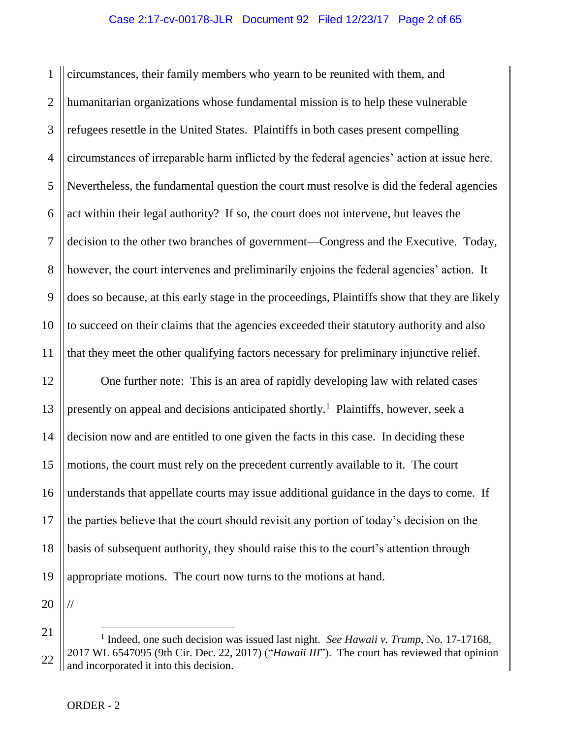circumstances, their family members who yearn to be reunited with them, and humanitarian organizations whose fundamental mission is to help these vulnerable refugees resettle in the United States. Plaintiffs in both cases present compelling circumstances of irreparable harm inflicted by the federal agencies' action at issue here. Nevertheless, the fundamental question the court must resolve is did the federal agencies act within their legal authority? If so, the court does not intervene, but leaves the decision to the other two branches of government—Congress and the Executive. Today, however, the court intervenes and preliminarily enjoins the federal agencies' action. It does so because, at this early stage in the proceedings, Plaintiffs show that they are likely to succeed on their claims that the agencies exceeded their statutory authority and also that they meet the other qualifying factors necessary for preliminary injunctive relief.

One further note: This is an area of rapidly developing law with related cases presently on appeal and decisions anticipated shortly.[1] Plaintiffs, however, seek a decision now and are entitled to one given the facts in this case. In deciding these motions, the court must rely on the precedent currently available to it. The court understands that appellate courts may issue additional guidance in the days to come. If the parties believe that the court should revisit any portion of today's decision on the basis of subsequent authority, they should raise this to the court's attention through appropriate motions. The court now turns to the motions at hand.

//

[1] Indeed, one such decision was issued last night. *See Hawaii v. Trump*, No. 17-17168, 2017 WL 6547095 (9th Cir. Dec. 22, 2017) ("*Hawaii III*"). The court has reviewed that opinion and incorporated it into this decision.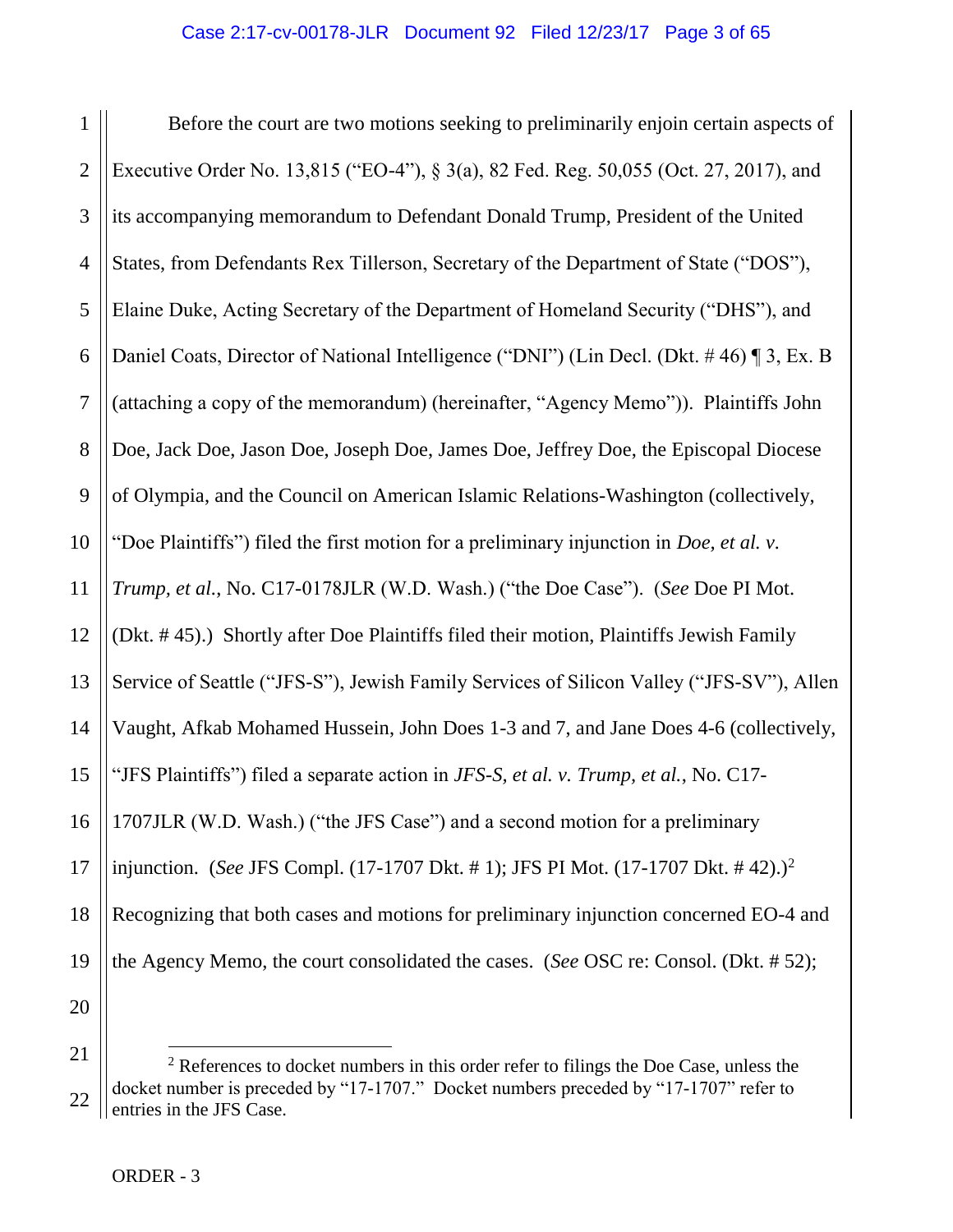Before the court are two motions seeking to preliminarily enjoin certain aspects of Executive Order No. 13,815 ("EO-4"), § 3(a), 82 Fed. Reg. 50,055 (Oct. 27, 2017), and its accompanying memorandum to Defendant Donald Trump, President of the United States, from Defendants Rex Tillerson, Secretary of the Department of State ("DOS"), Elaine Duke, Acting Secretary of the Department of Homeland Security ("DHS"), and Daniel Coats, Director of National Intelligence ("DNI") (Lin Decl. (Dkt. # 46) ¶ 3, Ex. B (attaching a copy of the memorandum) (hereinafter, "Agency Memo")). Plaintiffs John Doe, Jack Doe, Jason Doe, Joseph Doe, James Doe, Jeffrey Doe, the Episcopal Diocese of Olympia, and the Council on American Islamic Relations-Washington (collectively, "Doe Plaintiffs") filed the first motion for a preliminary injunction in *Doe, et al. v. Trump, et al.*, No. C17-0178JLR (W.D. Wash.) ("the Doe Case"). (*See* Doe PI Mot. (Dkt. # 45).) Shortly after Doe Plaintiffs filed their motion, Plaintiffs Jewish Family Service of Seattle ("JFS-S"), Jewish Family Services of Silicon Valley ("JFS-SV"), Allen Vaught, Afkab Mohamed Hussein, John Does 1-3 and 7, and Jane Does 4-6 (collectively, "JFS Plaintiffs") filed a separate action in *JFS-S, et al. v. Trump, et al.*, No. C17-1707JLR (W.D. Wash.) ("the JFS Case") and a second motion for a preliminary injunction. (*See* JFS Compl. (17-1707 Dkt. # 1); JFS PI Mot. (17-1707 Dkt. # 42).)[2] Recognizing that both cases and motions for preliminary injunction concerned EO-4 and the Agency Memo, the court consolidated the cases. (*See* OSC re: Consol. (Dkt. # 52);

[2] References to docket numbers in this order refer to filings the Doe Case, unless the docket number is preceded by "17-1707." Docket numbers preceded by "17-1707" refer to entries in the JFS Case.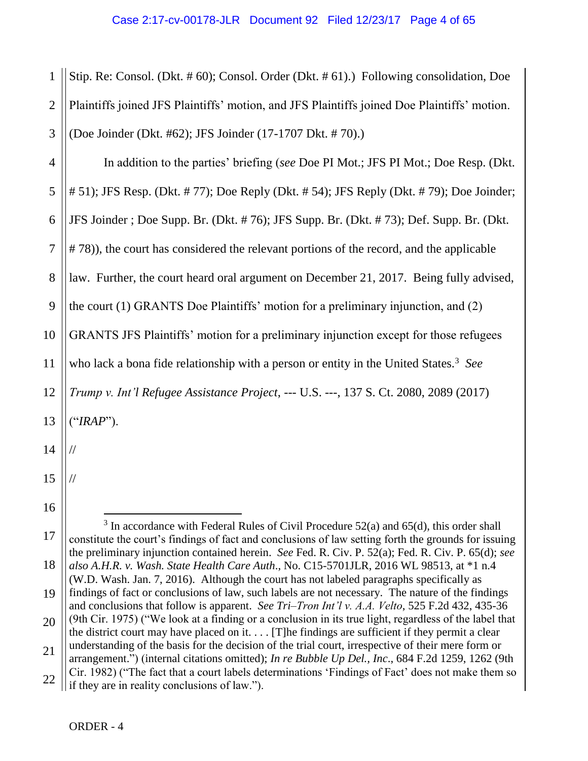Stip. Re: Consol. (Dkt. # 60); Consol. Order (Dkt. # 61).) Following consolidation, Doe Plaintiffs joined JFS Plaintiffs' motion, and JFS Plaintiffs joined Doe Plaintiffs' motion. (Doe Joinder (Dkt. #62); JFS Joinder (17-1707 Dkt. # 70).)

In addition to the parties' briefing (*see* Doe PI Mot.; JFS PI Mot.; Doe Resp. (Dkt. # 51); JFS Resp. (Dkt. # 77); Doe Reply (Dkt. # 54); JFS Reply (Dkt. # 79); Doe Joinder; JFS Joinder ; Doe Supp. Br. (Dkt. # 76); JFS Supp. Br. (Dkt. # 73); Def. Supp. Br. (Dkt. # 78)), the court has considered the relevant portions of the record, and the applicable law. Further, the court heard oral argument on December 21, 2017. Being fully advised, the court (1) GRANTS Doe Plaintiffs' motion for a preliminary injunction, and (2) GRANTS JFS Plaintiffs' motion for a preliminary injunction except for those refugees who lack a bona fide relationship with a person or entity in the United States.[3] *See Trump v. Int'l Refugee Assistance Project*, --- U.S. ---, 137 S. Ct. 2080, 2089 (2017) ("*IRAP*").

//

//

[3] In accordance with Federal Rules of Civil Procedure 52(a) and 65(d), this order shall constitute the court's findings of fact and conclusions of law setting forth the grounds for issuing the preliminary injunction contained herein. *See* Fed. R. Civ. P. 52(a); Fed. R. Civ. P. 65(d); *see also A.H.R. v. Wash. State Health Care Auth*., No. C15-5701JLR, 2016 WL 98513, at *1 n.4 (W.D. Wash. Jan. 7, 2016). Although the court has not labeled paragraphs specifically as findings of fact or conclusions of law, such labels are not necessary. The nature of the findings and conclusions that follow is apparent. *See Tri–Tron Int'l v. A.A. Velto*, 525 F.2d 432, 435-36 (9th Cir. 1975) ("We look at a finding or a conclusion in its true light, regardless of the label that the district court may have placed on it. . . . [T]he findings are sufficient if they permit a clear understanding of the basis for the decision of the trial court, irrespective of their mere form or arrangement.") (internal citations omitted); *In re Bubble Up Del., Inc*., 684 F.2d 1259, 1262 (9th Cir. 1982) ("The fact that a court labels determinations 'Findings of Fact' does not make them so if they are in reality conclusions of law.").

ORDER - 4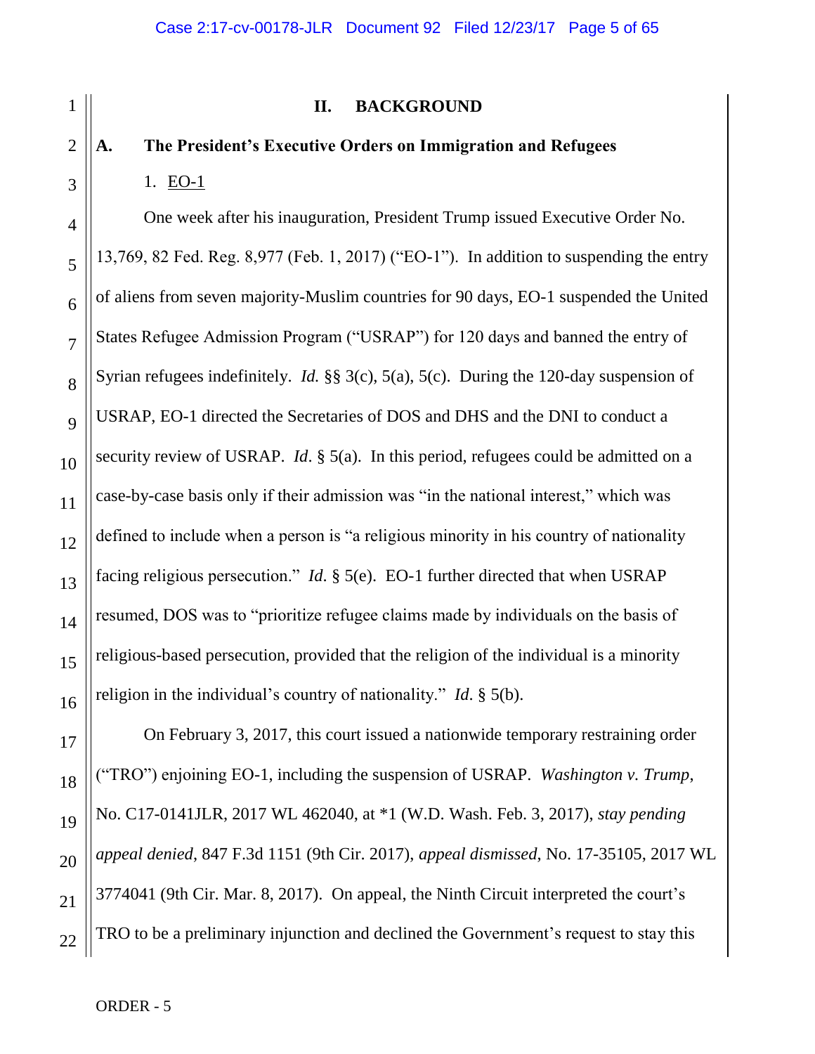## II. BACKGROUND

### A. The President's Executive Orders on Immigration and Refugees

1. EO-1

One week after his inauguration, President Trump issued Executive Order No. 13,769, 82 Fed. Reg. 8,977 (Feb. 1, 2017) ("EO-1"). In addition to suspending the entry of aliens from seven majority-Muslim countries for 90 days, EO-1 suspended the United States Refugee Admission Program ("USRAP") for 120 days and banned the entry of Syrian refugees indefinitely. *Id.* §§ 3(c), 5(a), 5(c). During the 120-day suspension of USRAP, EO-1 directed the Secretaries of DOS and DHS and the DNI to conduct a security review of USRAP. *Id*. § 5(a). In this period, refugees could be admitted on a case-by-case basis only if their admission was "in the national interest," which was defined to include when a person is "a religious minority in his country of nationality facing religious persecution." *Id*. § 5(e). EO-1 further directed that when USRAP resumed, DOS was to "prioritize refugee claims made by individuals on the basis of religious-based persecution, provided that the religion of the individual is a minority religion in the individual's country of nationality." *Id*. § 5(b).

On February 3, 2017, this court issued a nationwide temporary restraining order ("TRO") enjoining EO-1, including the suspension of USRAP. *Washington v. Trump*, No. C17-0141JLR, 2017 WL 462040, at *1 (W.D. Wash. Feb. 3, 2017), *stay pending appeal denied*, 847 F.3d 1151 (9th Cir. 2017), *appeal dismissed*, No. 17-35105, 2017 WL 3774041 (9th Cir. Mar. 8, 2017). On appeal, the Ninth Circuit interpreted the court's TRO to be a preliminary injunction and declined the Government's request to stay this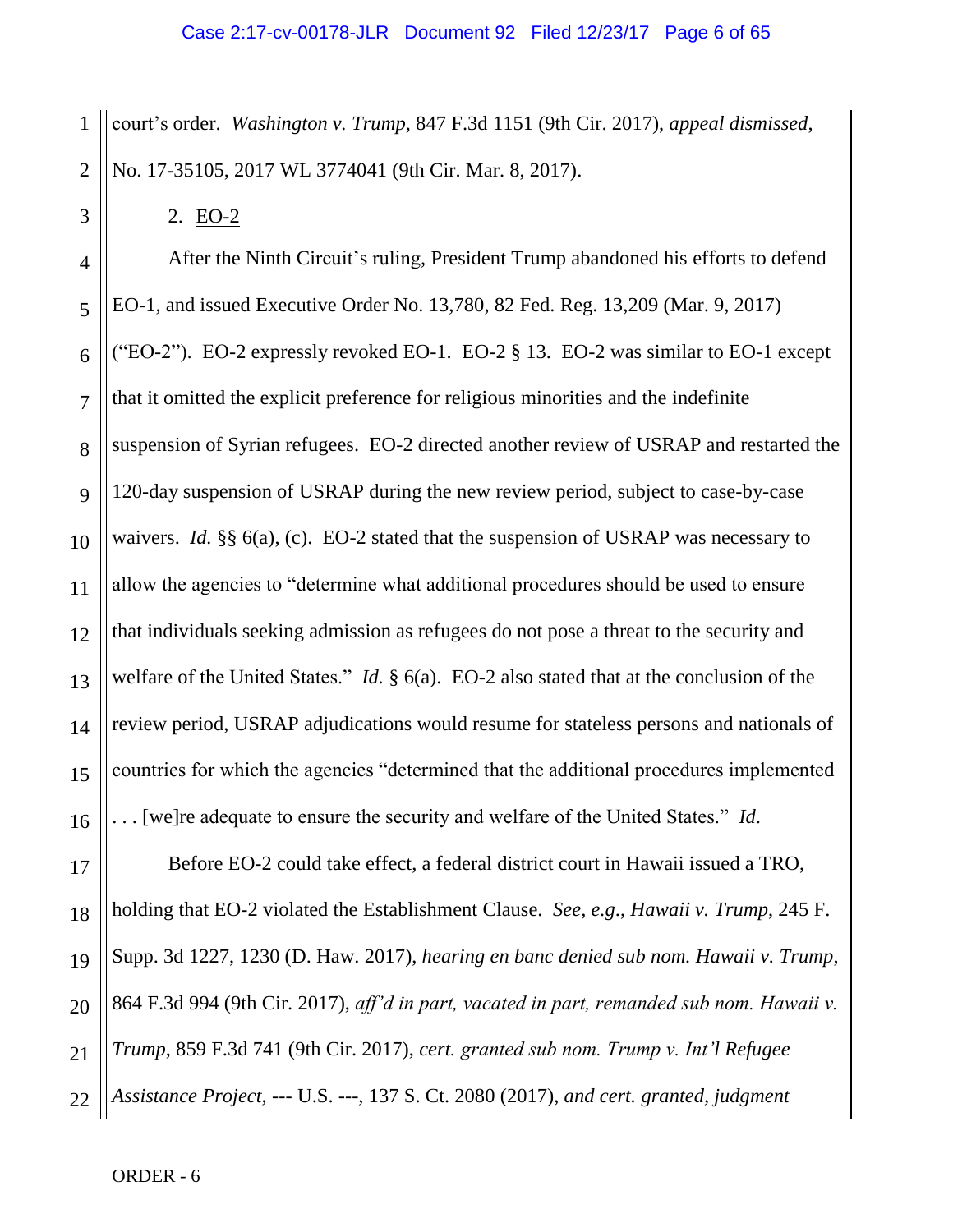court's order. *Washington v. Trump*, 847 F.3d 1151 (9th Cir. 2017), *appeal dismissed*, No. 17-35105, 2017 WL 3774041 (9th Cir. Mar. 8, 2017).

2. EO-2

After the Ninth Circuit's ruling, President Trump abandoned his efforts to defend EO-1, and issued Executive Order No. 13,780, 82 Fed. Reg. 13,209 (Mar. 9, 2017) ("EO-2"). EO-2 expressly revoked EO-1. EO-2 § 13. EO-2 was similar to EO-1 except that it omitted the explicit preference for religious minorities and the indefinite suspension of Syrian refugees. EO-2 directed another review of USRAP and restarted the 120-day suspension of USRAP during the new review period, subject to case-by-case waivers. *Id.* §§ 6(a), (c). EO-2 stated that the suspension of USRAP was necessary to allow the agencies to "determine what additional procedures should be used to ensure that individuals seeking admission as refugees do not pose a threat to the security and welfare of the United States." *Id.* § 6(a). EO-2 also stated that at the conclusion of the review period, USRAP adjudications would resume for stateless persons and nationals of countries for which the agencies "determined that the additional procedures implemented . . . [we]re adequate to ensure the security and welfare of the United States." *Id.*

Before EO-2 could take effect, a federal district court in Hawaii issued a TRO, holding that EO-2 violated the Establishment Clause. *See, e.g.*, *Hawaii v. Trump*, 245 F. Supp. 3d 1227, 1230 (D. Haw. 2017), *hearing en banc denied sub nom. Hawaii v. Trump*, 864 F.3d 994 (9th Cir. 2017), *aff'd in part, vacated in part, remanded sub nom. Hawaii v. Trump*, 859 F.3d 741 (9th Cir. 2017), *cert. granted sub nom. Trump v. Int'l Refugee Assistance Project*, --- U.S. ---, 137 S. Ct. 2080 (2017), *and cert. granted, judgment*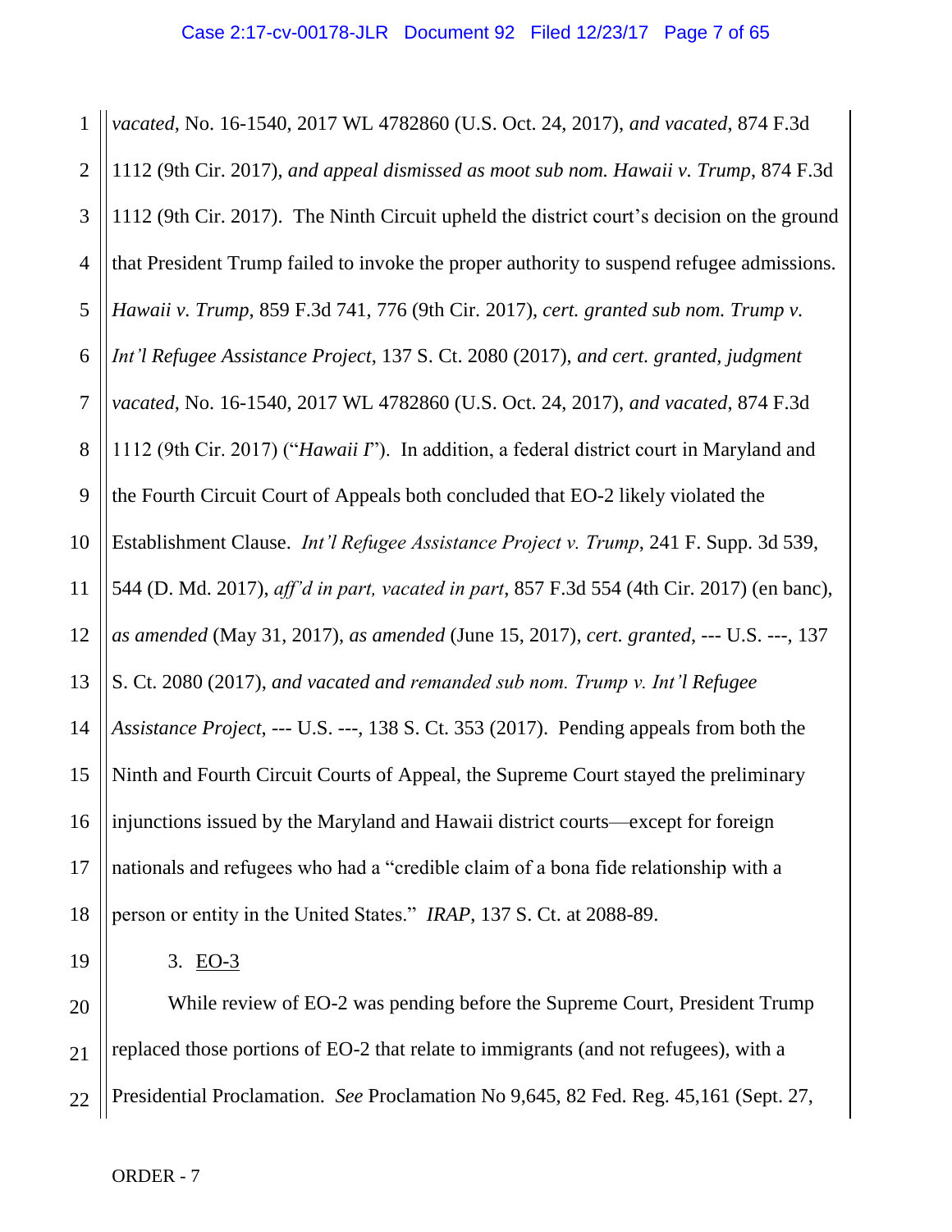*vacated*, No. 16-1540, 2017 WL 4782860 (U.S. Oct. 24, 2017), *and vacated*, 874 F.3d 1112 (9th Cir. 2017), *and appeal dismissed as moot sub nom. Hawaii v. Trump*, 874 F.3d 1112 (9th Cir. 2017). The Ninth Circuit upheld the district court's decision on the ground that President Trump failed to invoke the proper authority to suspend refugee admissions. *Hawaii v. Trump*, 859 F.3d 741, 776 (9th Cir. 2017), *cert. granted sub nom. Trump v. Int'l Refugee Assistance Project*, 137 S. Ct. 2080 (2017), *and cert. granted, judgment vacated*, No. 16-1540, 2017 WL 4782860 (U.S. Oct. 24, 2017), *and vacated*, 874 F.3d 1112 (9th Cir. 2017) ("*Hawaii I*"). In addition, a federal district court in Maryland and the Fourth Circuit Court of Appeals both concluded that EO-2 likely violated the Establishment Clause. *Int'l Refugee Assistance Project v. Trump*, 241 F. Supp. 3d 539, 544 (D. Md. 2017), *aff'd in part, vacated in part*, 857 F.3d 554 (4th Cir. 2017) (en banc), *as amended* (May 31, 2017), *as amended* (June 15, 2017), *cert. granted*, --- U.S. ---, 137 S. Ct. 2080 (2017), *and vacated and remanded sub nom. Trump v. Int'l Refugee Assistance Project*, --- U.S. ---, 138 S. Ct. 353 (2017). Pending appeals from both the Ninth and Fourth Circuit Courts of Appeal, the Supreme Court stayed the preliminary injunctions issued by the Maryland and Hawaii district courts—except for foreign nationals and refugees who had a "credible claim of a bona fide relationship with a person or entity in the United States." *IRAP*, 137 S. Ct. at 2088-89.

3. EO-3

While review of EO-2 was pending before the Supreme Court, President Trump replaced those portions of EO-2 that relate to immigrants (and not refugees), with a Presidential Proclamation. *See* Proclamation No 9,645, 82 Fed. Reg. 45,161 (Sept. 27,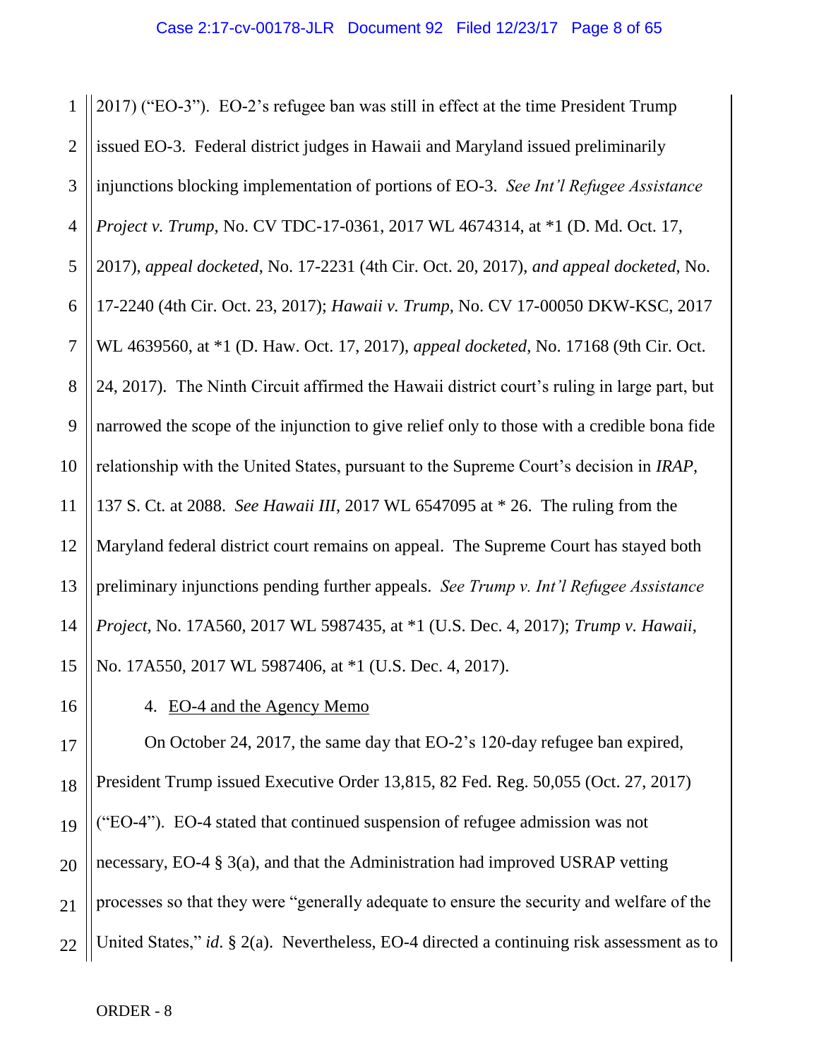2017) ("EO-3"). EO-2's refugee ban was still in effect at the time President Trump issued EO-3. Federal district judges in Hawaii and Maryland issued preliminarily injunctions blocking implementation of portions of EO-3. *See Int'l Refugee Assistance Project v. Trump*, No. CV TDC-17-0361, 2017 WL 4674314, at *1 (D. Md. Oct. 17, 2017), *appeal docketed*, No. 17-2231 (4th Cir. Oct. 20, 2017), *and appeal docketed*, No. 17-2240 (4th Cir. Oct. 23, 2017); *Hawaii v. Trump*, No. CV 17-00050 DKW-KSC, 2017 WL 4639560, at *1 (D. Haw. Oct. 17, 2017), *appeal docketed*, No. 17168 (9th Cir. Oct. 24, 2017). The Ninth Circuit affirmed the Hawaii district court's ruling in large part, but narrowed the scope of the injunction to give relief only to those with a credible bona fide relationship with the United States, pursuant to the Supreme Court's decision in *IRAP*, 137 S. Ct. at 2088. *See Hawaii III*, 2017 WL 6547095 at * 26. The ruling from the Maryland federal district court remains on appeal. The Supreme Court has stayed both preliminary injunctions pending further appeals. *See Trump v. Int'l Refugee Assistance Project*, No. 17A560, 2017 WL 5987435, at *1 (U.S. Dec. 4, 2017); *Trump v. Hawaii*, No. 17A550, 2017 WL 5987406, at *1 (U.S. Dec. 4, 2017).

4. EO-4 and the Agency Memo

On October 24, 2017, the same day that EO-2's 120-day refugee ban expired, President Trump issued Executive Order 13,815, 82 Fed. Reg. 50,055 (Oct. 27, 2017) ("EO-4"). EO-4 stated that continued suspension of refugee admission was not necessary, EO-4 § 3(a), and that the Administration had improved USRAP vetting processes so that they were "generally adequate to ensure the security and welfare of the United States," *id*. § 2(a). Nevertheless, EO-4 directed a continuing risk assessment as to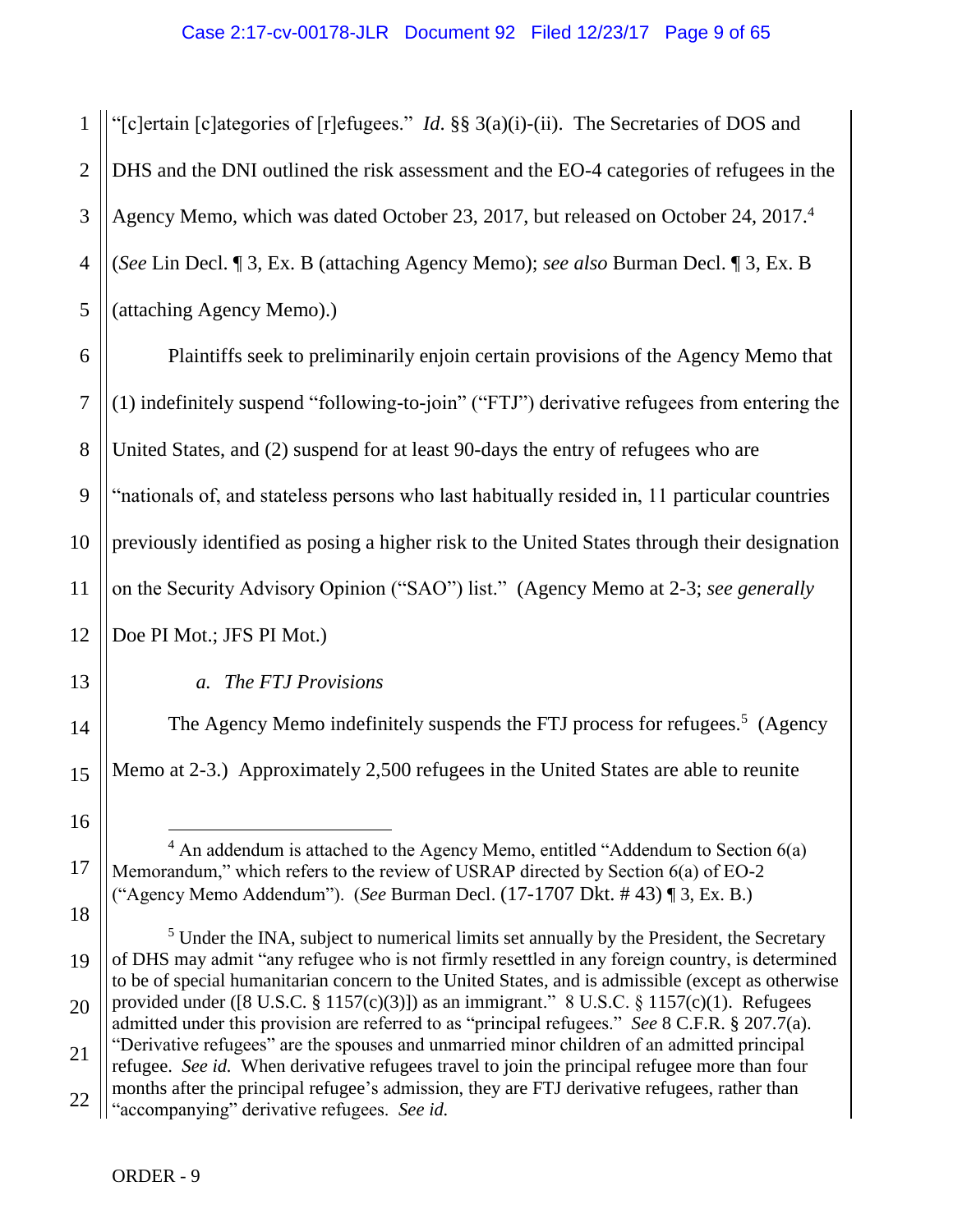"[c]ertain [c]ategories of [r]efugees." *Id.* §§ 3(a)(i)-(ii). The Secretaries of DOS and DHS and the DNI outlined the risk assessment and the EO-4 categories of refugees in the Agency Memo, which was dated October 23, 2017, but released on October 24, 2017.[4] (*See* Lin Decl. ¶ 3, Ex. B (attaching Agency Memo); *see also* Burman Decl. ¶ 3, Ex. B (attaching Agency Memo).)

Plaintiffs seek to preliminarily enjoin certain provisions of the Agency Memo that (1) indefinitely suspend "following-to-join" ("FTJ") derivative refugees from entering the United States, and (2) suspend for at least 90-days the entry of refugees who are "nationals of, and stateless persons who last habitually resided in, 11 particular countries previously identified as posing a higher risk to the United States through their designation on the Security Advisory Opinion ("SAO") list." (Agency Memo at 2-3; *see generally* Doe PI Mot.; JFS PI Mot.)

*a. The FTJ Provisions*

The Agency Memo indefinitely suspends the FTJ process for refugees.[5] (Agency Memo at 2-3.) Approximately 2,500 refugees in the United States are able to reunite

---

[4] An addendum is attached to the Agency Memo, entitled "Addendum to Section 6(a) Memorandum," which refers to the review of USRAP directed by Section 6(a) of EO-2 ("Agency Memo Addendum"). (*See* Burman Decl. (17-1707 Dkt. # 43) ¶ 3, Ex. B.)

[5] Under the INA, subject to numerical limits set annually by the President, the Secretary of DHS may admit "any refugee who is not firmly resettled in any foreign country, is determined to be of special humanitarian concern to the United States, and is admissible (except as otherwise provided under ([8 U.S.C. § 1157(c)(3)]) as an immigrant." 8 U.S.C. § 1157(c)(1). Refugees admitted under this provision are referred to as "principal refugees." *See* 8 C.F.R. § 207.7(a). "Derivative refugees" are the spouses and unmarried minor children of an admitted principal refugee. *See id.* When derivative refugees travel to join the principal refugee more than four months after the principal refugee's admission, they are FTJ derivative refugees, rather than "accompanying" derivative refugees. *See id.*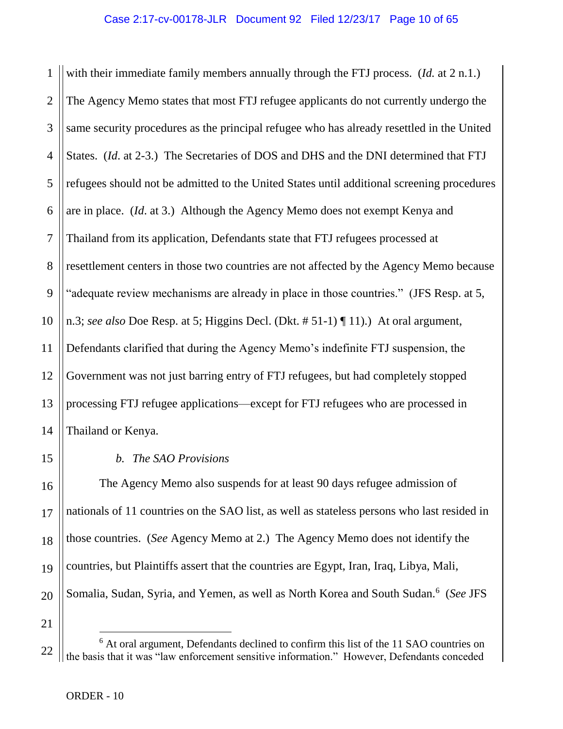with their immediate family members annually through the FTJ process. (*Id.* at 2 n.1.) The Agency Memo states that most FTJ refugee applicants do not currently undergo the same security procedures as the principal refugee who has already resettled in the United States. (*Id*. at 2-3.) The Secretaries of DOS and DHS and the DNI determined that FTJ refugees should not be admitted to the United States until additional screening procedures are in place. (*Id*. at 3.) Although the Agency Memo does not exempt Kenya and Thailand from its application, Defendants state that FTJ refugees processed at resettlement centers in those two countries are not affected by the Agency Memo because "adequate review mechanisms are already in place in those countries." (JFS Resp. at 5, n.3; *see also* Doe Resp. at 5; Higgins Decl. (Dkt. # 51-1) ¶ 11).) At oral argument, Defendants clarified that during the Agency Memo's indefinite FTJ suspension, the Government was not just barring entry of FTJ refugees, but had completely stopped processing FTJ refugee applications—except for FTJ refugees who are processed in Thailand or Kenya.

*b. The SAO Provisions*

The Agency Memo also suspends for at least 90 days refugee admission of nationals of 11 countries on the SAO list, as well as stateless persons who last resided in those countries. (*See* Agency Memo at 2.) The Agency Memo does not identify the countries, but Plaintiffs assert that the countries are Egypt, Iran, Iraq, Libya, Mali, Somalia, Sudan, Syria, and Yemen, as well as North Korea and South Sudan.[6] (*See* JFS

[6] At oral argument, Defendants declined to confirm this list of the 11 SAO countries on the basis that it was "law enforcement sensitive information." However, Defendants conceded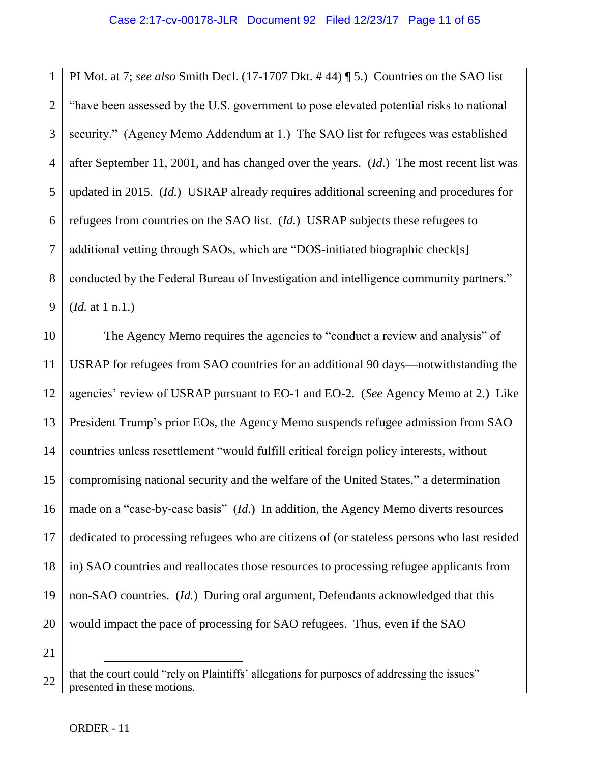PI Mot. at 7; *see also* Smith Decl. (17-1707 Dkt. # 44) ¶ 5.) Countries on the SAO list "have been assessed by the U.S. government to pose elevated potential risks to national security." (Agency Memo Addendum at 1.) The SAO list for refugees was established after September 11, 2001, and has changed over the years. (*Id*.) The most recent list was updated in 2015. (*Id.*) USRAP already requires additional screening and procedures for refugees from countries on the SAO list. (*Id.*) USRAP subjects these refugees to additional vetting through SAOs, which are "DOS-initiated biographic check[s] conducted by the Federal Bureau of Investigation and intelligence community partners." (*Id.* at 1 n.1.)

The Agency Memo requires the agencies to "conduct a review and analysis" of USRAP for refugees from SAO countries for an additional 90 days—notwithstanding the agencies' review of USRAP pursuant to EO-1 and EO-2. (*See* Agency Memo at 2.) Like President Trump's prior EOs, the Agency Memo suspends refugee admission from SAO countries unless resettlement "would fulfill critical foreign policy interests, without compromising national security and the welfare of the United States," a determination made on a "case-by-case basis" (*Id.*) In addition, the Agency Memo diverts resources dedicated to processing refugees who are citizens of (or stateless persons who last resided in) SAO countries and reallocates those resources to processing refugee applicants from non-SAO countries. (*Id.*) During oral argument, Defendants acknowledged that this would impact the pace of processing for SAO refugees. Thus, even if the SAO

---

that the court could "rely on Plaintiffs' allegations for purposes of addressing the issues" presented in these motions.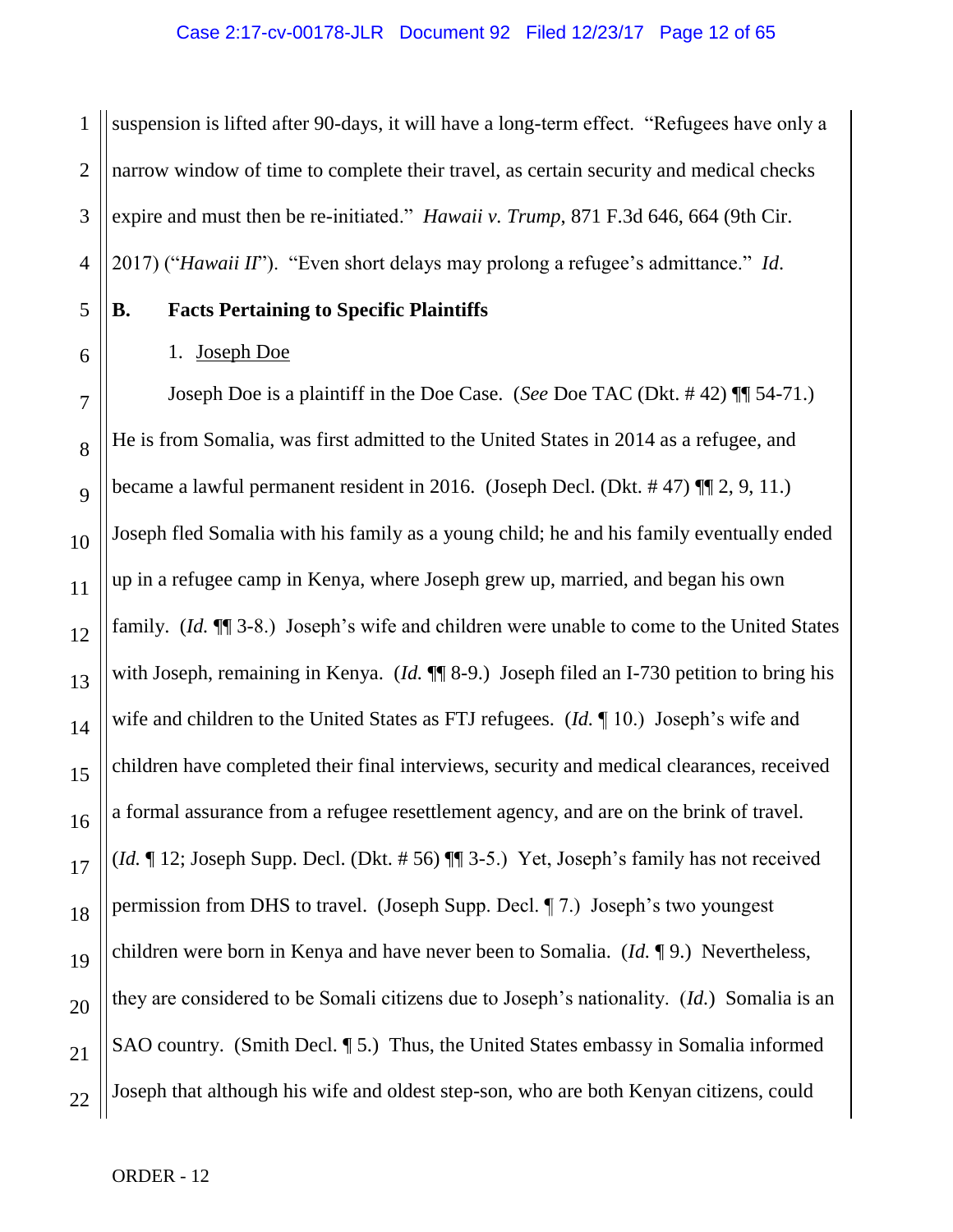suspension is lifted after 90-days, it will have a long-term effect. "Refugees have only a narrow window of time to complete their travel, as certain security and medical checks expire and must then be re-initiated." *Hawaii v. Trump*, 871 F.3d 646, 664 (9th Cir. 2017) ("*Hawaii II*"). "Even short delays may prolong a refugee's admittance." *Id.*

### B. Facts Pertaining to Specific Plaintiffs

1. Joseph Doe

Joseph Doe is a plaintiff in the Doe Case. (*See* Doe TAC (Dkt. # 42) ¶¶ 54-71.) He is from Somalia, was first admitted to the United States in 2014 as a refugee, and became a lawful permanent resident in 2016. (Joseph Decl. (Dkt. # 47) ¶¶ 2, 9, 11.) Joseph fled Somalia with his family as a young child; he and his family eventually ended up in a refugee camp in Kenya, where Joseph grew up, married, and began his own family. (*Id.* ¶¶ 3-8.) Joseph's wife and children were unable to come to the United States with Joseph, remaining in Kenya. (*Id.* ¶¶ 8-9.) Joseph filed an I-730 petition to bring his wife and children to the United States as FTJ refugees. (*Id.* ¶ 10.) Joseph's wife and children have completed their final interviews, security and medical clearances, received a formal assurance from a refugee resettlement agency, and are on the brink of travel. (*Id.* ¶ 12; Joseph Supp. Decl. (Dkt. # 56) ¶¶ 3-5.) Yet, Joseph's family has not received permission from DHS to travel. (Joseph Supp. Decl. ¶ 7.) Joseph's two youngest children were born in Kenya and have never been to Somalia. (*Id.* ¶ 9.) Nevertheless, they are considered to be Somali citizens due to Joseph's nationality. (*Id.*) Somalia is an SAO country. (Smith Decl. ¶ 5.) Thus, the United States embassy in Somalia informed Joseph that although his wife and oldest step-son, who are both Kenyan citizens, could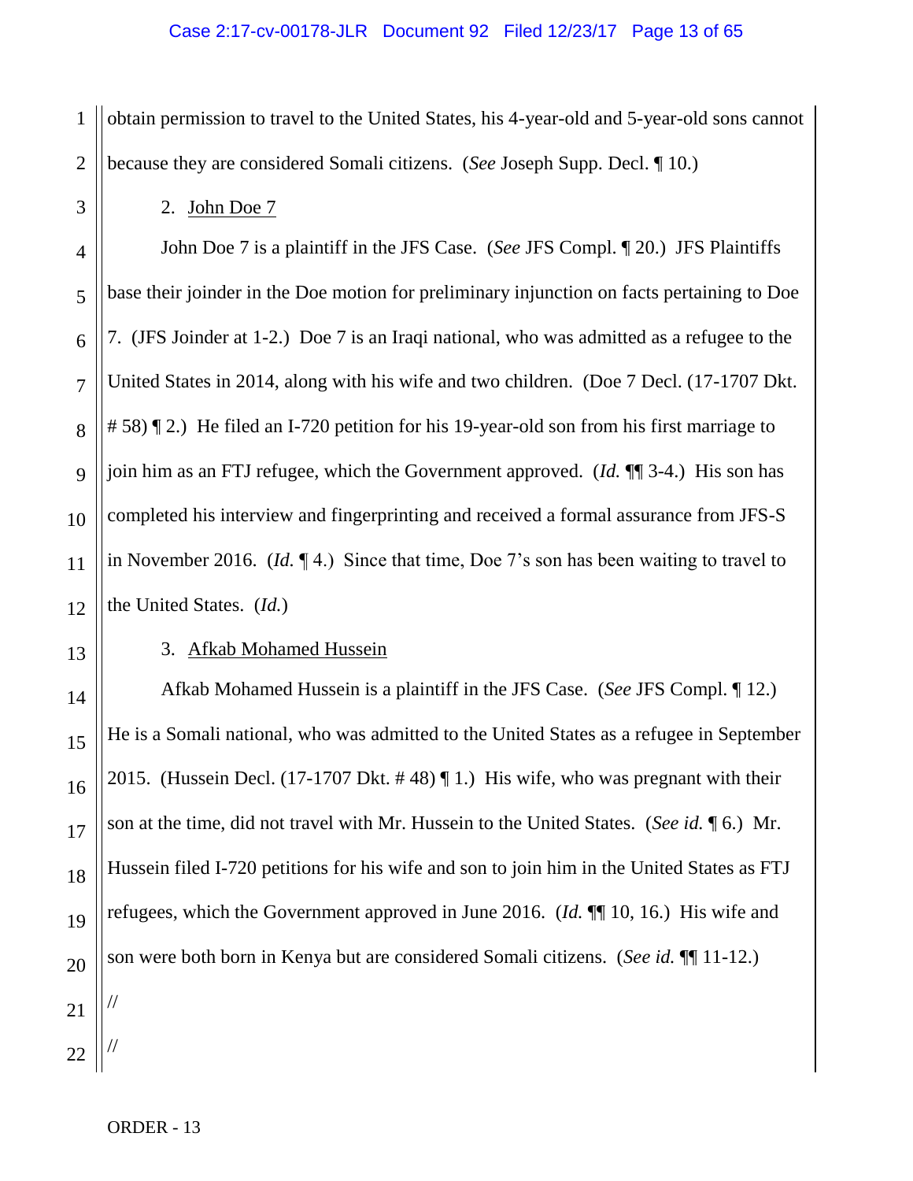obtain permission to travel to the United States, his 4-year-old and 5-year-old sons cannot because they are considered Somali citizens. (*See* Joseph Supp. Decl. ¶ 10.)

2. <u>John Doe 7</u>

John Doe 7 is a plaintiff in the JFS Case. (*See* JFS Compl. ¶ 20.) JFS Plaintiffs base their joinder in the Doe motion for preliminary injunction on facts pertaining to Doe 7. (JFS Joinder at 1-2.) Doe 7 is an Iraqi national, who was admitted as a refugee to the United States in 2014, along with his wife and two children. (Doe 7 Decl. (17-1707 Dkt. # 58) ¶ 2.) He filed an I-720 petition for his 19-year-old son from his first marriage to join him as an FTJ refugee, which the Government approved. (*Id.* ¶¶ 3-4.) His son has completed his interview and fingerprinting and received a formal assurance from JFS-S in November 2016. (*Id.* ¶ 4.) Since that time, Doe 7's son has been waiting to travel to the United States. (*Id.*)

3. <u>Afkab Mohamed Hussein</u>

Afkab Mohamed Hussein is a plaintiff in the JFS Case. (*See* JFS Compl. ¶ 12.) He is a Somali national, who was admitted to the United States as a refugee in September 2015. (Hussein Decl. (17-1707 Dkt. # 48) ¶ 1.) His wife, who was pregnant with their son at the time, did not travel with Mr. Hussein to the United States. (*See id.* ¶ 6.) Mr. Hussein filed I-720 petitions for his wife and son to join him in the United States as FTJ refugees, which the Government approved in June 2016. (*Id.* ¶¶ 10, 16.) His wife and son were both born in Kenya but are considered Somali citizens. (*See id.* ¶¶ 11-12.)

//

//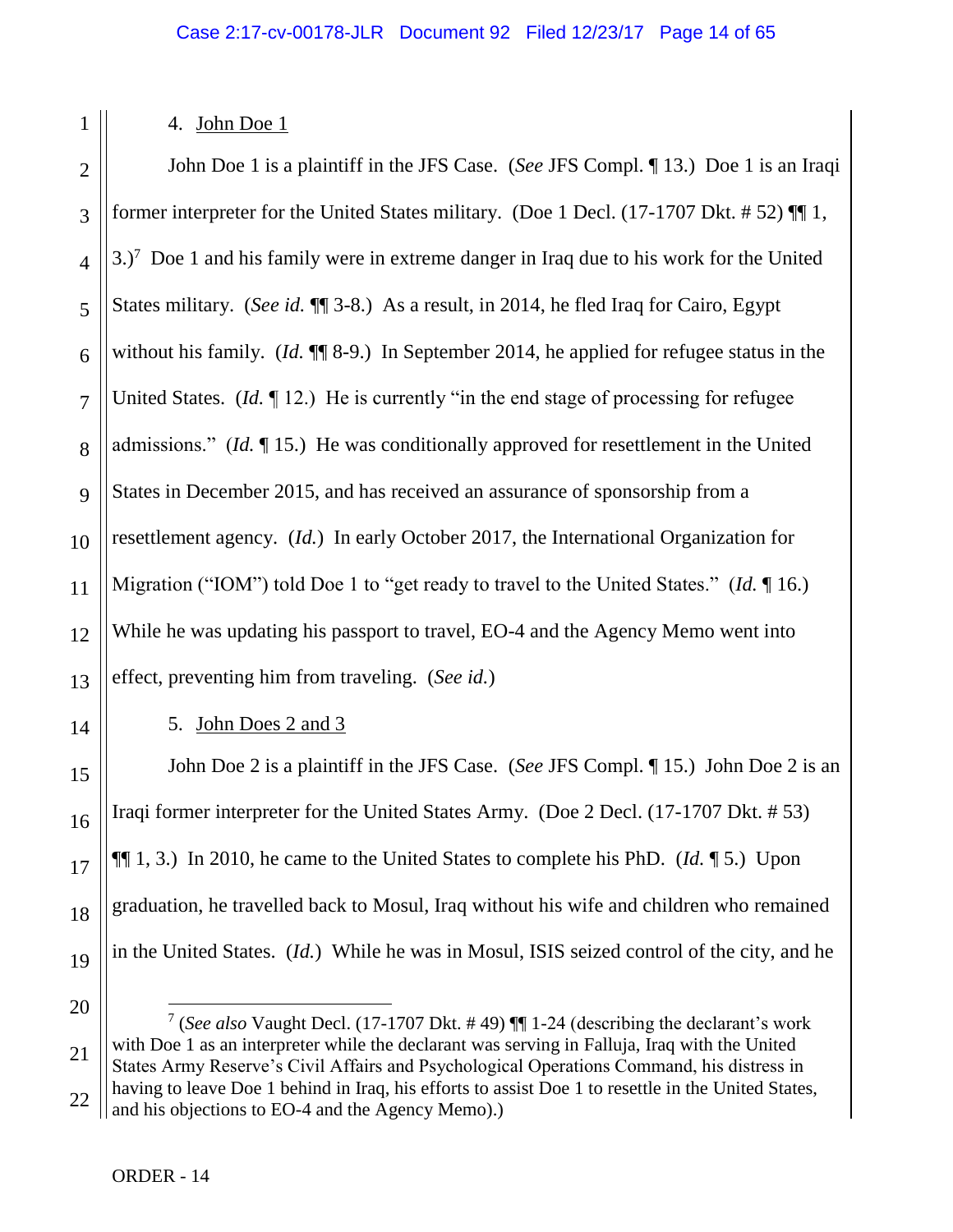4. John Doe 1

John Doe 1 is a plaintiff in the JFS Case. (*See* JFS Compl. ¶ 13.) Doe 1 is an Iraqi former interpreter for the United States military. (Doe 1 Decl. (17-1707 Dkt. # 52) ¶¶ 1, 3.)[7] Doe 1 and his family were in extreme danger in Iraq due to his work for the United States military. (*See id.* ¶¶ 3-8.) As a result, in 2014, he fled Iraq for Cairo, Egypt without his family. (*Id.* ¶¶ 8-9.) In September 2014, he applied for refugee status in the United States. (*Id.* ¶ 12.) He is currently "in the end stage of processing for refugee admissions." (*Id.* ¶ 15.) He was conditionally approved for resettlement in the United States in December 2015, and has received an assurance of sponsorship from a resettlement agency. (*Id.*) In early October 2017, the International Organization for Migration ("IOM") told Doe 1 to "get ready to travel to the United States." (*Id.* ¶ 16.) While he was updating his passport to travel, EO-4 and the Agency Memo went into effect, preventing him from traveling. (*See id.*)

5. John Does 2 and 3

John Doe 2 is a plaintiff in the JFS Case. (*See* JFS Compl. ¶ 15.) John Doe 2 is an Iraqi former interpreter for the United States Army. (Doe 2 Decl. (17-1707 Dkt. # 53) ¶¶ 1, 3.) In 2010, he came to the United States to complete his PhD. (*Id.* ¶ 5.) Upon graduation, he travelled back to Mosul, Iraq without his wife and children who remained in the United States. (*Id.*) While he was in Mosul, ISIS seized control of the city, and he

---

[7] (*See also* Vaught Decl. (17-1707 Dkt. # 49) ¶¶ 1-24 (describing the declarant's work with Doe 1 as an interpreter while the declarant was serving in Falluja, Iraq with the United States Army Reserve's Civil Affairs and Psychological Operations Command, his distress in having to leave Doe 1 behind in Iraq, his efforts to assist Doe 1 to resettle in the United States, and his objections to EO-4 and the Agency Memo).)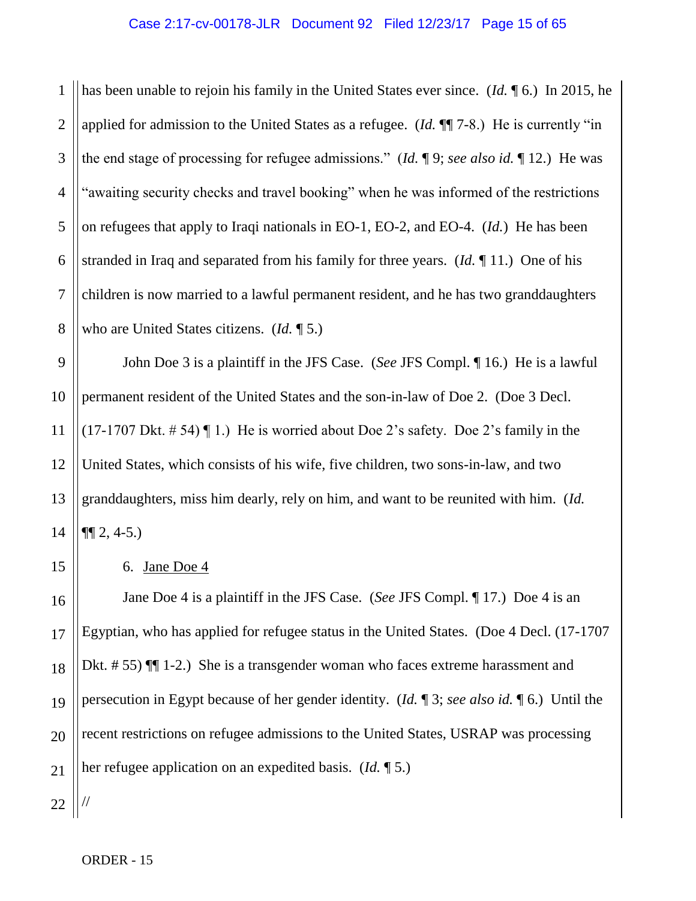has been unable to rejoin his family in the United States ever since. (*Id.* ¶ 6.) In 2015, he applied for admission to the United States as a refugee. (*Id.* ¶¶ 7-8.) He is currently "in the end stage of processing for refugee admissions." (*Id.* ¶ 9; *see also id.* ¶ 12.) He was "awaiting security checks and travel booking" when he was informed of the restrictions on refugees that apply to Iraqi nationals in EO-1, EO-2, and EO-4. (*Id.*) He has been stranded in Iraq and separated from his family for three years. (*Id.* ¶ 11.) One of his children is now married to a lawful permanent resident, and he has two granddaughters who are United States citizens. (*Id.* ¶ 5.)

John Doe 3 is a plaintiff in the JFS Case. (*See* JFS Compl. ¶ 16.) He is a lawful permanent resident of the United States and the son-in-law of Doe 2. (Doe 3 Decl. (17-1707 Dkt. # 54) ¶ 1.) He is worried about Doe 2's safety. Doe 2's family in the United States, which consists of his wife, five children, two sons-in-law, and two granddaughters, miss him dearly, rely on him, and want to be reunited with him. (*Id.* ¶¶ 2, 4-5.)

6. <u>Jane Doe 4</u>

Jane Doe 4 is a plaintiff in the JFS Case. (*See* JFS Compl. ¶ 17.) Doe 4 is an Egyptian, who has applied for refugee status in the United States. (Doe 4 Decl. (17-1707 Dkt. # 55) ¶¶ 1-2.) She is a transgender woman who faces extreme harassment and persecution in Egypt because of her gender identity. (*Id.* ¶ 3; *see also id.* ¶ 6.) Until the recent restrictions on refugee admissions to the United States, USRAP was processing her refugee application on an expedited basis. (*Id.* ¶ 5.)

//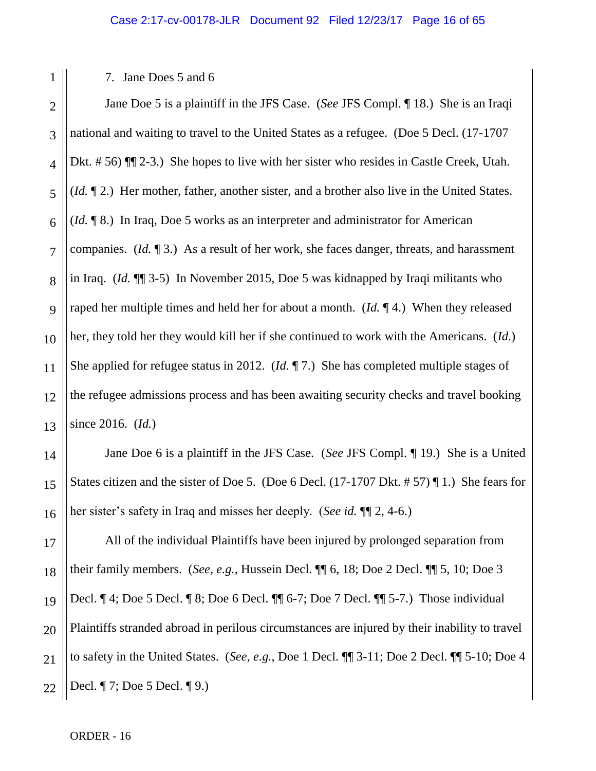7. Jane Does 5 and 6

Jane Doe 5 is a plaintiff in the JFS Case. (*See* JFS Compl. ¶ 18.) She is an Iraqi national and waiting to travel to the United States as a refugee. (Doe 5 Decl. (17-1707 Dkt. # 56) ¶¶ 2-3.) She hopes to live with her sister who resides in Castle Creek, Utah. (*Id.* ¶ 2.) Her mother, father, another sister, and a brother also live in the United States. (*Id.* ¶ 8.) In Iraq, Doe 5 works as an interpreter and administrator for American companies. (*Id.* ¶ 3.) As a result of her work, she faces danger, threats, and harassment in Iraq. (*Id.* ¶¶ 3-5) In November 2015, Doe 5 was kidnapped by Iraqi militants who raped her multiple times and held her for about a month. (*Id.* ¶ 4.) When they released her, they told her they would kill her if she continued to work with the Americans. (*Id.*) She applied for refugee status in 2012. (*Id.* ¶ 7.) She has completed multiple stages of the refugee admissions process and has been awaiting security checks and travel booking since 2016. (*Id.*)

Jane Doe 6 is a plaintiff in the JFS Case. (*See* JFS Compl. ¶ 19.) She is a United States citizen and the sister of Doe 5. (Doe 6 Decl. (17-1707 Dkt. # 57) ¶ 1.) She fears for her sister's safety in Iraq and misses her deeply. (*See id.* ¶¶ 2, 4-6.)

All of the individual Plaintiffs have been injured by prolonged separation from their family members. (*See, e.g.*, Hussein Decl. ¶¶ 6, 18; Doe 2 Decl. ¶¶ 5, 10; Doe 3 Decl. ¶ 4; Doe 5 Decl. ¶ 8; Doe 6 Decl. ¶¶ 6-7; Doe 7 Decl. ¶¶ 5-7.) Those individual Plaintiffs stranded abroad in perilous circumstances are injured by their inability to travel to safety in the United States. (*See, e.g.*, Doe 1 Decl. ¶¶ 3-11; Doe 2 Decl. ¶¶ 5-10; Doe 4 Decl. ¶ 7; Doe 5 Decl. ¶ 9.)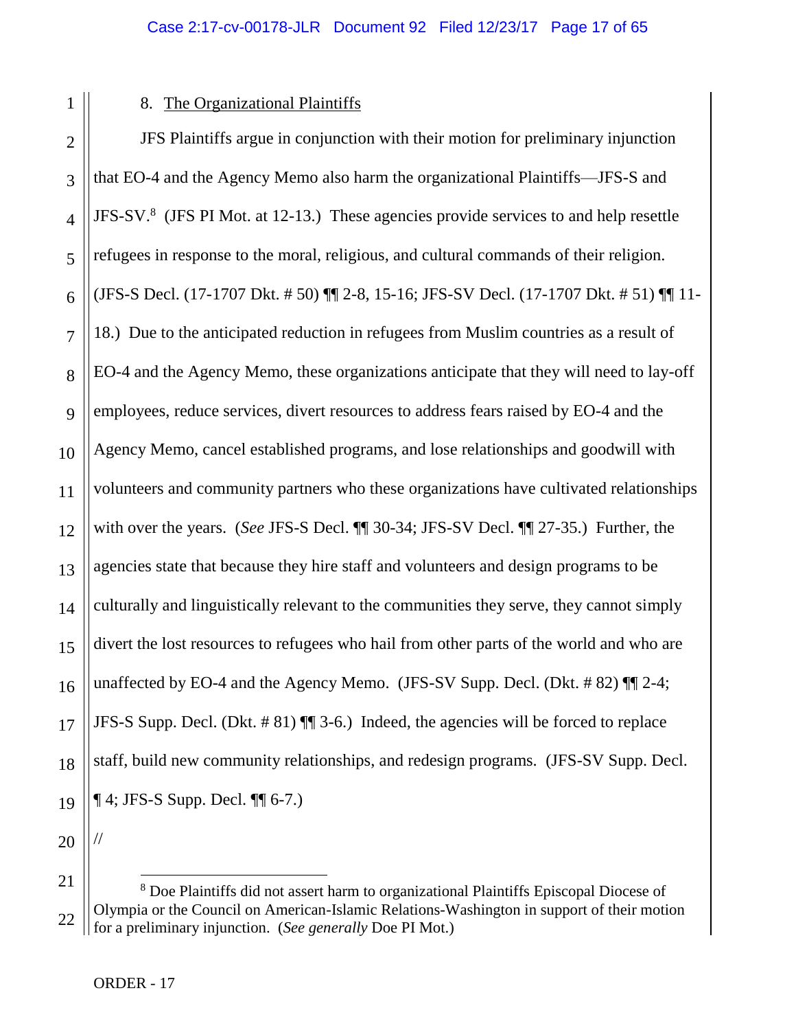8. The Organizational Plaintiffs

JFS Plaintiffs argue in conjunction with their motion for preliminary injunction that EO-4 and the Agency Memo also harm the organizational Plaintiffs—JFS-S and JFS-SV.[8] (JFS PI Mot. at 12-13.) These agencies provide services to and help resettle refugees in response to the moral, religious, and cultural commands of their religion. (JFS-S Decl. (17-1707 Dkt. # 50) ¶¶ 2-8, 15-16; JFS-SV Decl. (17-1707 Dkt. # 51) ¶¶ 11-18.) Due to the anticipated reduction in refugees from Muslim countries as a result of EO-4 and the Agency Memo, these organizations anticipate that they will need to lay-off employees, reduce services, divert resources to address fears raised by EO-4 and the Agency Memo, cancel established programs, and lose relationships and goodwill with volunteers and community partners who these organizations have cultivated relationships with over the years. (*See* JFS-S Decl. ¶¶ 30-34; JFS-SV Decl. ¶¶ 27-35.) Further, the agencies state that because they hire staff and volunteers and design programs to be culturally and linguistically relevant to the communities they serve, they cannot simply divert the lost resources to refugees who hail from other parts of the world and who are unaffected by EO-4 and the Agency Memo. (JFS-SV Supp. Decl. (Dkt. # 82) ¶¶ 2-4; JFS-S Supp. Decl. (Dkt. # 81) ¶¶ 3-6.) Indeed, the agencies will be forced to replace staff, build new community relationships, and redesign programs. (JFS-SV Supp. Decl. ¶ 4; JFS-S Supp. Decl. ¶¶ 6-7.)

//

[8] Doe Plaintiffs did not assert harm to organizational Plaintiffs Episcopal Diocese of Olympia or the Council on American-Islamic Relations-Washington in support of their motion for a preliminary injunction. (*See generally* Doe PI Mot.)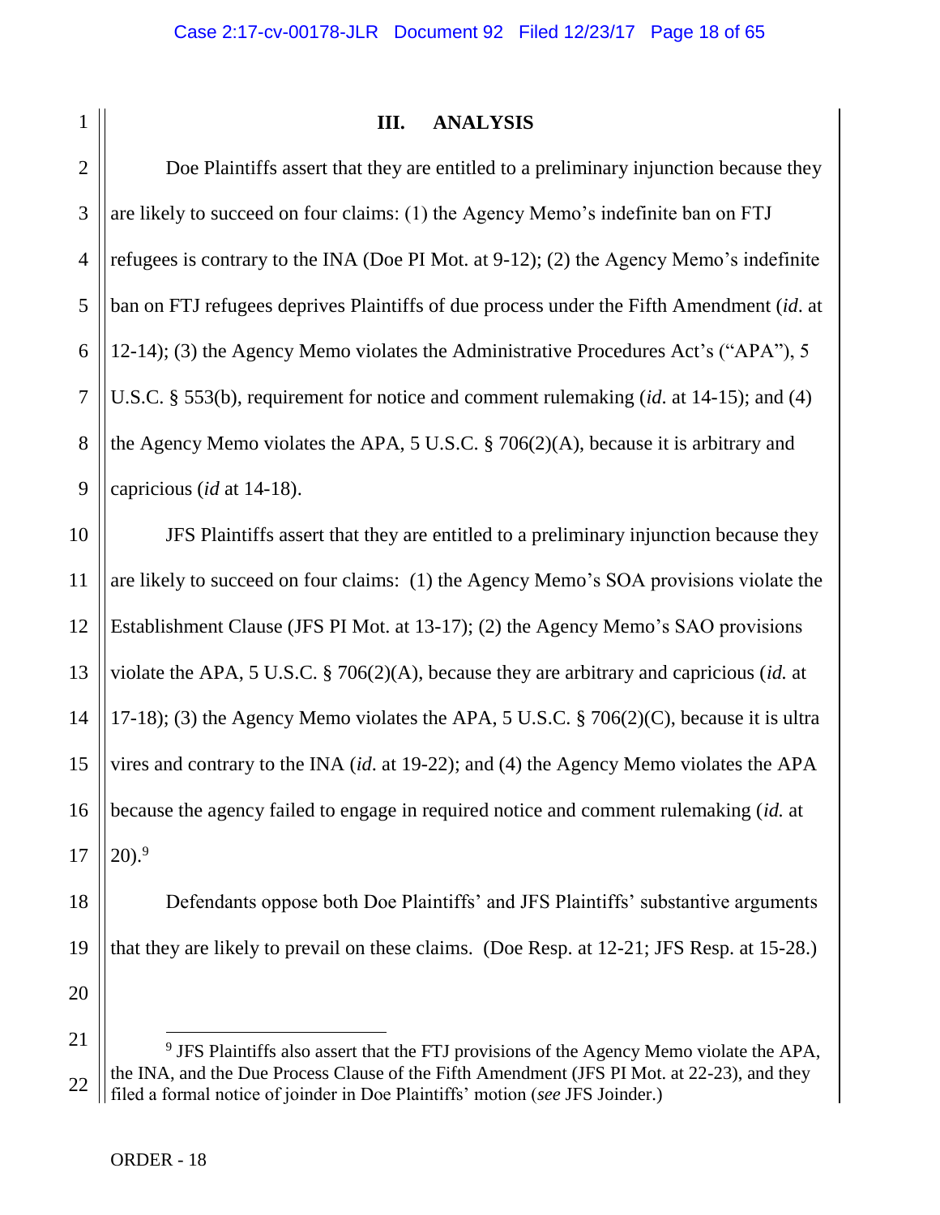## III. ANALYSIS

Doe Plaintiffs assert that they are entitled to a preliminary injunction because they are likely to succeed on four claims: (1) the Agency Memo's indefinite ban on FTJ refugees is contrary to the INA (Doe PI Mot. at 9-12); (2) the Agency Memo's indefinite ban on FTJ refugees deprives Plaintiffs of due process under the Fifth Amendment (*id*. at 12-14); (3) the Agency Memo violates the Administrative Procedures Act's ("APA"), 5 U.S.C. § 553(b), requirement for notice and comment rulemaking (*id*. at 14-15); and (4) the Agency Memo violates the APA, 5 U.S.C. § 706(2)(A), because it is arbitrary and capricious (*id* at 14-18).

JFS Plaintiffs assert that they are entitled to a preliminary injunction because they are likely to succeed on four claims: (1) the Agency Memo's SOA provisions violate the Establishment Clause (JFS PI Mot. at 13-17); (2) the Agency Memo's SAO provisions violate the APA, 5 U.S.C. § 706(2)(A), because they are arbitrary and capricious (*id.* at 17-18); (3) the Agency Memo violates the APA, 5 U.S.C. § 706(2)(C), because it is ultra vires and contrary to the INA (*id*. at 19-22); and (4) the Agency Memo violates the APA because the agency failed to engage in required notice and comment rulemaking (*id.* at 20).[9]

Defendants oppose both Doe Plaintiffs' and JFS Plaintiffs' substantive arguments that they are likely to prevail on these claims. (Doe Resp. at 12-21; JFS Resp. at 15-28.)

---

[9] JFS Plaintiffs also assert that the FTJ provisions of the Agency Memo violate the APA, the INA, and the Due Process Clause of the Fifth Amendment (JFS PI Mot. at 22-23), and they filed a formal notice of joinder in Doe Plaintiffs' motion (*see* JFS Joinder.)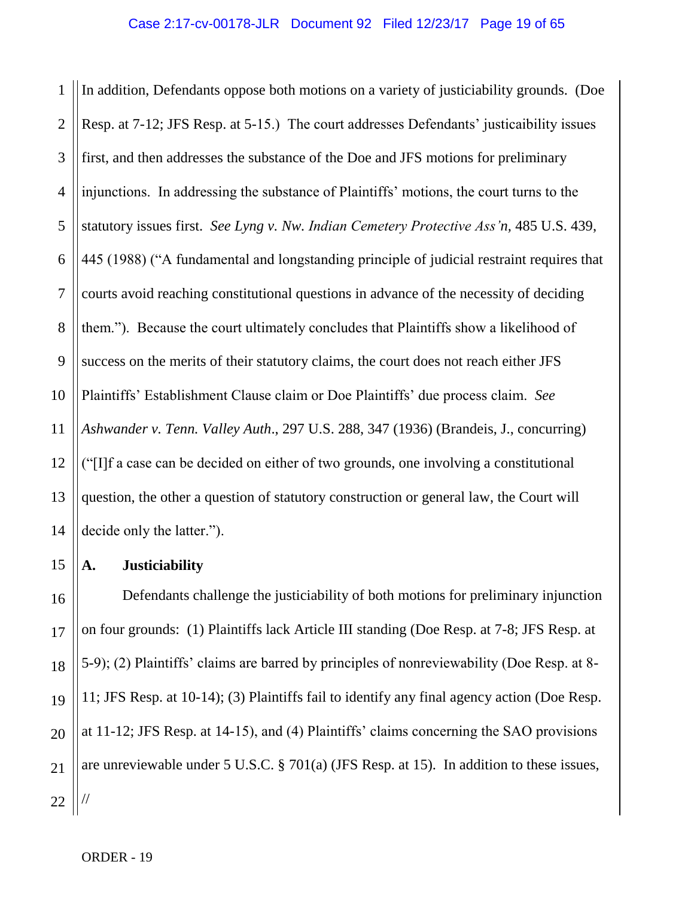In addition, Defendants oppose both motions on a variety of justiciability grounds. (Doe Resp. at 7-12; JFS Resp. at 5-15.) The court addresses Defendants' justicaibility issues first, and then addresses the substance of the Doe and JFS motions for preliminary injunctions. In addressing the substance of Plaintiffs' motions, the court turns to the statutory issues first. *See Lyng v. Nw. Indian Cemetery Protective Ass'n*, 485 U.S. 439, 445 (1988) ("A fundamental and longstanding principle of judicial restraint requires that courts avoid reaching constitutional questions in advance of the necessity of deciding them."). Because the court ultimately concludes that Plaintiffs show a likelihood of success on the merits of their statutory claims, the court does not reach either JFS Plaintiffs' Establishment Clause claim or Doe Plaintiffs' due process claim. *See Ashwander v. Tenn. Valley Auth*., 297 U.S. 288, 347 (1936) (Brandeis, J., concurring) ("[I]f a case can be decided on either of two grounds, one involving a constitutional question, the other a question of statutory construction or general law, the Court will decide only the latter.").

## A. Justiciability

Defendants challenge the justiciability of both motions for preliminary injunction on four grounds: (1) Plaintiffs lack Article III standing (Doe Resp. at 7-8; JFS Resp. at 5-9); (2) Plaintiffs' claims are barred by principles of nonreviewability (Doe Resp. at 8-11; JFS Resp. at 10-14); (3) Plaintiffs fail to identify any final agency action (Doe Resp. at 11-12; JFS Resp. at 14-15), and (4) Plaintiffs' claims concerning the SAO provisions are unreviewable under 5 U.S.C. § 701(a) (JFS Resp. at 15). In addition to these issues,

//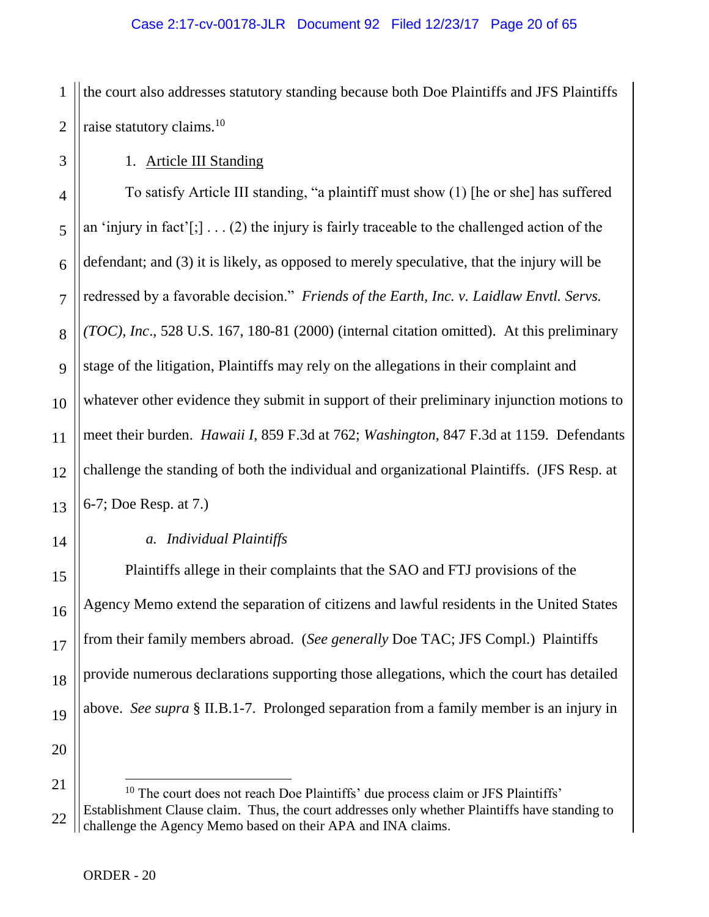the court also addresses statutory standing because both Doe Plaintiffs and JFS Plaintiffs raise statutory claims.[10]

1. Article III Standing

To satisfy Article III standing, "a plaintiff must show (1) [he or she] has suffered an 'injury in fact'[;] . . . (2) the injury is fairly traceable to the challenged action of the defendant; and (3) it is likely, as opposed to merely speculative, that the injury will be redressed by a favorable decision." *Friends of the Earth, Inc. v. Laidlaw Envtl. Servs. (TOC), Inc*., 528 U.S. 167, 180-81 (2000) (internal citation omitted). At this preliminary stage of the litigation, Plaintiffs may rely on the allegations in their complaint and whatever other evidence they submit in support of their preliminary injunction motions to meet their burden. *Hawaii I*, 859 F.3d at 762; *Washington*, 847 F.3d at 1159. Defendants challenge the standing of both the individual and organizational Plaintiffs. (JFS Resp. at 6-7; Doe Resp. at 7.)

*a. Individual Plaintiffs*

Plaintiffs allege in their complaints that the SAO and FTJ provisions of the Agency Memo extend the separation of citizens and lawful residents in the United States from their family members abroad. (*See generally* Doe TAC; JFS Compl.) Plaintiffs provide numerous declarations supporting those allegations, which the court has detailed above. *See supra* § II.B.1-7. Prolonged separation from a family member is an injury in

[10] The court does not reach Doe Plaintiffs' due process claim or JFS Plaintiffs' Establishment Clause claim. Thus, the court addresses only whether Plaintiffs have standing to challenge the Agency Memo based on their APA and INA claims.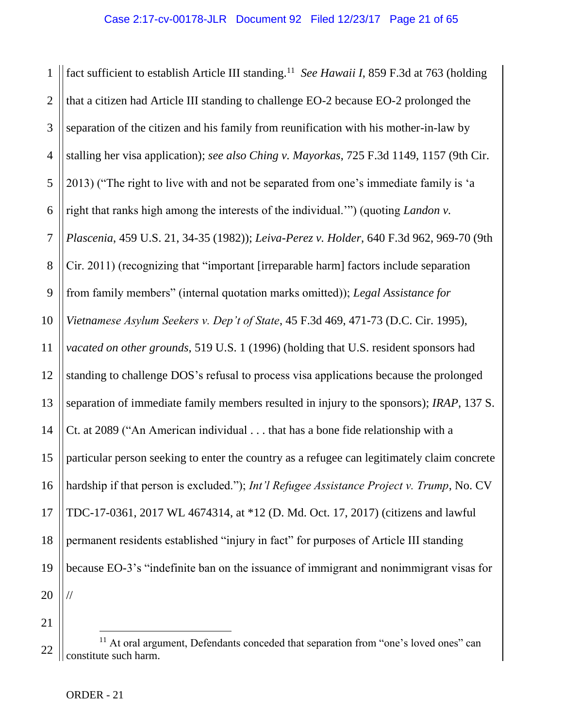fact sufficient to establish Article III standing.[11] *See Hawaii I*, 859 F.3d at 763 (holding that a citizen had Article III standing to challenge EO-2 because EO-2 prolonged the separation of the citizen and his family from reunification with his mother-in-law by stalling her visa application); *see also Ching v. Mayorkas*, 725 F.3d 1149, 1157 (9th Cir. 2013) ("The right to live with and not be separated from one's immediate family is 'a right that ranks high among the interests of the individual.'") (quoting *Landon v. Plascenia*, 459 U.S. 21, 34-35 (1982)); *Leiva-Perez v. Holder*, 640 F.3d 962, 969-70 (9th Cir. 2011) (recognizing that "important [irreparable harm] factors include separation from family members" (internal quotation marks omitted)); *Legal Assistance for Vietnamese Asylum Seekers v. Dep't of State*, 45 F.3d 469, 471-73 (D.C. Cir. 1995), *vacated on other grounds*, 519 U.S. 1 (1996) (holding that U.S. resident sponsors had standing to challenge DOS's refusal to process visa applications because the prolonged separation of immediate family members resulted in injury to the sponsors); *IRAP*, 137 S. Ct. at 2089 ("An American individual . . . that has a bone fide relationship with a particular person seeking to enter the country as a refugee can legitimately claim concrete hardship if that person is excluded."); *Int'l Refugee Assistance Project v. Trump*, No. CV TDC-17-0361, 2017 WL 4674314, at *12 (D. Md. Oct. 17, 2017) (citizens and lawful permanent residents established "injury in fact" for purposes of Article III standing because EO-3's "indefinite ban on the issuance of immigrant and nonimmigrant visas for

//

[11] At oral argument, Defendants conceded that separation from "one's loved ones" can constitute such harm.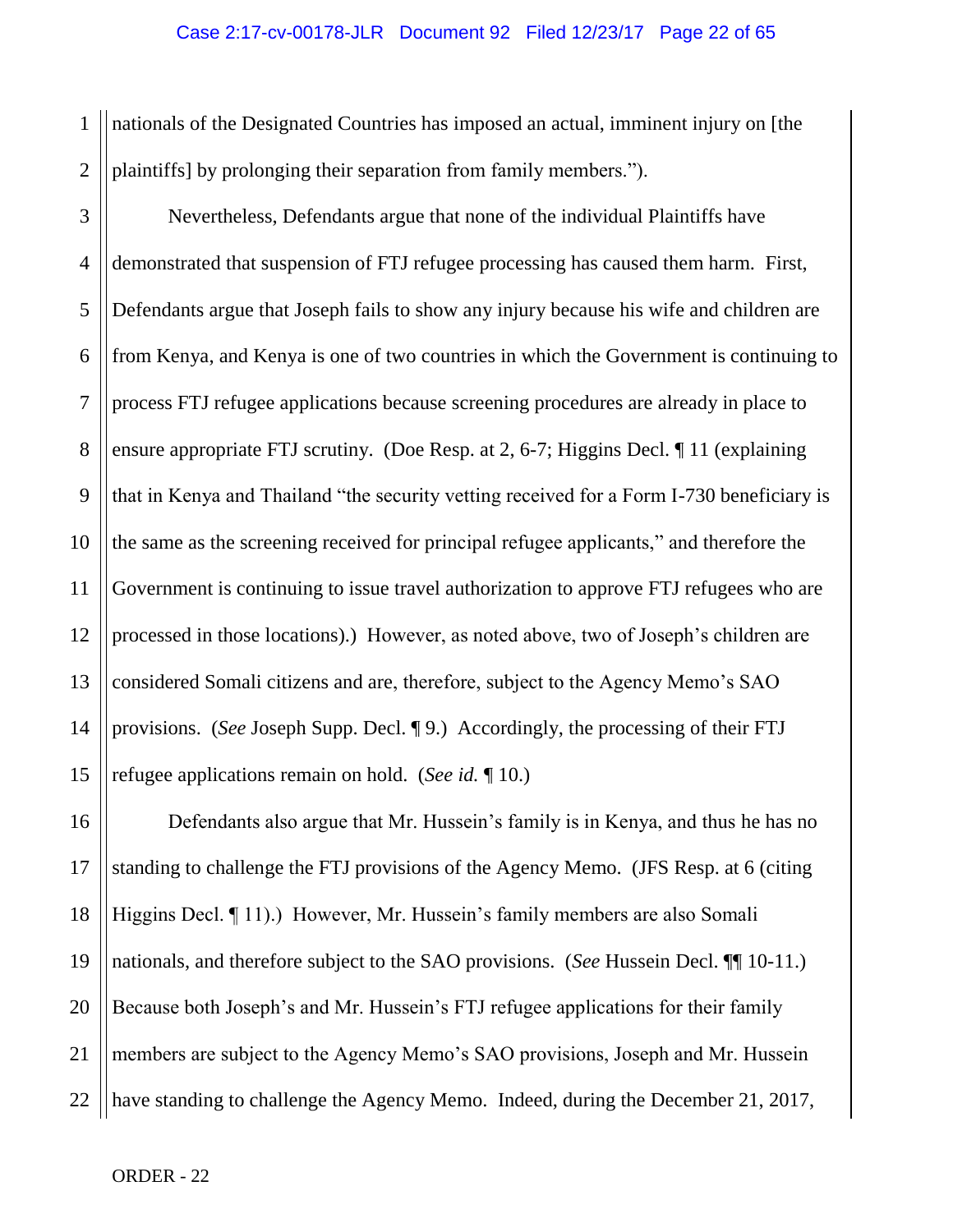nationals of the Designated Countries has imposed an actual, imminent injury on [the plaintiffs] by prolonging their separation from family members.").

Nevertheless, Defendants argue that none of the individual Plaintiffs have demonstrated that suspension of FTJ refugee processing has caused them harm. First, Defendants argue that Joseph fails to show any injury because his wife and children are from Kenya, and Kenya is one of two countries in which the Government is continuing to process FTJ refugee applications because screening procedures are already in place to ensure appropriate FTJ scrutiny. (Doe Resp. at 2, 6-7; Higgins Decl. ¶ 11 (explaining that in Kenya and Thailand "the security vetting received for a Form I-730 beneficiary is the same as the screening received for principal refugee applicants," and therefore the Government is continuing to issue travel authorization to approve FTJ refugees who are processed in those locations).) However, as noted above, two of Joseph's children are considered Somali citizens and are, therefore, subject to the Agency Memo's SAO provisions. (*See* Joseph Supp. Decl. ¶ 9.) Accordingly, the processing of their FTJ refugee applications remain on hold. (*See id.* ¶ 10.)

Defendants also argue that Mr. Hussein's family is in Kenya, and thus he has no standing to challenge the FTJ provisions of the Agency Memo. (JFS Resp. at 6 (citing Higgins Decl. ¶ 11).) However, Mr. Hussein's family members are also Somali nationals, and therefore subject to the SAO provisions. (*See* Hussein Decl. ¶¶ 10-11.) Because both Joseph's and Mr. Hussein's FTJ refugee applications for their family members are subject to the Agency Memo's SAO provisions, Joseph and Mr. Hussein have standing to challenge the Agency Memo. Indeed, during the December 21, 2017,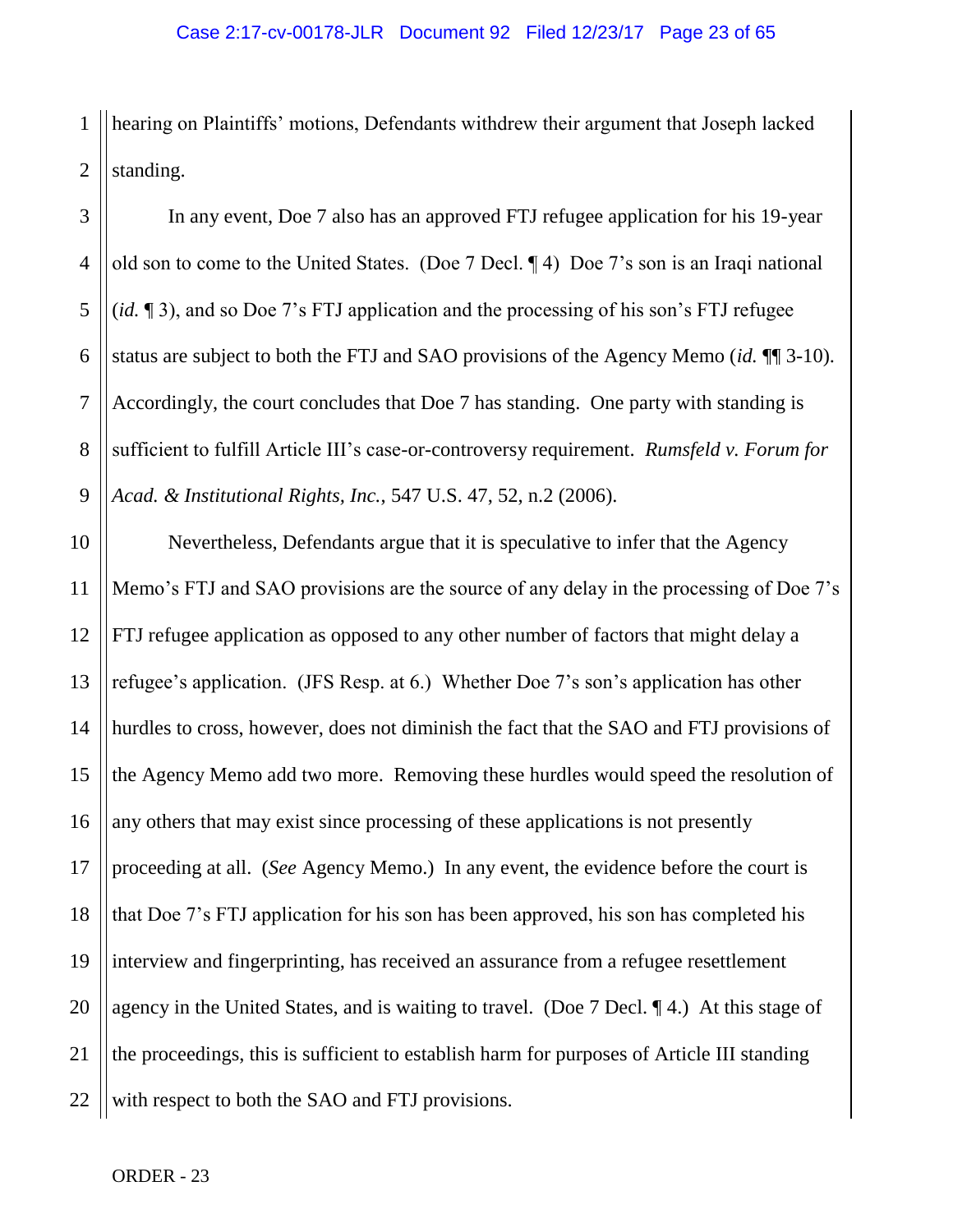hearing on Plaintiffs' motions, Defendants withdrew their argument that Joseph lacked standing.

In any event, Doe 7 also has an approved FTJ refugee application for his 19-year old son to come to the United States. (Doe 7 Decl. ¶ 4) Doe 7's son is an Iraqi national (*id.* ¶ 3), and so Doe 7's FTJ application and the processing of his son's FTJ refugee status are subject to both the FTJ and SAO provisions of the Agency Memo (*id.* ¶¶ 3-10). Accordingly, the court concludes that Doe 7 has standing. One party with standing is sufficient to fulfill Article III's case-or-controversy requirement. *Rumsfeld v. Forum for Acad. & Institutional Rights, Inc.*, 547 U.S. 47, 52, n.2 (2006).

Nevertheless, Defendants argue that it is speculative to infer that the Agency Memo's FTJ and SAO provisions are the source of any delay in the processing of Doe 7's FTJ refugee application as opposed to any other number of factors that might delay a refugee's application. (JFS Resp. at 6.) Whether Doe 7's son's application has other hurdles to cross, however, does not diminish the fact that the SAO and FTJ provisions of the Agency Memo add two more. Removing these hurdles would speed the resolution of any others that may exist since processing of these applications is not presently proceeding at all. (*See* Agency Memo.) In any event, the evidence before the court is that Doe 7's FTJ application for his son has been approved, his son has completed his interview and fingerprinting, has received an assurance from a refugee resettlement agency in the United States, and is waiting to travel. (Doe 7 Decl. ¶ 4.) At this stage of the proceedings, this is sufficient to establish harm for purposes of Article III standing with respect to both the SAO and FTJ provisions.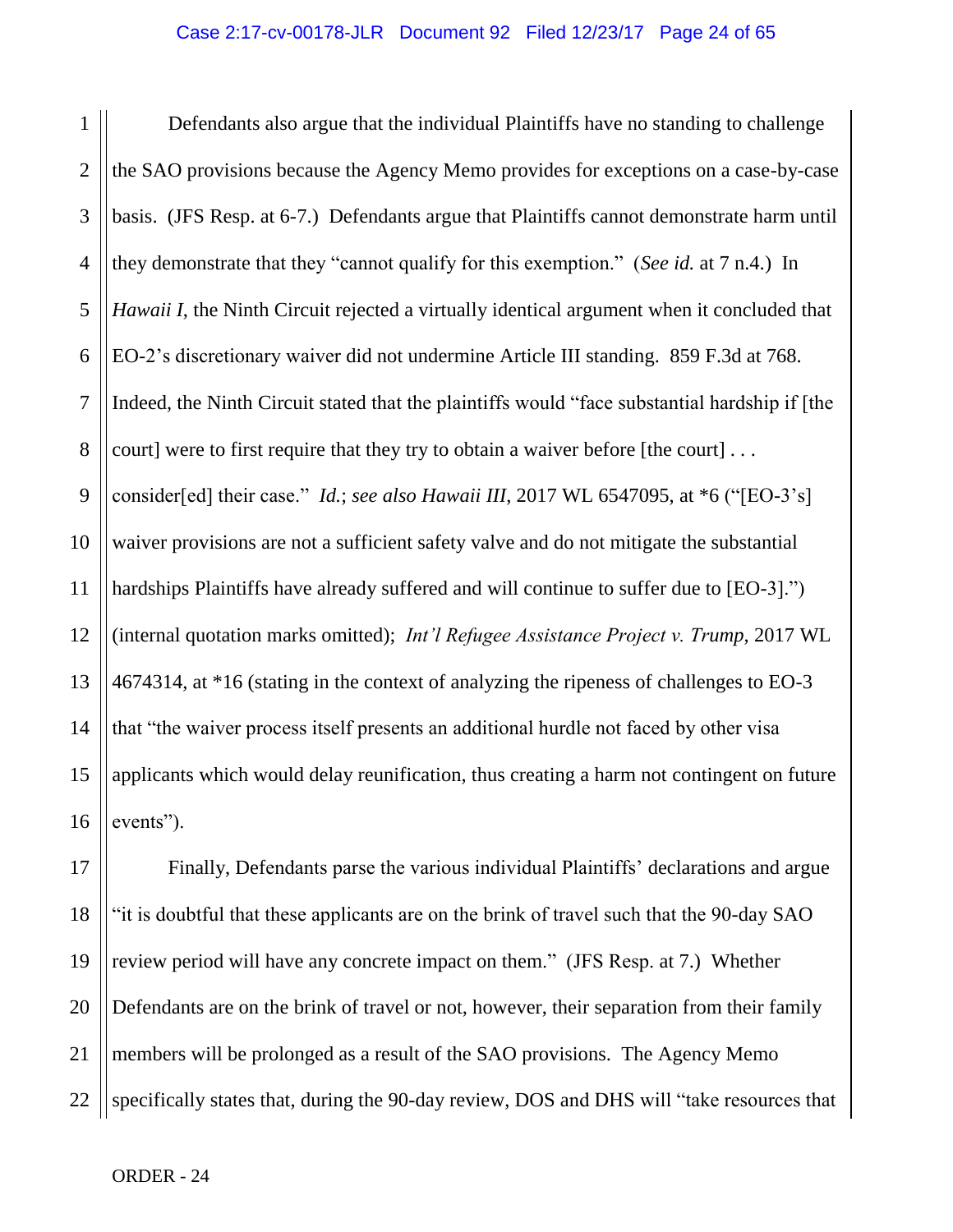Defendants also argue that the individual Plaintiffs have no standing to challenge the SAO provisions because the Agency Memo provides for exceptions on a case-by-case basis. (JFS Resp. at 6-7.) Defendants argue that Plaintiffs cannot demonstrate harm until they demonstrate that they "cannot qualify for this exemption." (*See id.* at 7 n.4.) In *Hawaii I*, the Ninth Circuit rejected a virtually identical argument when it concluded that EO-2's discretionary waiver did not undermine Article III standing. 859 F.3d at 768. Indeed, the Ninth Circuit stated that the plaintiffs would "face substantial hardship if [the court] were to first require that they try to obtain a waiver before [the court] . . . consider[ed] their case." *Id.*; *see also Hawaii III*, 2017 WL 6547095, at *6 ("[EO-3's] waiver provisions are not a sufficient safety valve and do not mitigate the substantial hardships Plaintiffs have already suffered and will continue to suffer due to [EO-3].") (internal quotation marks omitted); *Int'l Refugee Assistance Project v. Trump*, 2017 WL 4674314, at *16 (stating in the context of analyzing the ripeness of challenges to EO-3 that "the waiver process itself presents an additional hurdle not faced by other visa applicants which would delay reunification, thus creating a harm not contingent on future events").

Finally, Defendants parse the various individual Plaintiffs' declarations and argue "it is doubtful that these applicants are on the brink of travel such that the 90-day SAO review period will have any concrete impact on them." (JFS Resp. at 7.) Whether Defendants are on the brink of travel or not, however, their separation from their family members will be prolonged as a result of the SAO provisions. The Agency Memo specifically states that, during the 90-day review, DOS and DHS will "take resources that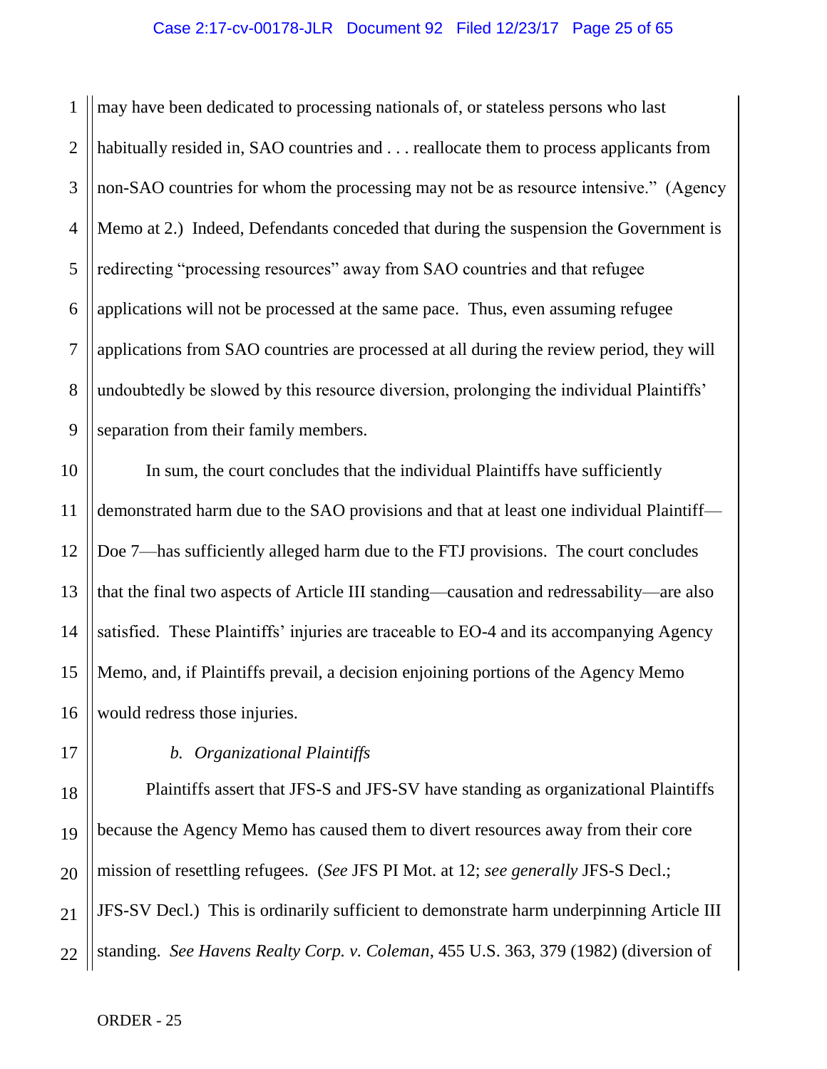may have been dedicated to processing nationals of, or stateless persons who last habitually resided in, SAO countries and . . . reallocate them to process applicants from non-SAO countries for whom the processing may not be as resource intensive." (Agency Memo at 2.) Indeed, Defendants conceded that during the suspension the Government is redirecting "processing resources" away from SAO countries and that refugee applications will not be processed at the same pace. Thus, even assuming refugee applications from SAO countries are processed at all during the review period, they will undoubtedly be slowed by this resource diversion, prolonging the individual Plaintiffs' separation from their family members.

In sum, the court concludes that the individual Plaintiffs have sufficiently demonstrated harm due to the SAO provisions and that at least one individual Plaintiff—Doe 7—has sufficiently alleged harm due to the FTJ provisions. The court concludes that the final two aspects of Article III standing—causation and redressability—are also satisfied. These Plaintiffs' injuries are traceable to EO-4 and its accompanying Agency Memo, and, if Plaintiffs prevail, a decision enjoining portions of the Agency Memo would redress those injuries.

*b. Organizational Plaintiffs*

Plaintiffs assert that JFS-S and JFS-SV have standing as organizational Plaintiffs because the Agency Memo has caused them to divert resources away from their core mission of resettling refugees. (*See* JFS PI Mot. at 12; *see generally* JFS-S Decl.; JFS-SV Decl.) This is ordinarily sufficient to demonstrate harm underpinning Article III standing. *See Havens Realty Corp. v. Coleman*, 455 U.S. 363, 379 (1982) (diversion of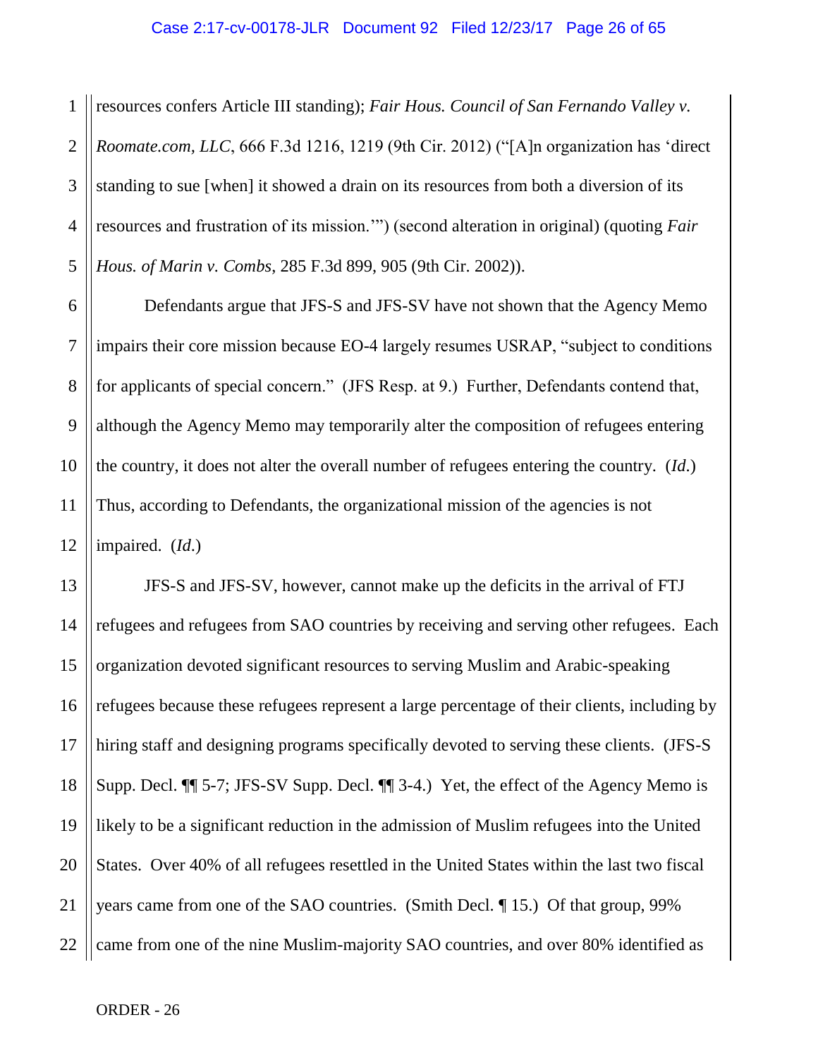resources confers Article III standing); *Fair Hous. Council of San Fernando Valley v. Roomate.com, LLC*, 666 F.3d 1216, 1219 (9th Cir. 2012) ("[A]n organization has 'direct standing to sue [when] it showed a drain on its resources from both a diversion of its resources and frustration of its mission.'") (second alteration in original) (quoting *Fair Hous. of Marin v. Combs*, 285 F.3d 899, 905 (9th Cir. 2002)).

Defendants argue that JFS-S and JFS-SV have not shown that the Agency Memo impairs their core mission because EO-4 largely resumes USRAP, "subject to conditions for applicants of special concern." (JFS Resp. at 9.) Further, Defendants contend that, although the Agency Memo may temporarily alter the composition of refugees entering the country, it does not alter the overall number of refugees entering the country. (*Id.*) Thus, according to Defendants, the organizational mission of the agencies is not impaired. (*Id.*)

JFS-S and JFS-SV, however, cannot make up the deficits in the arrival of FTJ refugees and refugees from SAO countries by receiving and serving other refugees. Each organization devoted significant resources to serving Muslim and Arabic-speaking refugees because these refugees represent a large percentage of their clients, including by hiring staff and designing programs specifically devoted to serving these clients. (JFS-S Supp. Decl. ¶¶ 5-7; JFS-SV Supp. Decl. ¶¶ 3-4.) Yet, the effect of the Agency Memo is likely to be a significant reduction in the admission of Muslim refugees into the United States. Over 40% of all refugees resettled in the United States within the last two fiscal years came from one of the SAO countries. (Smith Decl. ¶ 15.) Of that group, 99% came from one of the nine Muslim-majority SAO countries, and over 80% identified as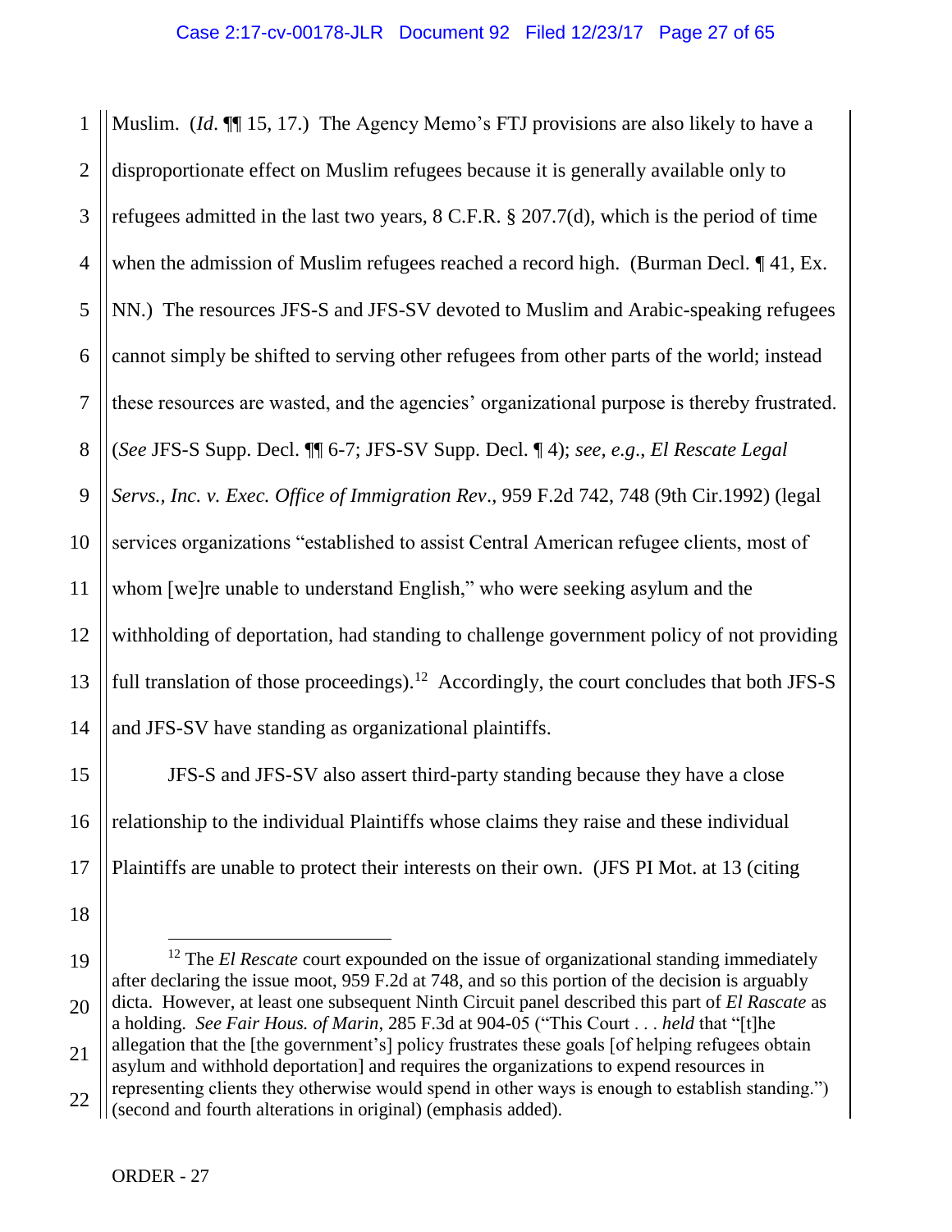Muslim. (*Id*. ¶¶ 15, 17.) The Agency Memo's FTJ provisions are also likely to have a disproportionate effect on Muslim refugees because it is generally available only to refugees admitted in the last two years, 8 C.F.R. § 207.7(d), which is the period of time when the admission of Muslim refugees reached a record high. (Burman Decl. ¶ 41, Ex. NN.) The resources JFS-S and JFS-SV devoted to Muslim and Arabic-speaking refugees cannot simply be shifted to serving other refugees from other parts of the world; instead these resources are wasted, and the agencies' organizational purpose is thereby frustrated. (*See* JFS-S Supp. Decl. ¶¶ 6-7; JFS-SV Supp. Decl. ¶ 4); *see, e.g*., *El Rescate Legal Servs., Inc. v. Exec. Office of Immigration Rev*., 959 F.2d 742, 748 (9th Cir.1992) (legal services organizations "established to assist Central American refugee clients, most of whom [we]re unable to understand English," who were seeking asylum and the withholding of deportation, had standing to challenge government policy of not providing full translation of those proceedings).[12] Accordingly, the court concludes that both JFS-S and JFS-SV have standing as organizational plaintiffs.

JFS-S and JFS-SV also assert third-party standing because they have a close relationship to the individual Plaintiffs whose claims they raise and these individual Plaintiffs are unable to protect their interests on their own. (JFS PI Mot. at 13 (citing

---

[12] The *El Rescate* court expounded on the issue of organizational standing immediately after declaring the issue moot, 959 F.2d at 748, and so this portion of the decision is arguably dicta. However, at least one subsequent Ninth Circuit panel described this part of *El Rascate* as a holding. *See Fair Hous. of Marin*, 285 F.3d at 904-05 ("This Court . . . *held* that "[t]he allegation that the [the government's] policy frustrates these goals [of helping refugees obtain asylum and withhold deportation] and requires the organizations to expend resources in representing clients they otherwise would spend in other ways is enough to establish standing.") (second and fourth alterations in original) (emphasis added).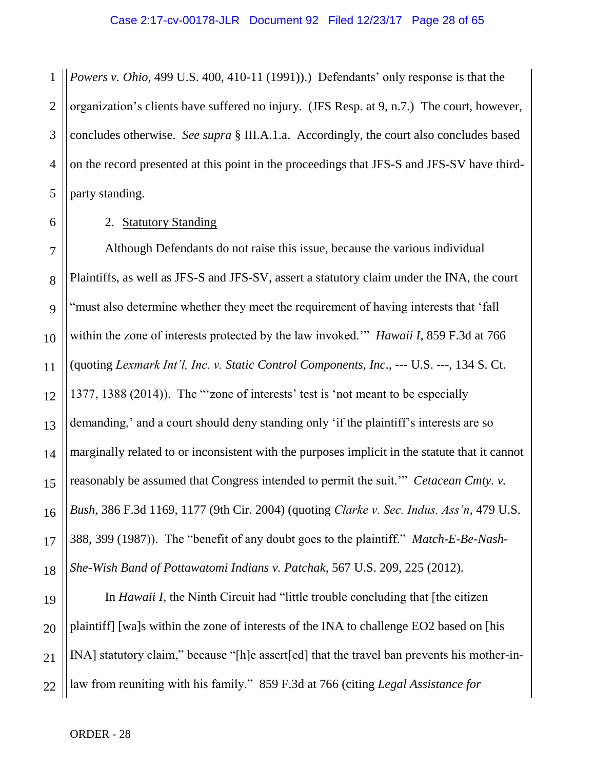*Powers v. Ohio*, 499 U.S. 400, 410-11 (1991)).) Defendants' only response is that the organization's clients have suffered no injury. (JFS Resp. at 9, n.7.) The court, however, concludes otherwise. *See supra* § III.A.1.a. Accordingly, the court also concludes based on the record presented at this point in the proceedings that JFS-S and JFS-SV have third-party standing.

2. <u>Statutory Standing</u>

Although Defendants do not raise this issue, because the various individual Plaintiffs, as well as JFS-S and JFS-SV, assert a statutory claim under the INA, the court "must also determine whether they meet the requirement of having interests that 'fall within the zone of interests protected by the law invoked.'" *Hawaii I*, 859 F.3d at 766 (quoting *Lexmark Int'l, Inc. v. Static Control Components, Inc*., --- U.S. ---, 134 S. Ct. 1377, 1388 (2014)). The "'zone of interests' test is 'not meant to be especially demanding,' and a court should deny standing only 'if the plaintiff's interests are so marginally related to or inconsistent with the purposes implicit in the statute that it cannot reasonably be assumed that Congress intended to permit the suit.'" *Cetacean Cmty. v. Bush*, 386 F.3d 1169, 1177 (9th Cir. 2004) (quoting *Clarke v. Sec. Indus. Ass'n*, 479 U.S. 388, 399 (1987)). The "benefit of any doubt goes to the plaintiff." *Match-E-Be-Nash-She-Wish Band of Pottawatomi Indians v. Patchak*, 567 U.S. 209, 225 (2012).

In *Hawaii I*, the Ninth Circuit had "little trouble concluding that [the citizen plaintiff] [wa]s within the zone of interests of the INA to challenge EO2 based on [his INA] statutory claim," because "[h]e assert[ed] that the travel ban prevents his mother-in-law from reuniting with his family." 859 F.3d at 766 (citing *Legal Assistance for*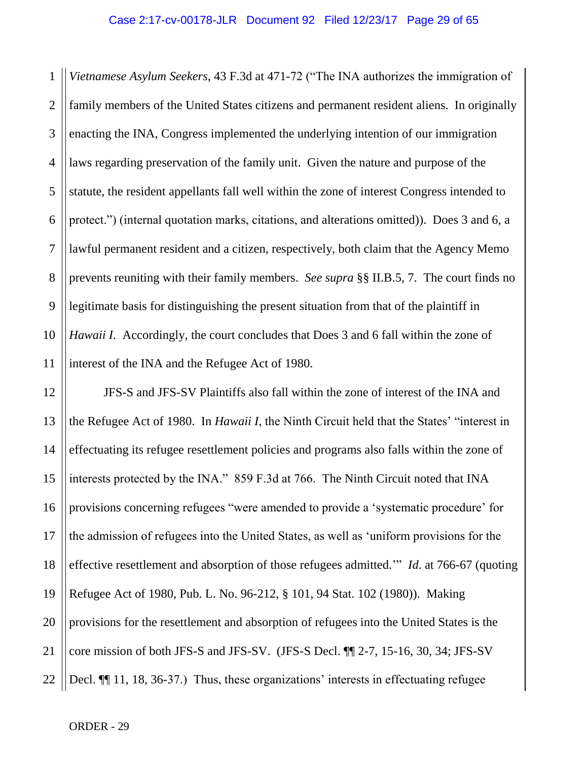*Vietnamese Asylum Seekers*, 43 F.3d at 471-72 ("The INA authorizes the immigration of family members of the United States citizens and permanent resident aliens. In originally enacting the INA, Congress implemented the underlying intention of our immigration laws regarding preservation of the family unit. Given the nature and purpose of the statute, the resident appellants fall well within the zone of interest Congress intended to protect.") (internal quotation marks, citations, and alterations omitted)). Does 3 and 6, a lawful permanent resident and a citizen, respectively, both claim that the Agency Memo prevents reuniting with their family members. *See supra* §§ II.B.5, 7. The court finds no legitimate basis for distinguishing the present situation from that of the plaintiff in *Hawaii I*. Accordingly, the court concludes that Does 3 and 6 fall within the zone of interest of the INA and the Refugee Act of 1980.

JFS-S and JFS-SV Plaintiffs also fall within the zone of interest of the INA and the Refugee Act of 1980. In *Hawaii I*, the Ninth Circuit held that the States' "interest in effectuating its refugee resettlement policies and programs also falls within the zone of interests protected by the INA." 859 F.3d at 766. The Ninth Circuit noted that INA provisions concerning refugees "were amended to provide a 'systematic procedure' for the admission of refugees into the United States, as well as 'uniform provisions for the effective resettlement and absorption of those refugees admitted.'" *Id.* at 766-67 (quoting Refugee Act of 1980, Pub. L. No. 96-212, § 101, 94 Stat. 102 (1980)). Making provisions for the resettlement and absorption of refugees into the United States is the core mission of both JFS-S and JFS-SV. (JFS-S Decl. ¶¶ 2-7, 15-16, 30, 34; JFS-SV Decl. ¶¶ 11, 18, 36-37.) Thus, these organizations' interests in effectuating refugee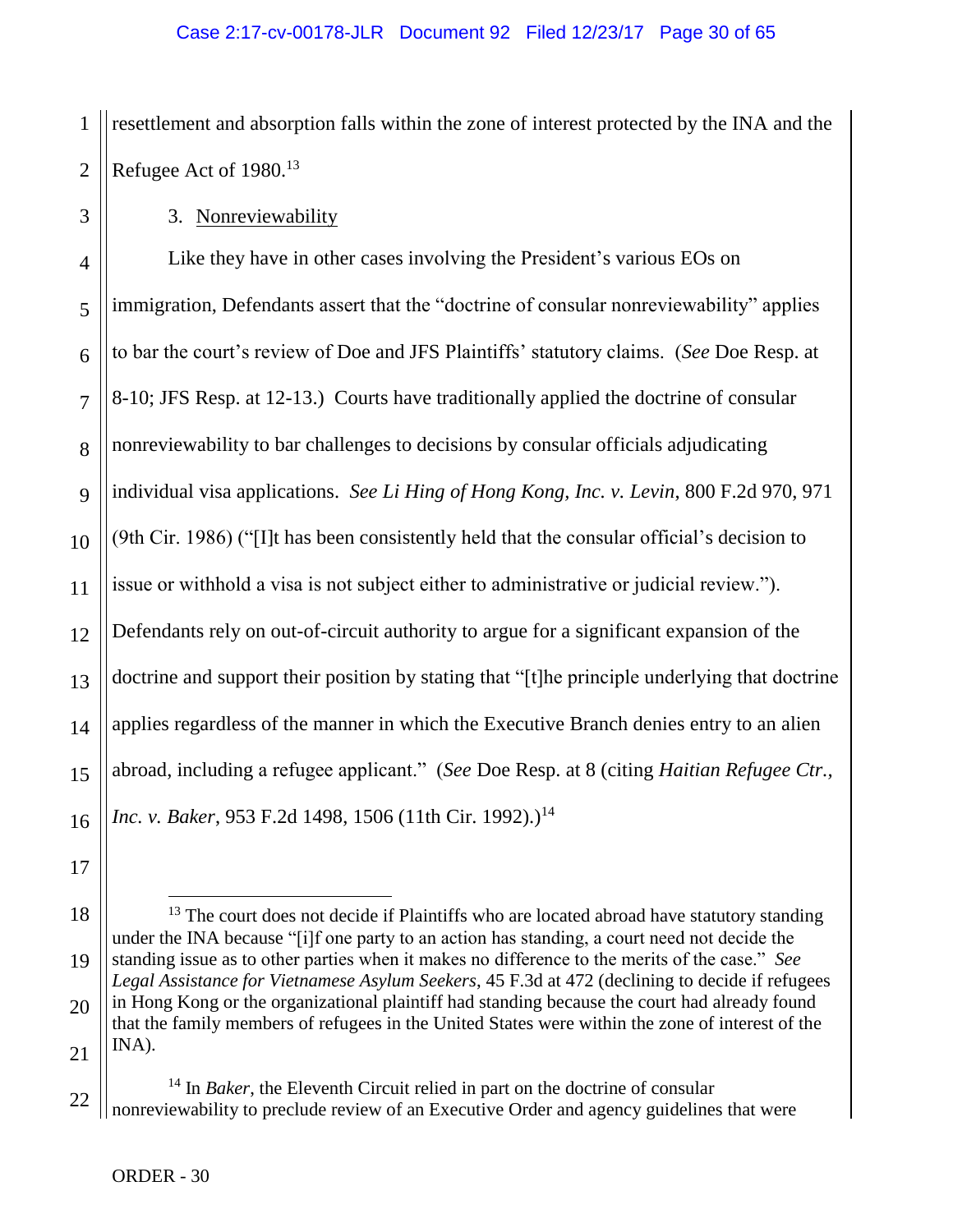resettlement and absorption falls within the zone of interest protected by the INA and the Refugee Act of 1980.[13]

3. Nonreviewability

Like they have in other cases involving the President's various EOs on immigration, Defendants assert that the "doctrine of consular nonreviewability" applies to bar the court's review of Doe and JFS Plaintiffs' statutory claims. (*See* Doe Resp. at 8-10; JFS Resp. at 12-13.) Courts have traditionally applied the doctrine of consular nonreviewability to bar challenges to decisions by consular officials adjudicating individual visa applications. *See Li Hing of Hong Kong, Inc. v. Levin*, 800 F.2d 970, 971 (9th Cir. 1986) ("[I]t has been consistently held that the consular official's decision to issue or withhold a visa is not subject either to administrative or judicial review."). Defendants rely on out-of-circuit authority to argue for a significant expansion of the doctrine and support their position by stating that "[t]he principle underlying that doctrine applies regardless of the manner in which the Executive Branch denies entry to an alien abroad, including a refugee applicant." (*See* Doe Resp. at 8 (citing *Haitian Refugee Ctr., Inc. v. Baker*, 953 F.2d 1498, 1506 (11th Cir. 1992).)[14]

---

[13] The court does not decide if Plaintiffs who are located abroad have statutory standing under the INA because "[i]f one party to an action has standing, a court need not decide the standing issue as to other parties when it makes no difference to the merits of the case." *See Legal Assistance for Vietnamese Asylum Seekers*, 45 F.3d at 472 (declining to decide if refugees in Hong Kong or the organizational plaintiff had standing because the court had already found that the family members of refugees in the United States were within the zone of interest of the INA).

[14] In *Baker*, the Eleventh Circuit relied in part on the doctrine of consular nonreviewability to preclude review of an Executive Order and agency guidelines that were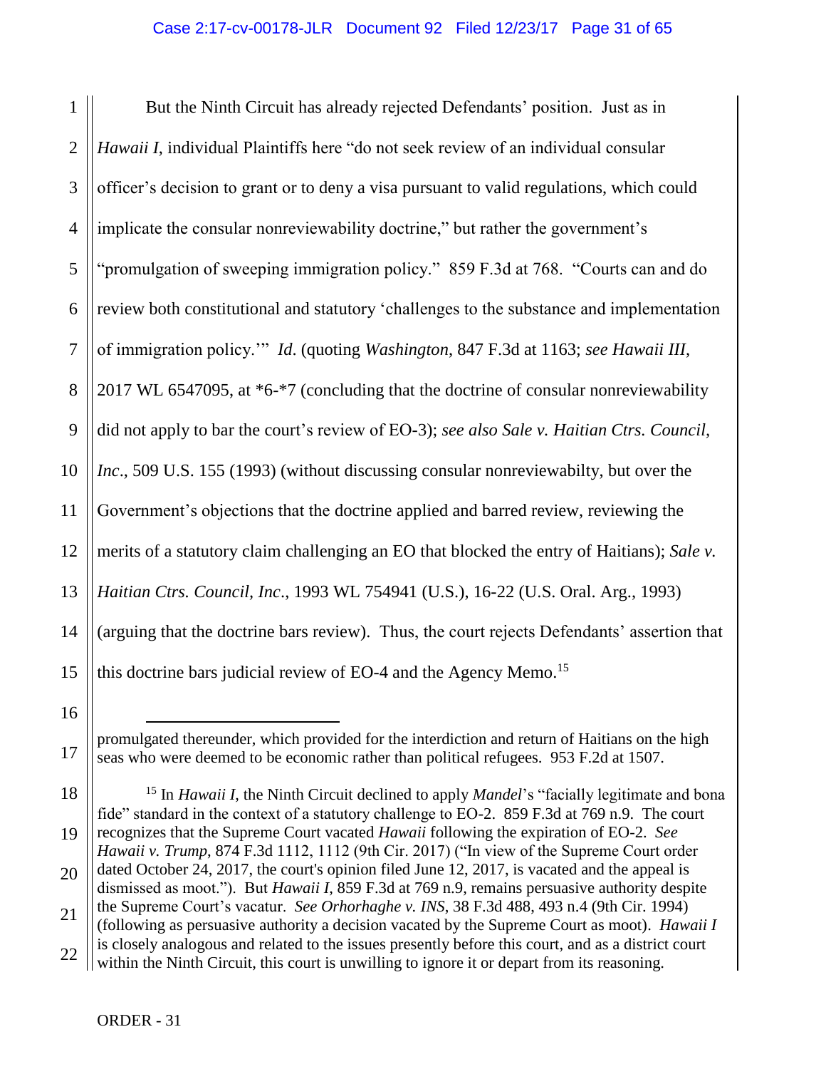But the Ninth Circuit has already rejected Defendants' position. Just as in *Hawaii I*, individual Plaintiffs here "do not seek review of an individual consular officer's decision to grant or to deny a visa pursuant to valid regulations, which could implicate the consular nonreviewability doctrine," but rather the government's "promulgation of sweeping immigration policy." 859 F.3d at 768. "Courts can and do review both constitutional and statutory 'challenges to the substance and implementation of immigration policy.'" *Id.* (quoting *Washington*, 847 F.3d at 1163; *see Hawaii III*, 2017 WL 6547095, at *6-*7 (concluding that the doctrine of consular nonreviewability did not apply to bar the court's review of EO-3); *see also Sale v. Haitian Ctrs. Council, Inc.*, 509 U.S. 155 (1993) (without discussing consular nonreviewabilty, but over the Government's objections that the doctrine applied and barred review, reviewing the merits of a statutory claim challenging an EO that blocked the entry of Haitians); *Sale v. Haitian Ctrs. Council, Inc.*, 1993 WL 754941 (U.S.), 16-22 (U.S. Oral. Arg., 1993) (arguing that the doctrine bars review). Thus, the court rejects Defendants' assertion that this doctrine bars judicial review of EO-4 and the Agency Memo.[15]

---

promulgated thereunder, which provided for the interdiction and return of Haitians on the high seas who were deemed to be economic rather than political refugees. 953 F.2d at 1507.

[15] In *Hawaii I*, the Ninth Circuit declined to apply *Mandel*'s "facially legitimate and bona fide" standard in the context of a statutory challenge to EO-2. 859 F.3d at 769 n.9. The court recognizes that the Supreme Court vacated *Hawaii* following the expiration of EO-2. *See Hawaii v. Trump*, 874 F.3d 1112, 1112 (9th Cir. 2017) ("In view of the Supreme Court order dated October 24, 2017, the court's opinion filed June 12, 2017, is vacated and the appeal is dismissed as moot."). But *Hawaii I*, 859 F.3d at 769 n.9, remains persuasive authority despite the Supreme Court's vacatur. *See Orhorhaghe v. INS*, 38 F.3d 488, 493 n.4 (9th Cir. 1994) (following as persuasive authority a decision vacated by the Supreme Court as moot). *Hawaii I* is closely analogous and related to the issues presently before this court, and as a district court within the Ninth Circuit, this court is unwilling to ignore it or depart from its reasoning.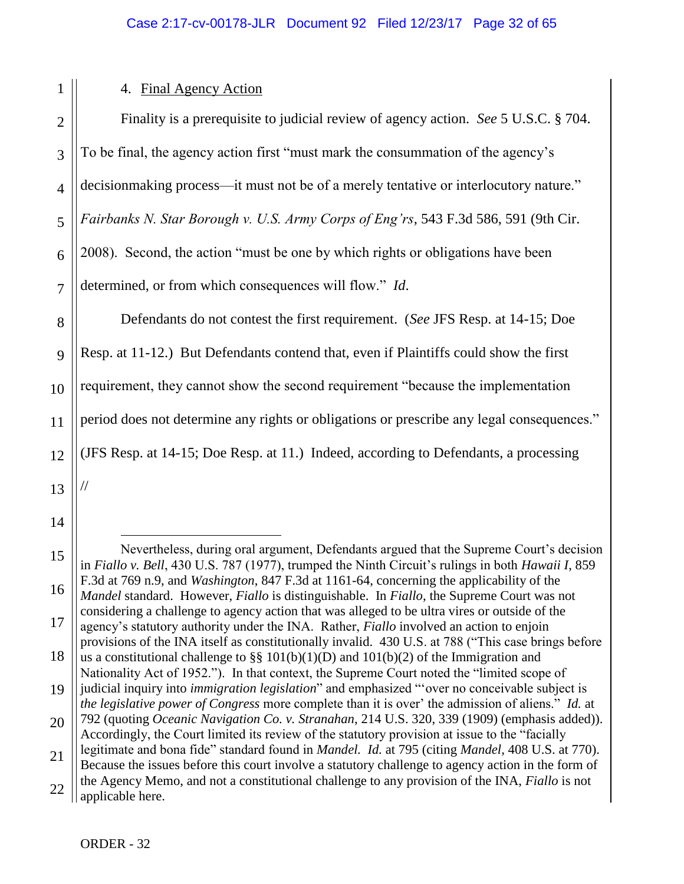4. <u>Final Agency Action</u>

Finality is a prerequisite to judicial review of agency action. *See* 5 U.S.C. § 704. To be final, the agency action first "must mark the consummation of the agency's decisionmaking process—it must not be of a merely tentative or interlocutory nature." *Fairbanks N. Star Borough v. U.S. Army Corps of Eng'rs*, 543 F.3d 586, 591 (9th Cir. 2008). Second, the action "must be one by which rights or obligations have been determined, or from which consequences will flow." *Id.*

Defendants do not contest the first requirement. (*See* JFS Resp. at 14-15; Doe Resp. at 11-12.) But Defendants contend that, even if Plaintiffs could show the first requirement, they cannot show the second requirement "because the implementation period does not determine any rights or obligations or prescribe any legal consequences." (JFS Resp. at 14-15; Doe Resp. at 11.) Indeed, according to Defendants, a processing

//

---

Nevertheless, during oral argument, Defendants argued that the Supreme Court's decision in *Fiallo v. Bell*, 430 U.S. 787 (1977), trumped the Ninth Circuit's rulings in both *Hawaii I*, 859 F.3d at 769 n.9, and *Washington*, 847 F.3d at 1161-64, concerning the applicability of the *Mandel* standard. However, *Fiallo* is distinguishable. In *Fiallo*, the Supreme Court was not considering a challenge to agency action that was alleged to be ultra vires or outside of the agency's statutory authority under the INA. Rather, *Fiallo* involved an action to enjoin provisions of the INA itself as constitutionally invalid. 430 U.S. at 788 ("This case brings before us a constitutional challenge to §§ 101(b)(1)(D) and 101(b)(2) of the Immigration and Nationality Act of 1952."). In that context, the Supreme Court noted the "limited scope of judicial inquiry into *immigration legislation*" and emphasized "'over no conceivable subject is *the legislative power of Congress* more complete than it is over' the admission of aliens." *Id.* at 792 (quoting *Oceanic Navigation Co. v. Stranahan*, 214 U.S. 320, 339 (1909) (emphasis added)). Accordingly, the Court limited its review of the statutory provision at issue to the "facially legitimate and bona fide" standard found in *Mandel*. *Id.* at 795 (citing *Mandel*, 408 U.S. at 770). Because the issues before this court involve a statutory challenge to agency action in the form of the Agency Memo, and not a constitutional challenge to any provision of the INA, *Fiallo* is not applicable here.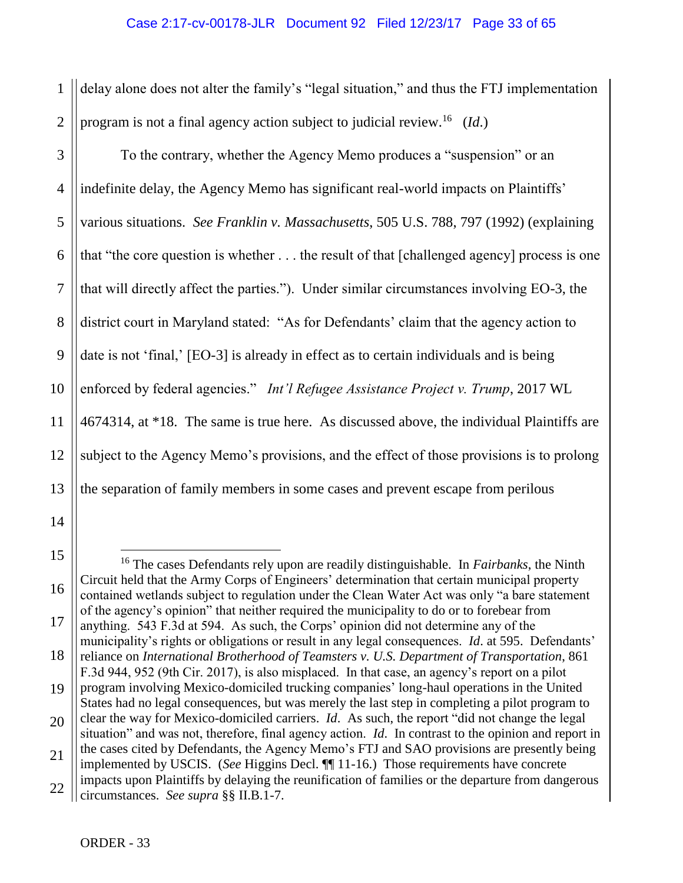delay alone does not alter the family's "legal situation," and thus the FTJ implementation program is not a final agency action subject to judicial review.[16] (*Id.*)

To the contrary, whether the Agency Memo produces a "suspension" or an indefinite delay, the Agency Memo has significant real-world impacts on Plaintiffs' various situations. *See Franklin v. Massachusetts*, 505 U.S. 788, 797 (1992) (explaining that "the core question is whether . . . the result of that [challenged agency] process is one that will directly affect the parties."). Under similar circumstances involving EO-3, the district court in Maryland stated: "As for Defendants' claim that the agency action to date is not 'final,' [EO-3] is already in effect as to certain individuals and is being enforced by federal agencies." *Int'l Refugee Assistance Project v. Trump*, 2017 WL 4674314, at *18. The same is true here. As discussed above, the individual Plaintiffs are subject to the Agency Memo's provisions, and the effect of those provisions is to prolong the separation of family members in some cases and prevent escape from perilous

---

[16] The cases Defendants rely upon are readily distinguishable. In *Fairbanks*, the Ninth Circuit held that the Army Corps of Engineers' determination that certain municipal property contained wetlands subject to regulation under the Clean Water Act was only "a bare statement of the agency's opinion" that neither required the municipality to do or to forebear from anything. 543 F.3d at 594. As such, the Corps' opinion did not determine any of the municipality's rights or obligations or result in any legal consequences. *Id.* at 595. Defendants' reliance on *International Brotherhood of Teamsters v. U.S. Department of Transportation*, 861 F.3d 944, 952 (9th Cir. 2017), is also misplaced. In that case, an agency's report on a pilot program involving Mexico-domiciled trucking companies' long-haul operations in the United States had no legal consequences, but was merely the last step in completing a pilot program to clear the way for Mexico-domiciled carriers. *Id.* As such, the report "did not change the legal situation" and was not, therefore, final agency action. *Id.* In contrast to the opinion and report in the cases cited by Defendants, the Agency Memo's FTJ and SAO provisions are presently being implemented by USCIS. (*See* Higgins Decl. ¶¶ 11-16.) Those requirements have concrete impacts upon Plaintiffs by delaying the reunification of families or the departure from dangerous circumstances. *See supra* §§ II.B.1-7.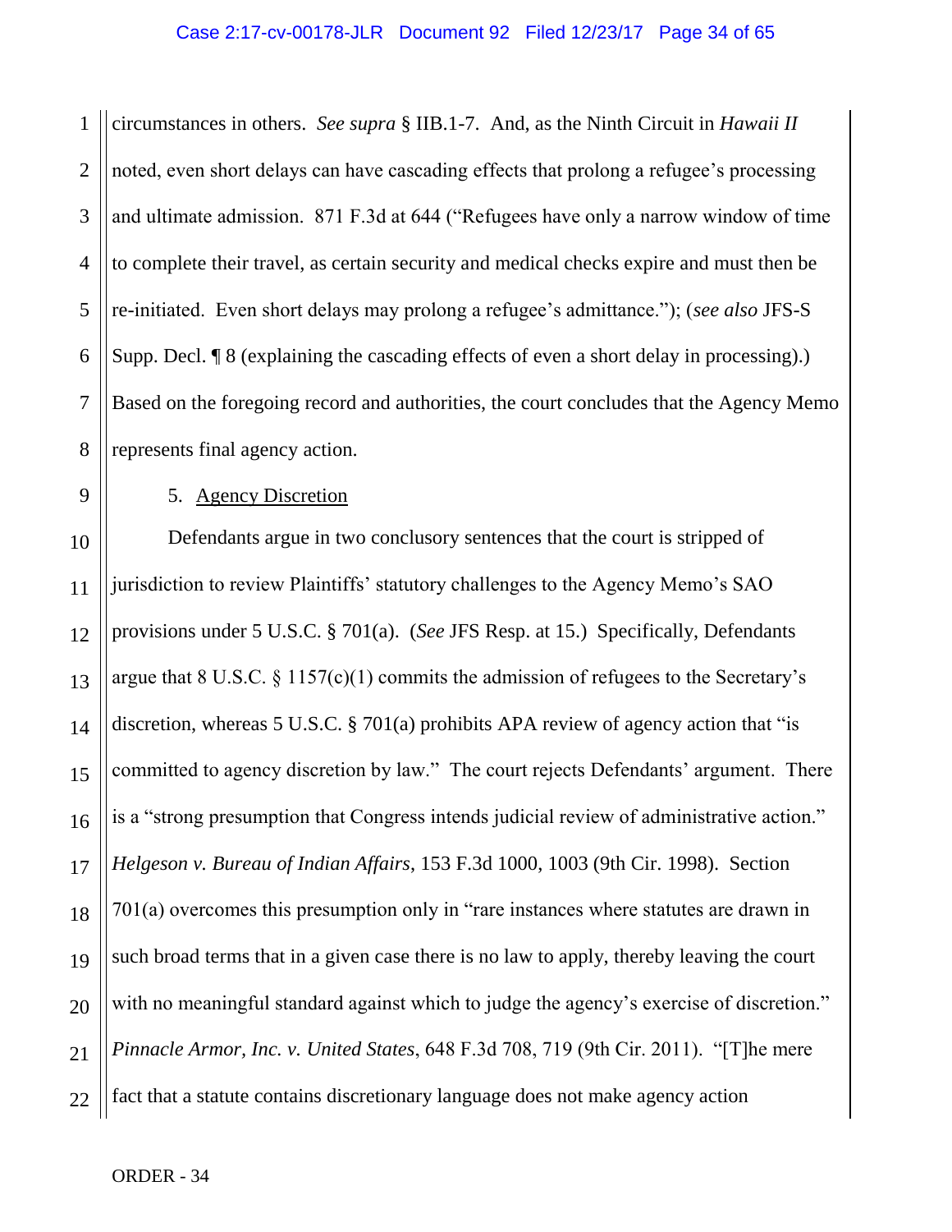circumstances in others. *See supra* § IIB.1-7. And, as the Ninth Circuit in *Hawaii II* noted, even short delays can have cascading effects that prolong a refugee's processing and ultimate admission. 871 F.3d at 644 ("Refugees have only a narrow window of time to complete their travel, as certain security and medical checks expire and must then be re-initiated. Even short delays may prolong a refugee's admittance."); (*see also* JFS-S Supp. Decl. ¶ 8 (explaining the cascading effects of even a short delay in processing).) Based on the foregoing record and authorities, the court concludes that the Agency Memo represents final agency action.

5. <u>Agency Discretion</u>

Defendants argue in two conclusory sentences that the court is stripped of jurisdiction to review Plaintiffs' statutory challenges to the Agency Memo's SAO provisions under 5 U.S.C. § 701(a). (*See* JFS Resp. at 15.) Specifically, Defendants argue that 8 U.S.C. § 1157(c)(1) commits the admission of refugees to the Secretary's discretion, whereas 5 U.S.C. § 701(a) prohibits APA review of agency action that "is committed to agency discretion by law." The court rejects Defendants' argument. There is a "strong presumption that Congress intends judicial review of administrative action." *Helgeson v. Bureau of Indian Affairs*, 153 F.3d 1000, 1003 (9th Cir. 1998). Section 701(a) overcomes this presumption only in "rare instances where statutes are drawn in such broad terms that in a given case there is no law to apply, thereby leaving the court with no meaningful standard against which to judge the agency's exercise of discretion." *Pinnacle Armor, Inc. v. United States*, 648 F.3d 708, 719 (9th Cir. 2011). "[T]he mere fact that a statute contains discretionary language does not make agency action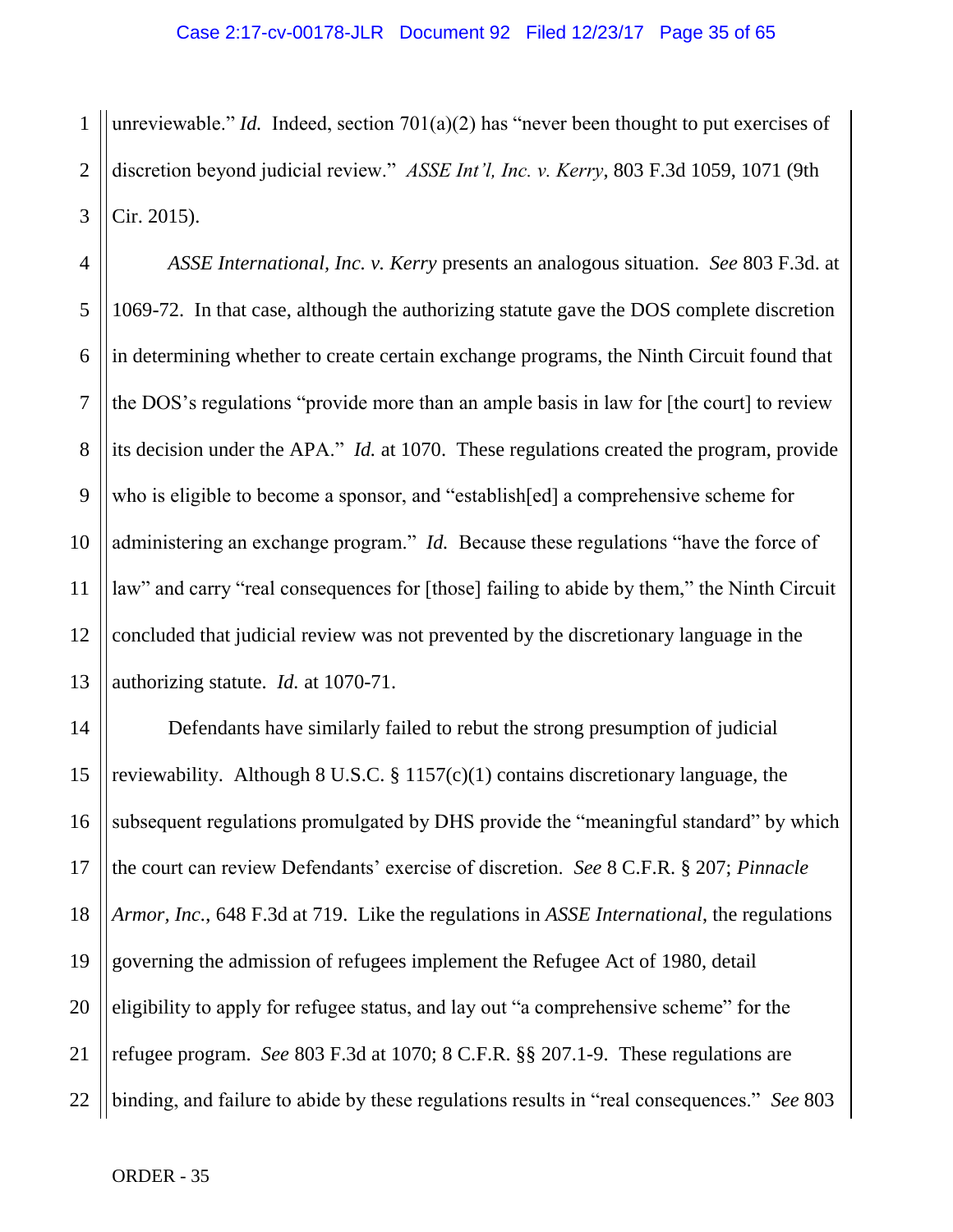unreviewable." *Id.* Indeed, section 701(a)(2) has "never been thought to put exercises of discretion beyond judicial review." *ASSE Int'l, Inc. v. Kerry*, 803 F.3d 1059, 1071 (9th Cir. 2015).

*ASSE International, Inc. v. Kerry* presents an analogous situation. *See* 803 F.3d. at 1069-72. In that case, although the authorizing statute gave the DOS complete discretion in determining whether to create certain exchange programs, the Ninth Circuit found that the DOS's regulations "provide more than an ample basis in law for [the court] to review its decision under the APA." *Id.* at 1070. These regulations created the program, provide who is eligible to become a sponsor, and "establish[ed] a comprehensive scheme for administering an exchange program." *Id.* Because these regulations "have the force of law" and carry "real consequences for [those] failing to abide by them," the Ninth Circuit concluded that judicial review was not prevented by the discretionary language in the authorizing statute. *Id.* at 1070-71.

Defendants have similarly failed to rebut the strong presumption of judicial reviewability. Although 8 U.S.C. § 1157(c)(1) contains discretionary language, the subsequent regulations promulgated by DHS provide the "meaningful standard" by which the court can review Defendants' exercise of discretion. *See* 8 C.F.R. § 207; *Pinnacle Armor, Inc.*, 648 F.3d at 719. Like the regulations in *ASSE International*, the regulations governing the admission of refugees implement the Refugee Act of 1980, detail eligibility to apply for refugee status, and lay out "a comprehensive scheme" for the refugee program. *See* 803 F.3d at 1070; 8 C.F.R. §§ 207.1-9. These regulations are binding, and failure to abide by these regulations results in "real consequences." *See* 803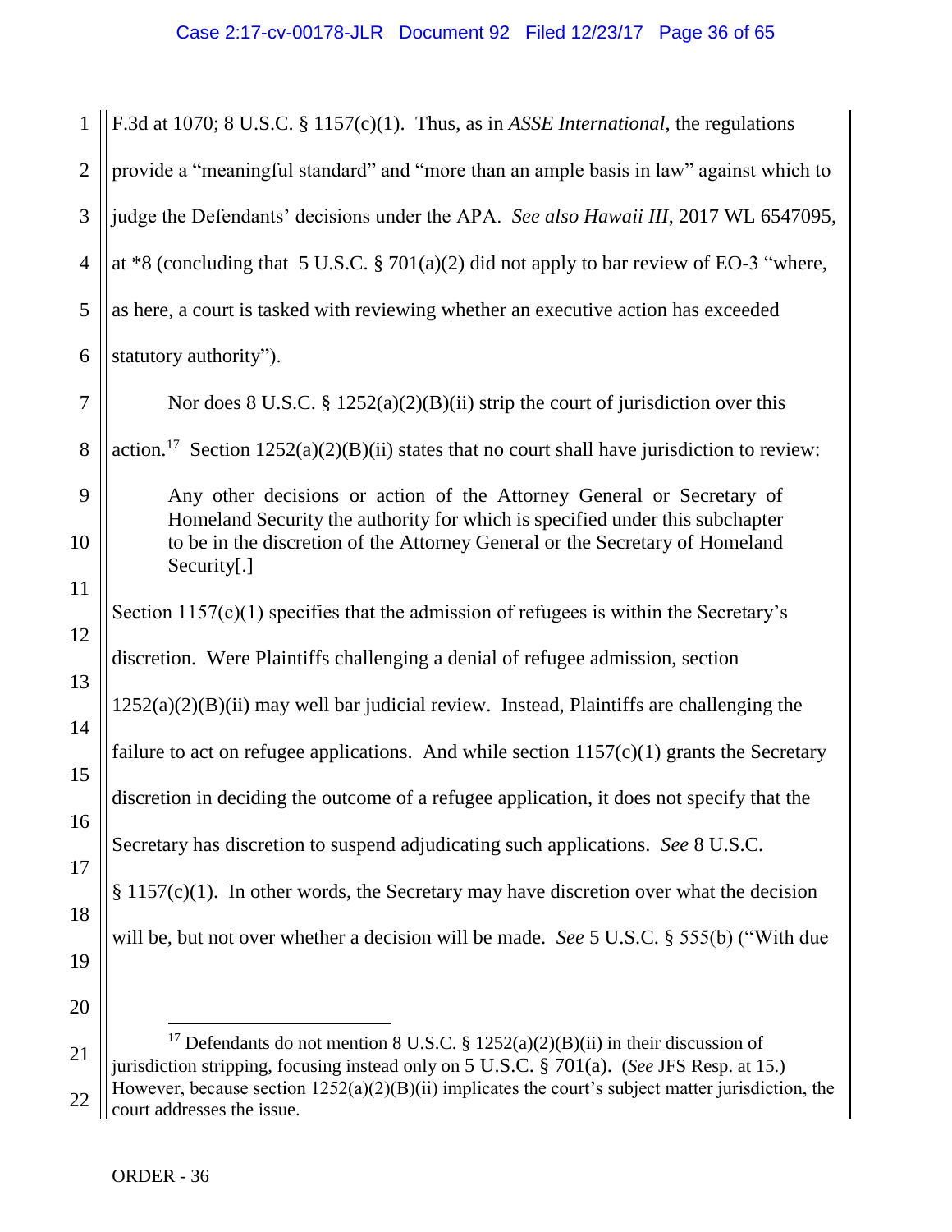F.3d at 1070; 8 U.S.C. § 1157(c)(1). Thus, as in *ASSE International*, the regulations provide a "meaningful standard" and "more than an ample basis in law" against which to judge the Defendants' decisions under the APA. *See also Hawaii III*, 2017 WL 6547095, at *8 (concluding that 5 U.S.C. § 701(a)(2) did not apply to bar review of EO-3 "where, as here, a court is tasked with reviewing whether an executive action has exceeded statutory authority").

Nor does 8 U.S.C. § 1252(a)(2)(B)(ii) strip the court of jurisdiction over this action.[17] Section 1252(a)(2)(B)(ii) states that no court shall have jurisdiction to review:

> Any other decisions or action of the Attorney General or Secretary of Homeland Security the authority for which is specified under this subchapter to be in the discretion of the Attorney General or the Secretary of Homeland Security[.]

Section 1157(c)(1) specifies that the admission of refugees is within the Secretary's discretion. Were Plaintiffs challenging a denial of refugee admission, section 1252(a)(2)(B)(ii) may well bar judicial review. Instead, Plaintiffs are challenging the failure to act on refugee applications. And while section 1157(c)(1) grants the Secretary discretion in deciding the outcome of a refugee application, it does not specify that the Secretary has discretion to suspend adjudicating such applications. *See* 8 U.S.C. § 1157(c)(1). In other words, the Secretary may have discretion over what the decision will be, but not over whether a decision will be made. *See* 5 U.S.C. § 555(b) ("With due

---

[17] Defendants do not mention 8 U.S.C. § 1252(a)(2)(B)(ii) in their discussion of jurisdiction stripping, focusing instead only on 5 U.S.C. § 701(a). (*See* JFS Resp. at 15.) However, because section 1252(a)(2)(B)(ii) implicates the court's subject matter jurisdiction, the court addresses the issue.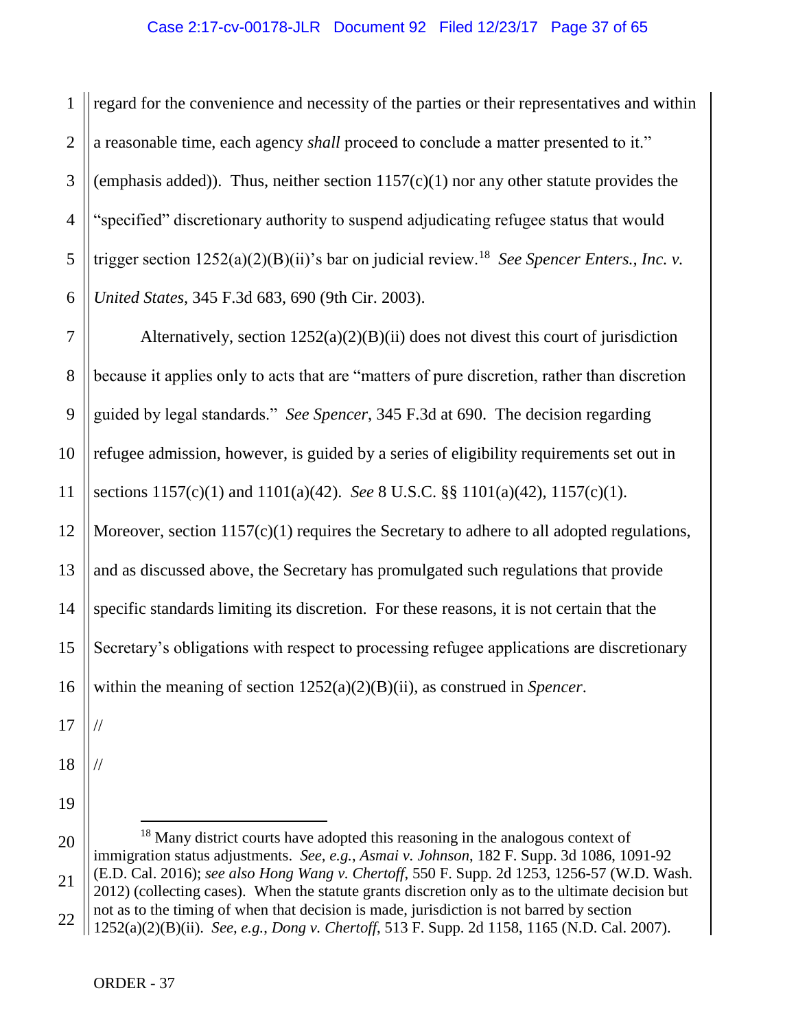regard for the convenience and necessity of the parties or their representatives and within a reasonable time, each agency *shall* proceed to conclude a matter presented to it." (emphasis added)). Thus, neither section 1157(c)(1) nor any other statute provides the "specified" discretionary authority to suspend adjudicating refugee status that would trigger section 1252(a)(2)(B)(ii)'s bar on judicial review.[18] *See Spencer Enters., Inc. v. United States*, 345 F.3d 683, 690 (9th Cir. 2003).

Alternatively, section 1252(a)(2)(B)(ii) does not divest this court of jurisdiction because it applies only to acts that are "matters of pure discretion, rather than discretion guided by legal standards." *See Spencer*, 345 F.3d at 690. The decision regarding refugee admission, however, is guided by a series of eligibility requirements set out in sections 1157(c)(1) and 1101(a)(42). *See* 8 U.S.C. §§ 1101(a)(42), 1157(c)(1). Moreover, section 1157(c)(1) requires the Secretary to adhere to all adopted regulations, and as discussed above, the Secretary has promulgated such regulations that provide specific standards limiting its discretion. For these reasons, it is not certain that the Secretary's obligations with respect to processing refugee applications are discretionary within the meaning of section 1252(a)(2)(B)(ii), as construed in *Spencer*.

//

//

---

[18] Many district courts have adopted this reasoning in the analogous context of immigration status adjustments. *See, e.g.*, *Asmai v. Johnson*, 182 F. Supp. 3d 1086, 1091-92 (E.D. Cal. 2016); *see also Hong Wang v. Chertoff*, 550 F. Supp. 2d 1253, 1256-57 (W.D. Wash. 2012) (collecting cases). When the statute grants discretion only as to the ultimate decision but not as to the timing of when that decision is made, jurisdiction is not barred by section 1252(a)(2)(B)(ii). *See, e.g.*, *Dong v. Chertoff*, 513 F. Supp. 2d 1158, 1165 (N.D. Cal. 2007).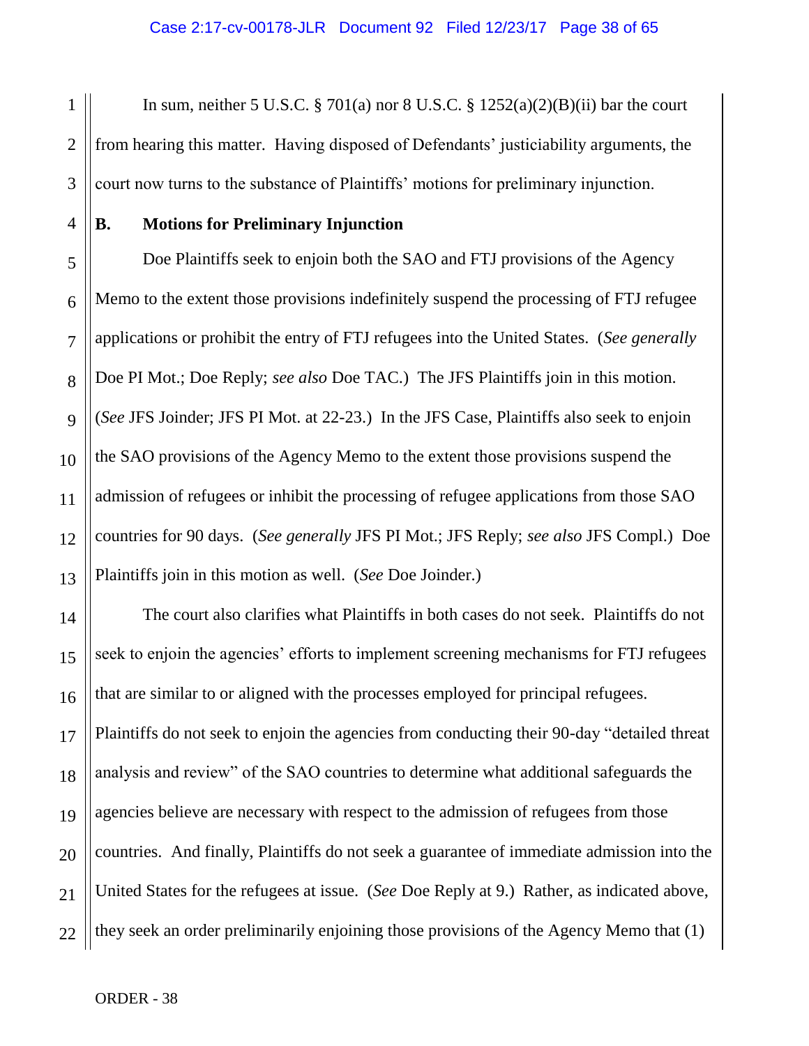In sum, neither 5 U.S.C. § 701(a) nor 8 U.S.C. § 1252(a)(2)(B)(ii) bar the court from hearing this matter. Having disposed of Defendants' justiciability arguments, the court now turns to the substance of Plaintiffs' motions for preliminary injunction.

**B. Motions for Preliminary Injunction**

Doe Plaintiffs seek to enjoin both the SAO and FTJ provisions of the Agency Memo to the extent those provisions indefinitely suspend the processing of FTJ refugee applications or prohibit the entry of FTJ refugees into the United States. (*See generally* Doe PI Mot.; Doe Reply; *see also* Doe TAC.) The JFS Plaintiffs join in this motion. (*See* JFS Joinder; JFS PI Mot. at 22-23.) In the JFS Case, Plaintiffs also seek to enjoin the SAO provisions of the Agency Memo to the extent those provisions suspend the admission of refugees or inhibit the processing of refugee applications from those SAO countries for 90 days. (*See generally* JFS PI Mot.; JFS Reply; *see also* JFS Compl.) Doe Plaintiffs join in this motion as well. (*See* Doe Joinder.)

The court also clarifies what Plaintiffs in both cases do not seek. Plaintiffs do not seek to enjoin the agencies' efforts to implement screening mechanisms for FTJ refugees that are similar to or aligned with the processes employed for principal refugees. Plaintiffs do not seek to enjoin the agencies from conducting their 90-day "detailed threat analysis and review" of the SAO countries to determine what additional safeguards the agencies believe are necessary with respect to the admission of refugees from those countries. And finally, Plaintiffs do not seek a guarantee of immediate admission into the United States for the refugees at issue. (*See* Doe Reply at 9.) Rather, as indicated above, they seek an order preliminarily enjoining those provisions of the Agency Memo that (1)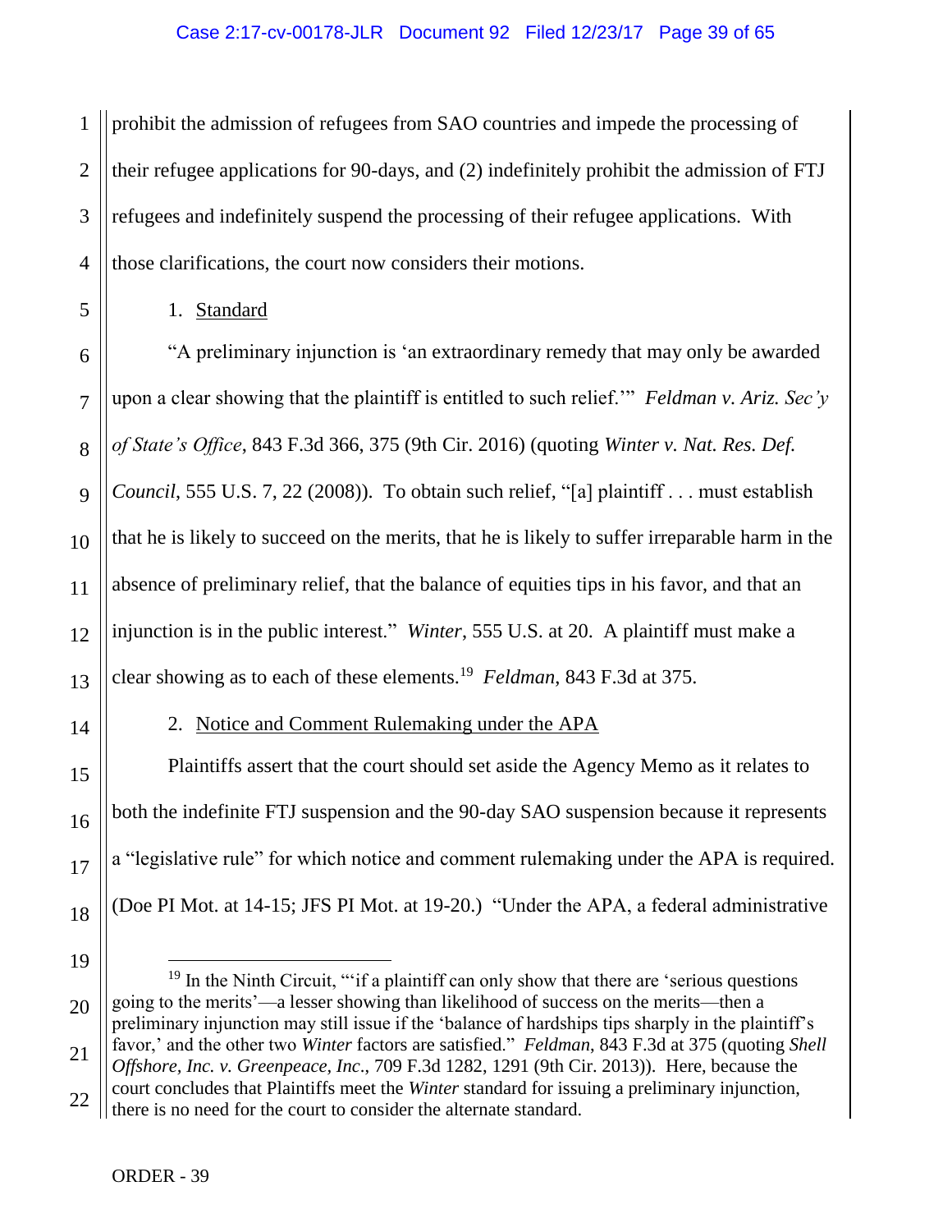prohibit the admission of refugees from SAO countries and impede the processing of their refugee applications for 90-days, and (2) indefinitely prohibit the admission of FTJ refugees and indefinitely suspend the processing of their refugee applications. With those clarifications, the court now considers their motions.

1. Standard

"A preliminary injunction is 'an extraordinary remedy that may only be awarded upon a clear showing that the plaintiff is entitled to such relief.'" *Feldman v. Ariz. Sec'y of State's Office*, 843 F.3d 366, 375 (9th Cir. 2016) (quoting *Winter v. Nat. Res. Def. Council*, 555 U.S. 7, 22 (2008)). To obtain such relief, "[a] plaintiff . . . must establish that he is likely to succeed on the merits, that he is likely to suffer irreparable harm in the absence of preliminary relief, that the balance of equities tips in his favor, and that an injunction is in the public interest." *Winter*, 555 U.S. at 20. A plaintiff must make a clear showing as to each of these elements.[19] *Feldman*, 843 F.3d at 375.

2. Notice and Comment Rulemaking under the APA

Plaintiffs assert that the court should set aside the Agency Memo as it relates to both the indefinite FTJ suspension and the 90-day SAO suspension because it represents a "legislative rule" for which notice and comment rulemaking under the APA is required. (Doe PI Mot. at 14-15; JFS PI Mot. at 19-20.) "Under the APA, a federal administrative

---

[19] In the Ninth Circuit, "'if a plaintiff can only show that there are 'serious questions going to the merits'—a lesser showing than likelihood of success on the merits—then a preliminary injunction may still issue if the 'balance of hardships tips sharply in the plaintiff's favor,' and the other two *Winter* factors are satisfied." *Feldman*, 843 F.3d at 375 (quoting *Shell Offshore, Inc. v. Greenpeace, Inc.*, 709 F.3d 1282, 1291 (9th Cir. 2013)). Here, because the court concludes that Plaintiffs meet the *Winter* standard for issuing a preliminary injunction, there is no need for the court to consider the alternate standard.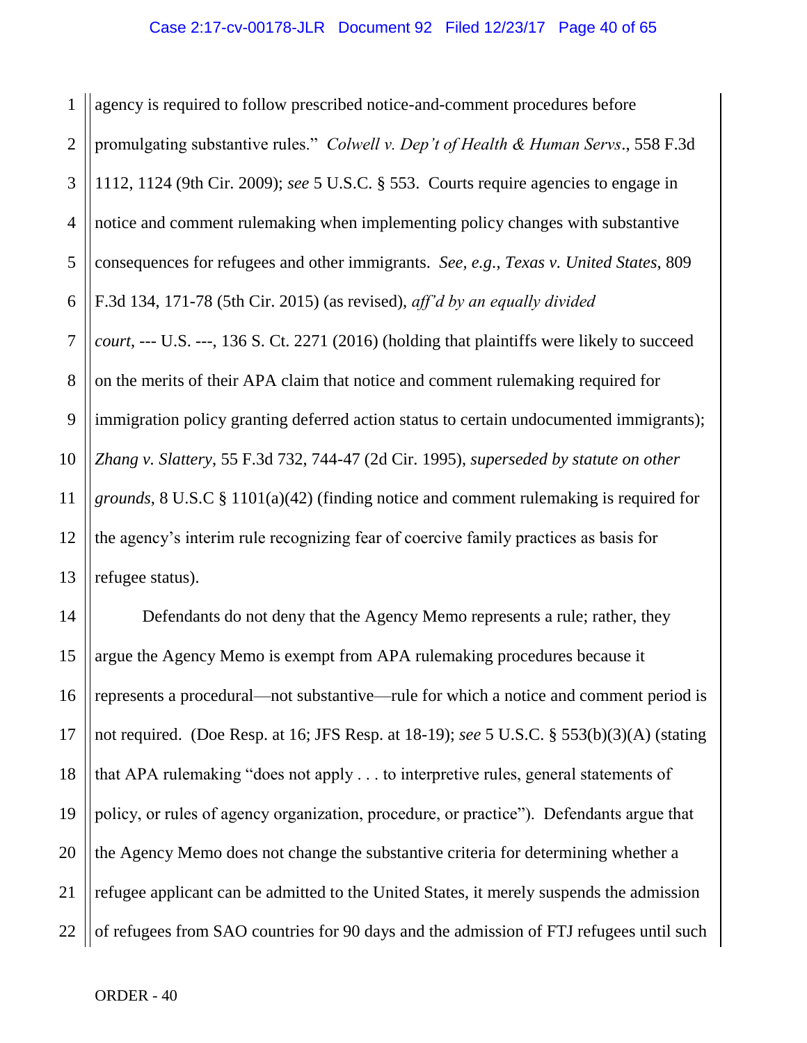agency is required to follow prescribed notice-and-comment procedures before promulgating substantive rules." *Colwell v. Dep't of Health & Human Servs*., 558 F.3d 1112, 1124 (9th Cir. 2009); *see* 5 U.S.C. § 553. Courts require agencies to engage in notice and comment rulemaking when implementing policy changes with substantive consequences for refugees and other immigrants. *See, e.g.*, *Texas v. United States*, 809 F.3d 134, 171-78 (5th Cir. 2015) (as revised), *aff'd by an equally divided court*, --- U.S. ---, 136 S. Ct. 2271 (2016) (holding that plaintiffs were likely to succeed on the merits of their APA claim that notice and comment rulemaking required for immigration policy granting deferred action status to certain undocumented immigrants); *Zhang v. Slattery*, 55 F.3d 732, 744-47 (2d Cir. 1995), *superseded by statute on other grounds*, 8 U.S.C § 1101(a)(42) (finding notice and comment rulemaking is required for the agency's interim rule recognizing fear of coercive family practices as basis for refugee status).

Defendants do not deny that the Agency Memo represents a rule; rather, they argue the Agency Memo is exempt from APA rulemaking procedures because it represents a procedural—not substantive—rule for which a notice and comment period is not required. (Doe Resp. at 16; JFS Resp. at 18-19); *see* 5 U.S.C. § 553(b)(3)(A) (stating that APA rulemaking "does not apply . . . to interpretive rules, general statements of policy, or rules of agency organization, procedure, or practice"). Defendants argue that the Agency Memo does not change the substantive criteria for determining whether a refugee applicant can be admitted to the United States, it merely suspends the admission of refugees from SAO countries for 90 days and the admission of FTJ refugees until such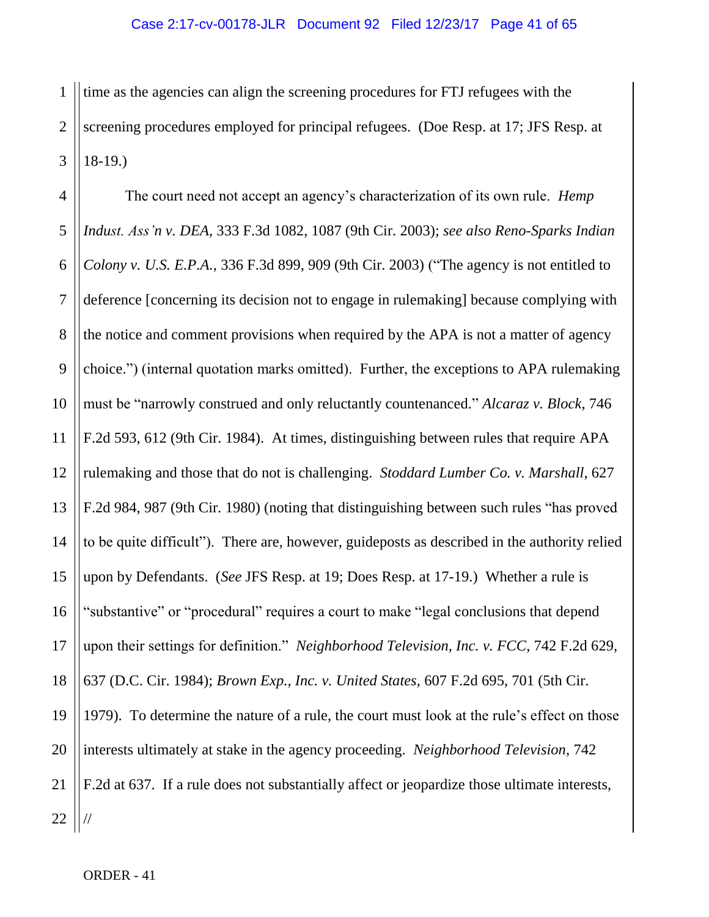time as the agencies can align the screening procedures for FTJ refugees with the screening procedures employed for principal refugees. (Doe Resp. at 17; JFS Resp. at 18-19.)

The court need not accept an agency's characterization of its own rule. *Hemp Indust. Ass'n v. DEA*, 333 F.3d 1082, 1087 (9th Cir. 2003); *see also Reno-Sparks Indian Colony v. U.S. E.P.A.*, 336 F.3d 899, 909 (9th Cir. 2003) ("The agency is not entitled to deference [concerning its decision not to engage in rulemaking] because complying with the notice and comment provisions when required by the APA is not a matter of agency choice.") (internal quotation marks omitted). Further, the exceptions to APA rulemaking must be "narrowly construed and only reluctantly countenanced." *Alcaraz v. Block*, 746 F.2d 593, 612 (9th Cir. 1984). At times, distinguishing between rules that require APA rulemaking and those that do not is challenging. *Stoddard Lumber Co. v. Marshall*, 627 F.2d 984, 987 (9th Cir. 1980) (noting that distinguishing between such rules "has proved to be quite difficult"). There are, however, guideposts as described in the authority relied upon by Defendants. (*See* JFS Resp. at 19; Does Resp. at 17-19.) Whether a rule is "substantive" or "procedural" requires a court to make "legal conclusions that depend upon their settings for definition." *Neighborhood Television, Inc. v. FCC*, 742 F.2d 629, 637 (D.C. Cir. 1984); *Brown Exp., Inc. v. United States*, 607 F.2d 695, 701 (5th Cir. 1979). To determine the nature of a rule, the court must look at the rule's effect on those interests ultimately at stake in the agency proceeding. *Neighborhood Television*, 742 F.2d at 637. If a rule does not substantially affect or jeopardize those ultimate interests,

//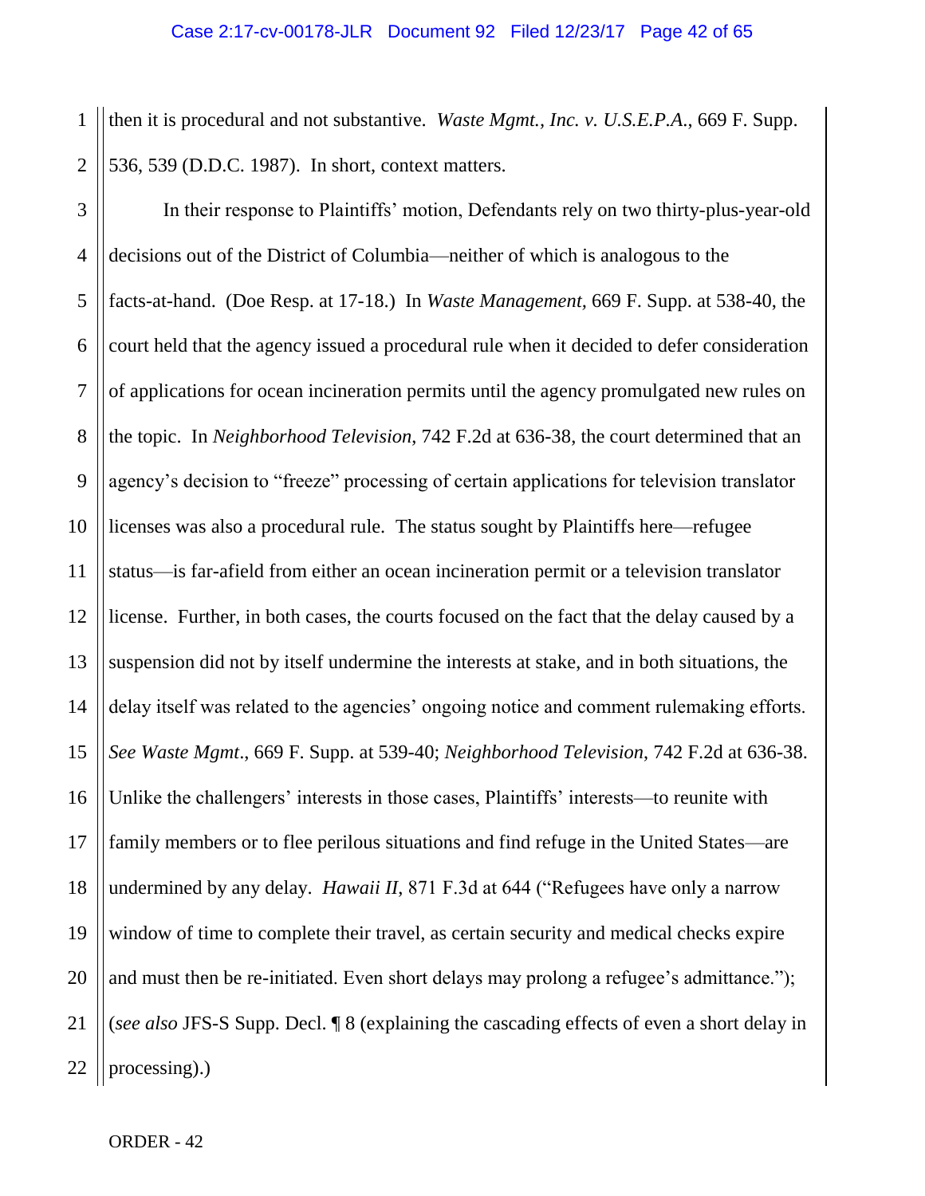then it is procedural and not substantive. *Waste Mgmt., Inc. v. U.S.E.P.A.*, 669 F. Supp. 536, 539 (D.D.C. 1987). In short, context matters.

In their response to Plaintiffs' motion, Defendants rely on two thirty-plus-year-old decisions out of the District of Columbia—neither of which is analogous to the facts-at-hand. (Doe Resp. at 17-18.) In *Waste Management*, 669 F. Supp. at 538-40, the court held that the agency issued a procedural rule when it decided to defer consideration of applications for ocean incineration permits until the agency promulgated new rules on the topic. In *Neighborhood Television*, 742 F.2d at 636-38, the court determined that an agency's decision to "freeze" processing of certain applications for television translator licenses was also a procedural rule. The status sought by Plaintiffs here—refugee status—is far-afield from either an ocean incineration permit or a television translator license. Further, in both cases, the courts focused on the fact that the delay caused by a suspension did not by itself undermine the interests at stake, and in both situations, the delay itself was related to the agencies' ongoing notice and comment rulemaking efforts. *See Waste Mgmt*., 669 F. Supp. at 539-40; *Neighborhood Television*, 742 F.2d at 636-38. Unlike the challengers' interests in those cases, Plaintiffs' interests—to reunite with family members or to flee perilous situations and find refuge in the United States—are undermined by any delay. *Hawaii II*, 871 F.3d at 644 ("Refugees have only a narrow window of time to complete their travel, as certain security and medical checks expire and must then be re-initiated. Even short delays may prolong a refugee's admittance."); (*see also* JFS-S Supp. Decl. ¶ 8 (explaining the cascading effects of even a short delay in processing).)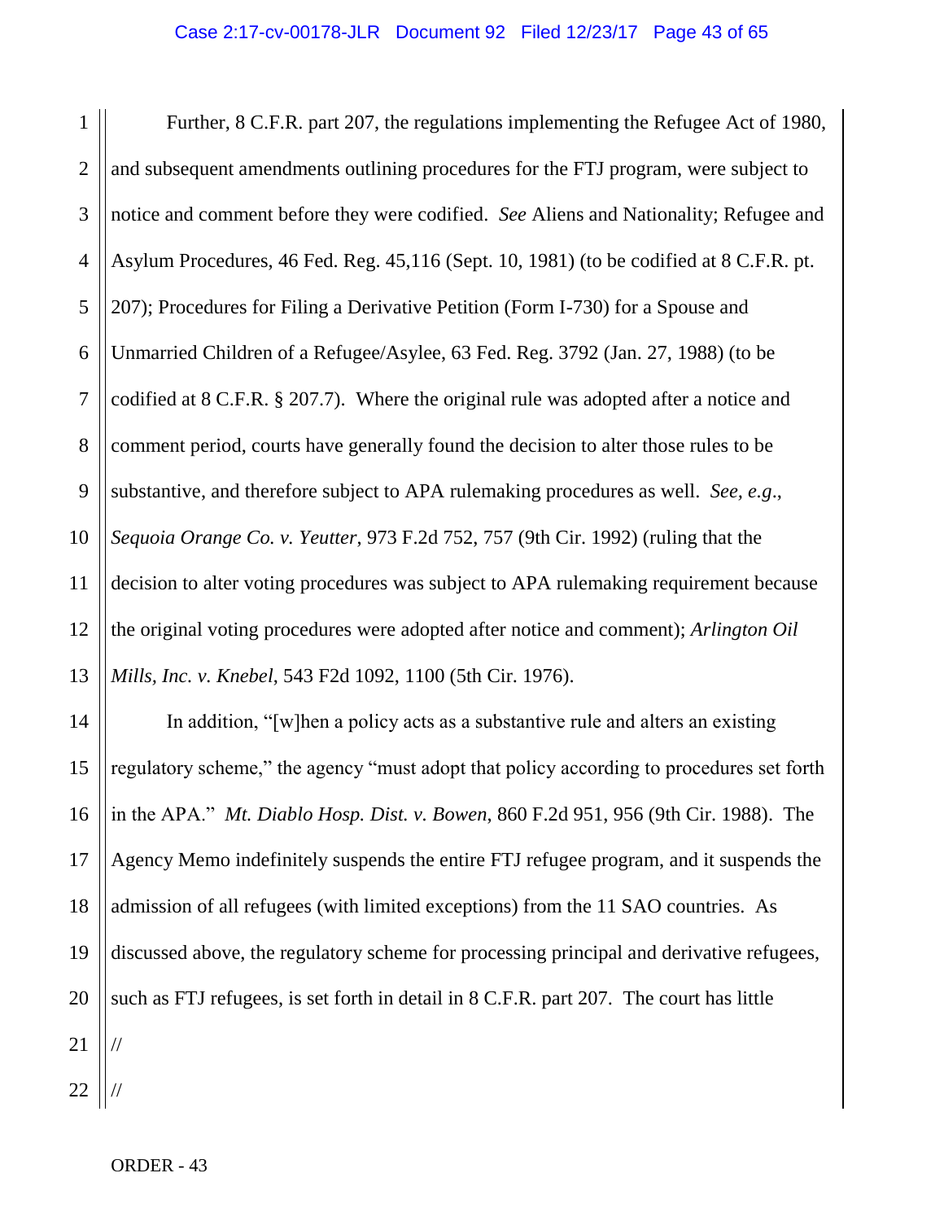Further, 8 C.F.R. part 207, the regulations implementing the Refugee Act of 1980, and subsequent amendments outlining procedures for the FTJ program, were subject to notice and comment before they were codified. *See* Aliens and Nationality; Refugee and Asylum Procedures, 46 Fed. Reg. 45,116 (Sept. 10, 1981) (to be codified at 8 C.F.R. pt. 207); Procedures for Filing a Derivative Petition (Form I-730) for a Spouse and Unmarried Children of a Refugee/Asylee, 63 Fed. Reg. 3792 (Jan. 27, 1988) (to be codified at 8 C.F.R. § 207.7). Where the original rule was adopted after a notice and comment period, courts have generally found the decision to alter those rules to be substantive, and therefore subject to APA rulemaking procedures as well. *See, e.g.*, *Sequoia Orange Co. v. Yeutter*, 973 F.2d 752, 757 (9th Cir. 1992) (ruling that the decision to alter voting procedures was subject to APA rulemaking requirement because the original voting procedures were adopted after notice and comment); *Arlington Oil Mills, Inc. v. Knebel*, 543 F2d 1092, 1100 (5th Cir. 1976).

In addition, "[w]hen a policy acts as a substantive rule and alters an existing regulatory scheme," the agency "must adopt that policy according to procedures set forth in the APA." *Mt. Diablo Hosp. Dist. v. Bowen*, 860 F.2d 951, 956 (9th Cir. 1988). The Agency Memo indefinitely suspends the entire FTJ refugee program, and it suspends the admission of all refugees (with limited exceptions) from the 11 SAO countries. As discussed above, the regulatory scheme for processing principal and derivative refugees, such as FTJ refugees, is set forth in detail in 8 C.F.R. part 207. The court has little

//

//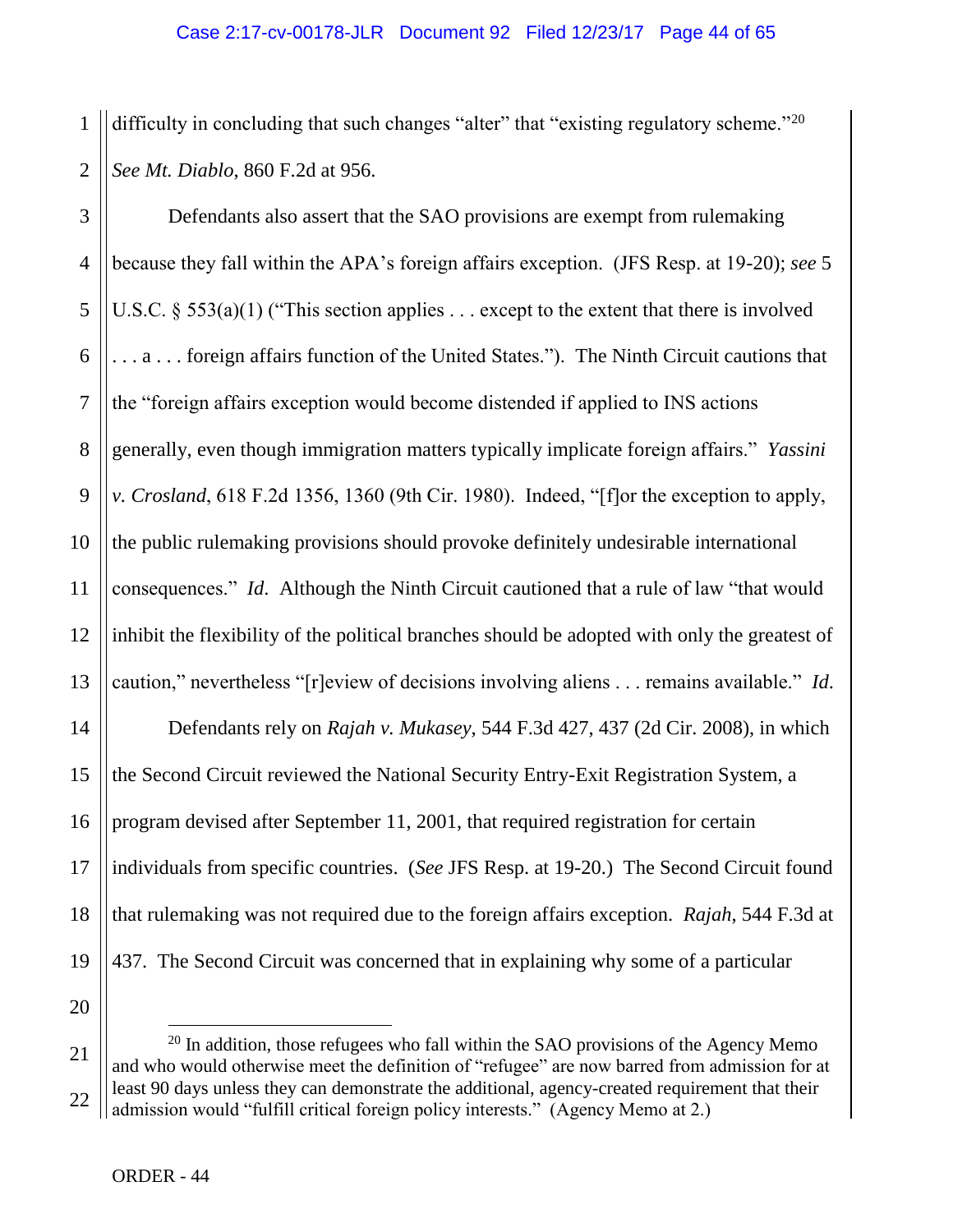difficulty in concluding that such changes "alter" that "existing regulatory scheme."[20] *See Mt. Diablo*, 860 F.2d at 956.

Defendants also assert that the SAO provisions are exempt from rulemaking because they fall within the APA's foreign affairs exception. (JFS Resp. at 19-20); *see* 5 U.S.C. § 553(a)(1) ("This section applies . . . except to the extent that there is involved . . . a . . . foreign affairs function of the United States."). The Ninth Circuit cautions that the "foreign affairs exception would become distended if applied to INS actions generally, even though immigration matters typically implicate foreign affairs." *Yassini v. Crosland*, 618 F.2d 1356, 1360 (9th Cir. 1980). Indeed, "[f]or the exception to apply, the public rulemaking provisions should provoke definitely undesirable international consequences." *Id*. Although the Ninth Circuit cautioned that a rule of law "that would inhibit the flexibility of the political branches should be adopted with only the greatest of caution," nevertheless "[r]eview of decisions involving aliens . . . remains available." *Id.*

Defendants rely on *Rajah v. Mukasey*, 544 F.3d 427, 437 (2d Cir. 2008), in which the Second Circuit reviewed the National Security Entry-Exit Registration System, a program devised after September 11, 2001, that required registration for certain individuals from specific countries. (*See* JFS Resp. at 19-20.) The Second Circuit found that rulemaking was not required due to the foreign affairs exception. *Rajah*, 544 F.3d at 437. The Second Circuit was concerned that in explaining why some of a particular

[20] In addition, those refugees who fall within the SAO provisions of the Agency Memo and who would otherwise meet the definition of "refugee" are now barred from admission for at least 90 days unless they can demonstrate the additional, agency-created requirement that their admission would "fulfill critical foreign policy interests." (Agency Memo at 2.)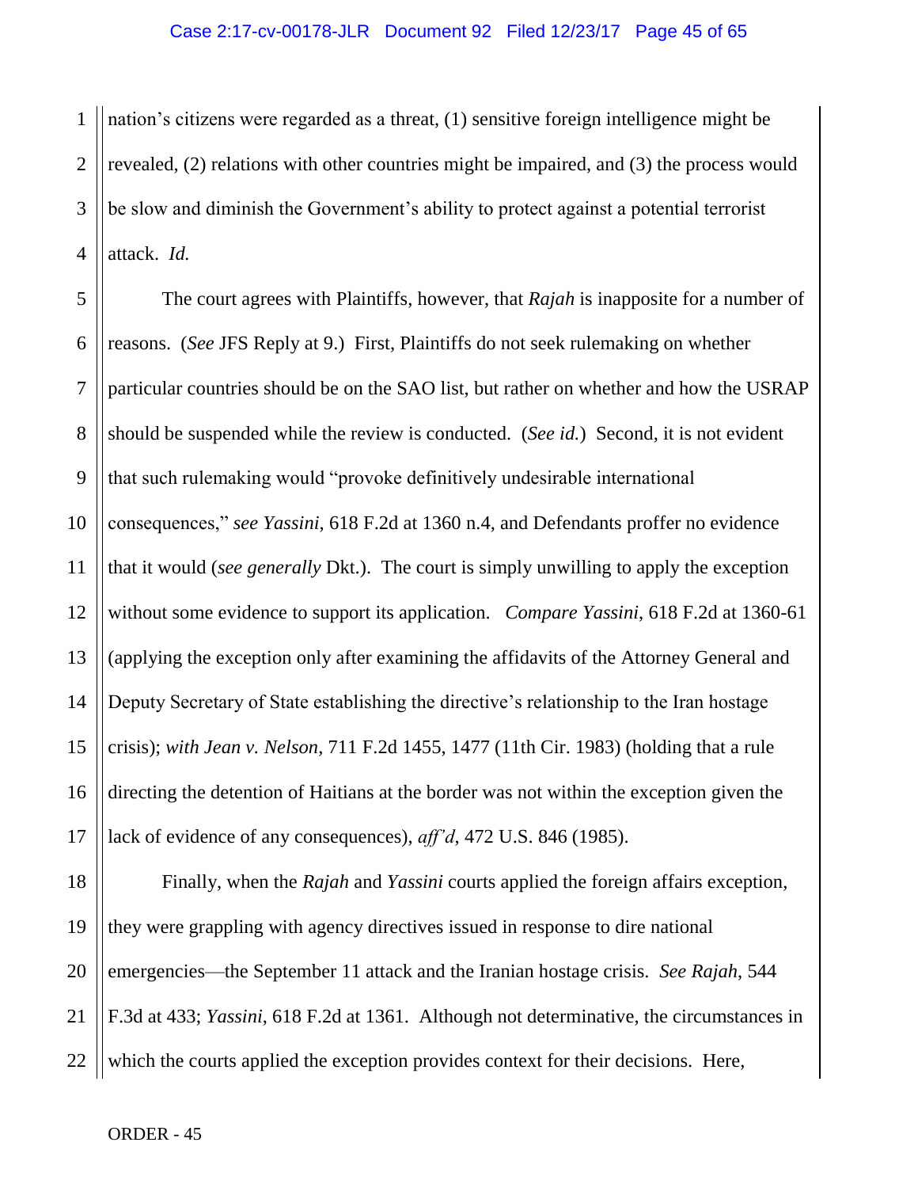nation's citizens were regarded as a threat, (1) sensitive foreign intelligence might be revealed, (2) relations with other countries might be impaired, and (3) the process would be slow and diminish the Government's ability to protect against a potential terrorist attack. *Id.*

The court agrees with Plaintiffs, however, that *Rajah* is inapposite for a number of reasons. (*See* JFS Reply at 9.) First, Plaintiffs do not seek rulemaking on whether particular countries should be on the SAO list, but rather on whether and how the USRAP should be suspended while the review is conducted. (*See id.*) Second, it is not evident that such rulemaking would "provoke definitively undesirable international consequences," *see Yassini*, 618 F.2d at 1360 n.4, and Defendants proffer no evidence that it would (*see generally* Dkt.). The court is simply unwilling to apply the exception without some evidence to support its application. *Compare Yassini*, 618 F.2d at 1360-61 (applying the exception only after examining the affidavits of the Attorney General and Deputy Secretary of State establishing the directive's relationship to the Iran hostage crisis); *with Jean v. Nelson*, 711 F.2d 1455, 1477 (11th Cir. 1983) (holding that a rule directing the detention of Haitians at the border was not within the exception given the lack of evidence of any consequences), *aff'd*, 472 U.S. 846 (1985).

Finally, when the *Rajah* and *Yassini* courts applied the foreign affairs exception, they were grappling with agency directives issued in response to dire national emergencies—the September 11 attack and the Iranian hostage crisis. *See Rajah*, 544 F.3d at 433; *Yassini*, 618 F.2d at 1361. Although not determinative, the circumstances in which the courts applied the exception provides context for their decisions. Here,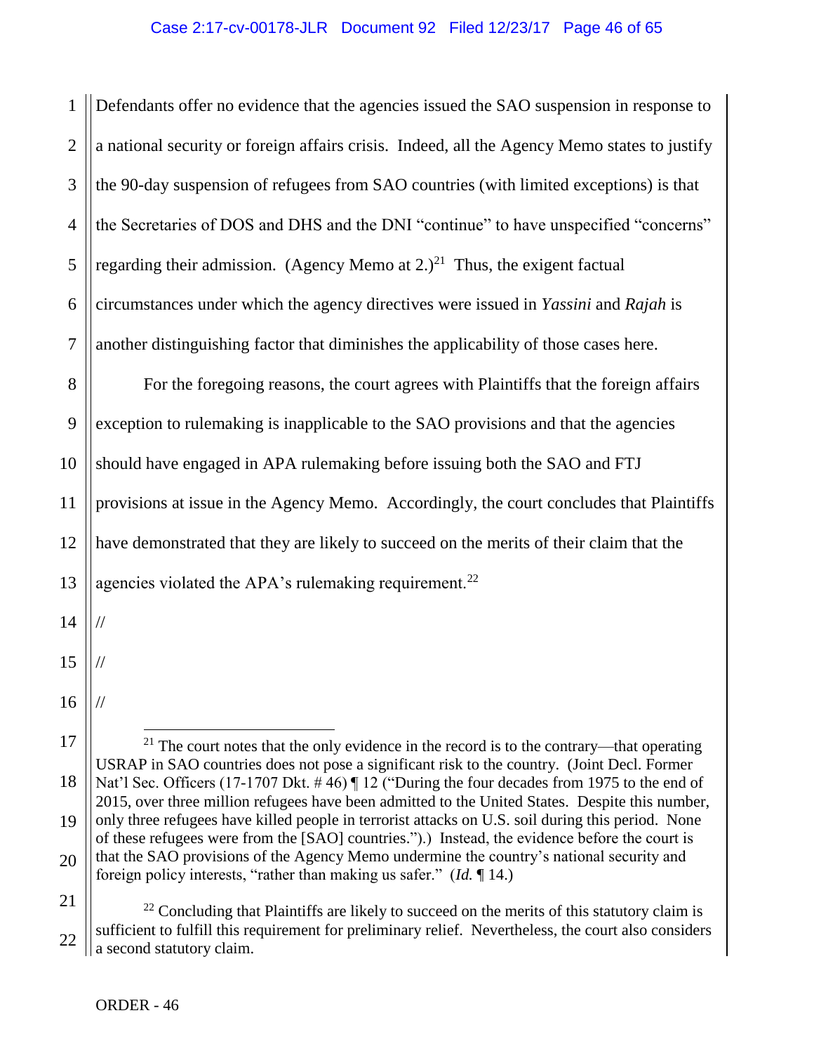Defendants offer no evidence that the agencies issued the SAO suspension in response to a national security or foreign affairs crisis. Indeed, all the Agency Memo states to justify the 90-day suspension of refugees from SAO countries (with limited exceptions) is that the Secretaries of DOS and DHS and the DNI "continue" to have unspecified "concerns" regarding their admission. (Agency Memo at 2.)[21] Thus, the exigent factual circumstances under which the agency directives were issued in *Yassini* and *Rajah* is another distinguishing factor that diminishes the applicability of those cases here.

For the foregoing reasons, the court agrees with Plaintiffs that the foreign affairs exception to rulemaking is inapplicable to the SAO provisions and that the agencies should have engaged in APA rulemaking before issuing both the SAO and FTJ provisions at issue in the Agency Memo. Accordingly, the court concludes that Plaintiffs have demonstrated that they are likely to succeed on the merits of their claim that the agencies violated the APA's rulemaking requirement.[22]

//

//

//

---

[21] The court notes that the only evidence in the record is to the contrary—that operating USRAP in SAO countries does not pose a significant risk to the country. (Joint Decl. Former Nat'l Sec. Officers (17-1707 Dkt. # 46) ¶ 12 ("During the four decades from 1975 to the end of 2015, over three million refugees have been admitted to the United States. Despite this number, only three refugees have killed people in terrorist attacks on U.S. soil during this period. None of these refugees were from the [SAO] countries.").) Instead, the evidence before the court is that the SAO provisions of the Agency Memo undermine the country's national security and foreign policy interests, "rather than making us safer." (*Id.* ¶ 14.)

[22] Concluding that Plaintiffs are likely to succeed on the merits of this statutory claim is sufficient to fulfill this requirement for preliminary relief. Nevertheless, the court also considers a second statutory claim.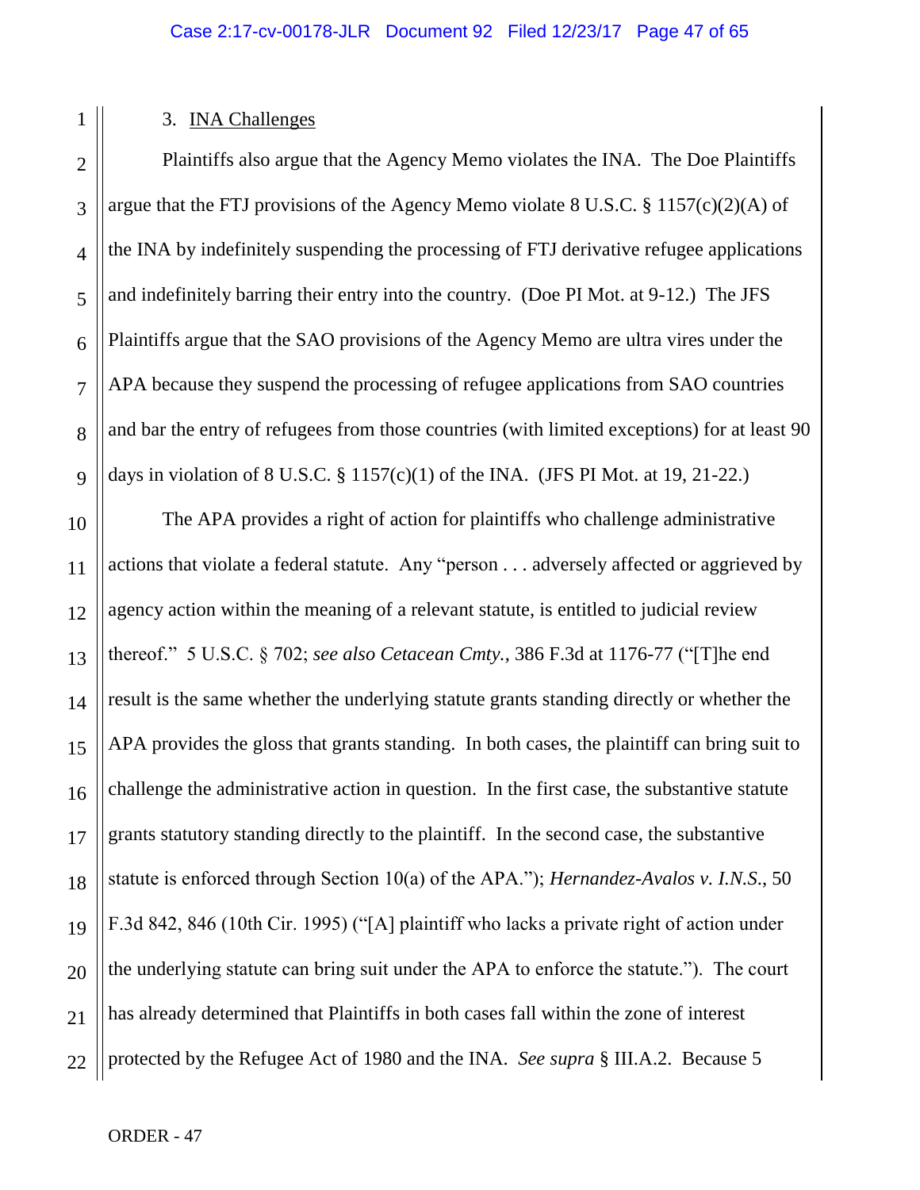3. <u>INA Challenges</u>

Plaintiffs also argue that the Agency Memo violates the INA. The Doe Plaintiffs argue that the FTJ provisions of the Agency Memo violate 8 U.S.C. § 1157(c)(2)(A) of the INA by indefinitely suspending the processing of FTJ derivative refugee applications and indefinitely barring their entry into the country. (Doe PI Mot. at 9-12.) The JFS Plaintiffs argue that the SAO provisions of the Agency Memo are ultra vires under the APA because they suspend the processing of refugee applications from SAO countries and bar the entry of refugees from those countries (with limited exceptions) for at least 90 days in violation of 8 U.S.C. § 1157(c)(1) of the INA. (JFS PI Mot. at 19, 21-22.)

The APA provides a right of action for plaintiffs who challenge administrative actions that violate a federal statute. Any "person . . . adversely affected or aggrieved by agency action within the meaning of a relevant statute, is entitled to judicial review thereof." 5 U.S.C. § 702; *see also Cetacean Cmty.*, 386 F.3d at 1176-77 ("[T]he end result is the same whether the underlying statute grants standing directly or whether the APA provides the gloss that grants standing. In both cases, the plaintiff can bring suit to challenge the administrative action in question. In the first case, the substantive statute grants statutory standing directly to the plaintiff. In the second case, the substantive statute is enforced through Section 10(a) of the APA."); *Hernandez-Avalos v. I.N.S.*, 50 F.3d 842, 846 (10th Cir. 1995) ("[A] plaintiff who lacks a private right of action under the underlying statute can bring suit under the APA to enforce the statute."). The court has already determined that Plaintiffs in both cases fall within the zone of interest protected by the Refugee Act of 1980 and the INA. *See supra* § III.A.2. Because 5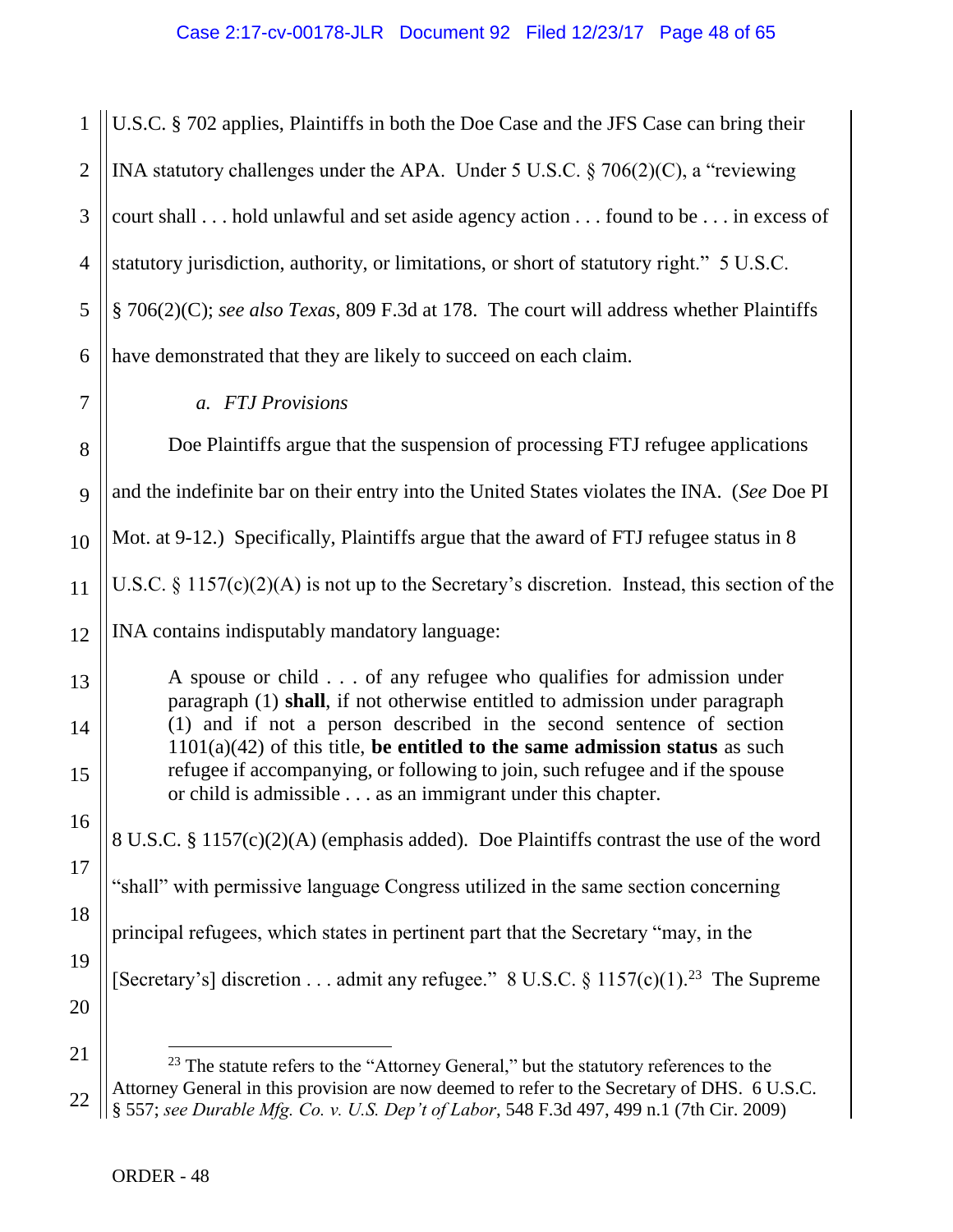U.S.C. § 702 applies, Plaintiffs in both the Doe Case and the JFS Case can bring their INA statutory challenges under the APA. Under 5 U.S.C. § 706(2)(C), a "reviewing court shall . . . hold unlawful and set aside agency action . . . found to be . . . in excess of statutory jurisdiction, authority, or limitations, or short of statutory right." 5 U.S.C. § 706(2)(C); *see also Texas*, 809 F.3d at 178. The court will address whether Plaintiffs have demonstrated that they are likely to succeed on each claim.

*a. FTJ Provisions*

Doe Plaintiffs argue that the suspension of processing FTJ refugee applications and the indefinite bar on their entry into the United States violates the INA. (*See* Doe PI Mot. at 9-12.) Specifically, Plaintiffs argue that the award of FTJ refugee status in 8 U.S.C. § 1157(c)(2)(A) is not up to the Secretary's discretion. Instead, this section of the INA contains indisputably mandatory language:

> A spouse or child . . . of any refugee who qualifies for admission under paragraph (1) **shall**, if not otherwise entitled to admission under paragraph (1) and if not a person described in the second sentence of section 1101(a)(42) of this title, **be entitled to the same admission status** as such refugee if accompanying, or following to join, such refugee and if the spouse or child is admissible . . . as an immigrant under this chapter.

8 U.S.C. § 1157(c)(2)(A) (emphasis added). Doe Plaintiffs contrast the use of the word "shall" with permissive language Congress utilized in the same section concerning principal refugees, which states in pertinent part that the Secretary "may, in the [Secretary's] discretion . . . admit any refugee." 8 U.S.C. § 1157(c)(1).[23] The Supreme

[23] The statute refers to the "Attorney General," but the statutory references to the Attorney General in this provision are now deemed to refer to the Secretary of DHS. 6 U.S.C. § 557; *see Durable Mfg. Co. v. U.S. Dep't of Labor*, 548 F.3d 497, 499 n.1 (7th Cir. 2009)

ORDER - 48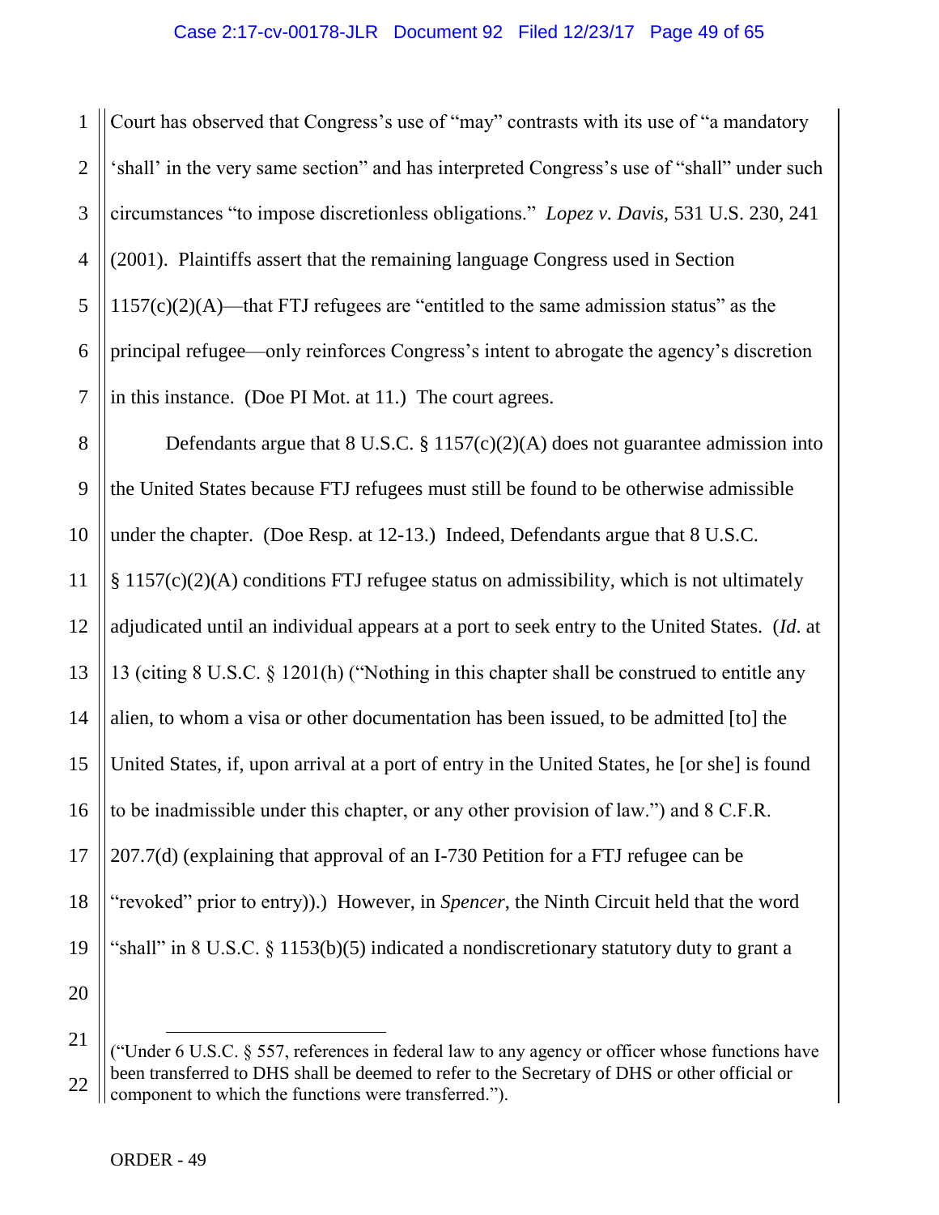Court has observed that Congress's use of "may" contrasts with its use of "a mandatory 'shall' in the very same section" and has interpreted Congress's use of "shall" under such circumstances "to impose discretionless obligations." *Lopez v. Davis*, 531 U.S. 230, 241 (2001). Plaintiffs assert that the remaining language Congress used in Section 1157(c)(2)(A)—that FTJ refugees are "entitled to the same admission status" as the principal refugee—only reinforces Congress's intent to abrogate the agency's discretion in this instance. (Doe PI Mot. at 11.) The court agrees.

Defendants argue that 8 U.S.C. § 1157(c)(2)(A) does not guarantee admission into the United States because FTJ refugees must still be found to be otherwise admissible under the chapter. (Doe Resp. at 12-13.) Indeed, Defendants argue that 8 U.S.C. § 1157(c)(2)(A) conditions FTJ refugee status on admissibility, which is not ultimately adjudicated until an individual appears at a port to seek entry to the United States. (*Id*. at 13 (citing 8 U.S.C. § 1201(h) ("Nothing in this chapter shall be construed to entitle any alien, to whom a visa or other documentation has been issued, to be admitted [to] the United States, if, upon arrival at a port of entry in the United States, he [or she] is found to be inadmissible under this chapter, or any other provision of law.") and 8 C.F.R. 207.7(d) (explaining that approval of an I-730 Petition for a FTJ refugee can be "revoked" prior to entry)).) However, in *Spencer*, the Ninth Circuit held that the word "shall" in 8 U.S.C. § 1153(b)(5) indicated a nondiscretionary statutory duty to grant a

---

("Under 6 U.S.C. § 557, references in federal law to any agency or officer whose functions have been transferred to DHS shall be deemed to refer to the Secretary of DHS or other official or component to which the functions were transferred.").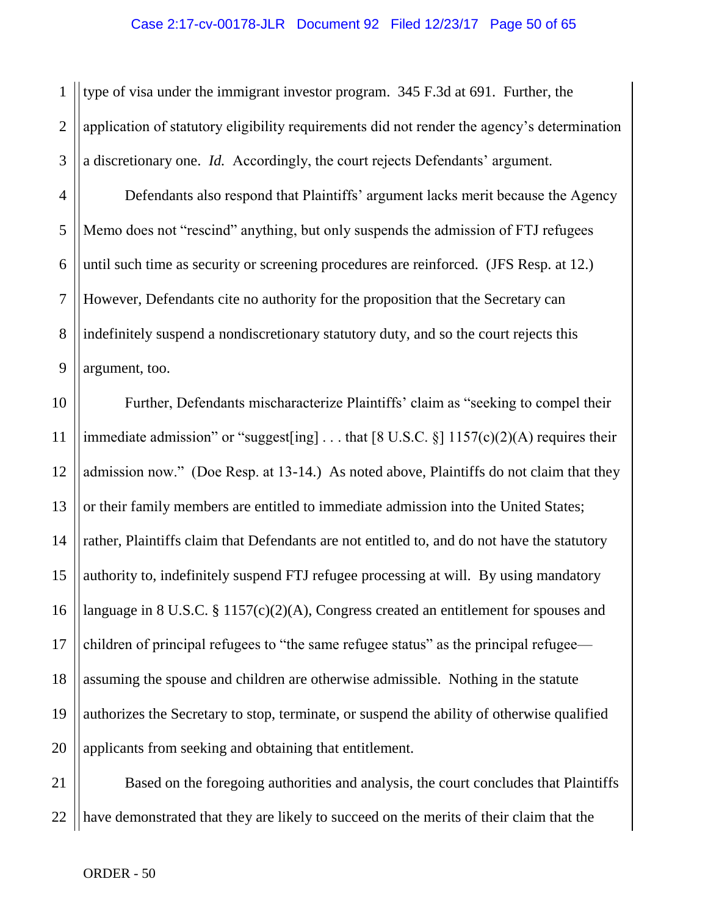type of visa under the immigrant investor program. 345 F.3d at 691. Further, the application of statutory eligibility requirements did not render the agency's determination a discretionary one. *Id.* Accordingly, the court rejects Defendants' argument.

Defendants also respond that Plaintiffs' argument lacks merit because the Agency Memo does not "rescind" anything, but only suspends the admission of FTJ refugees until such time as security or screening procedures are reinforced. (JFS Resp. at 12.) However, Defendants cite no authority for the proposition that the Secretary can indefinitely suspend a nondiscretionary statutory duty, and so the court rejects this argument, too.

Further, Defendants mischaracterize Plaintiffs' claim as "seeking to compel their immediate admission" or "suggest[ing] . . . that [8 U.S.C. §] 1157(c)(2)(A) requires their admission now." (Doe Resp. at 13-14.) As noted above, Plaintiffs do not claim that they or their family members are entitled to immediate admission into the United States; rather, Plaintiffs claim that Defendants are not entitled to, and do not have the statutory authority to, indefinitely suspend FTJ refugee processing at will. By using mandatory language in 8 U.S.C. § 1157(c)(2)(A), Congress created an entitlement for spouses and children of principal refugees to "the same refugee status" as the principal refugee—assuming the spouse and children are otherwise admissible. Nothing in the statute authorizes the Secretary to stop, terminate, or suspend the ability of otherwise qualified applicants from seeking and obtaining that entitlement.

Based on the foregoing authorities and analysis, the court concludes that Plaintiffs have demonstrated that they are likely to succeed on the merits of their claim that the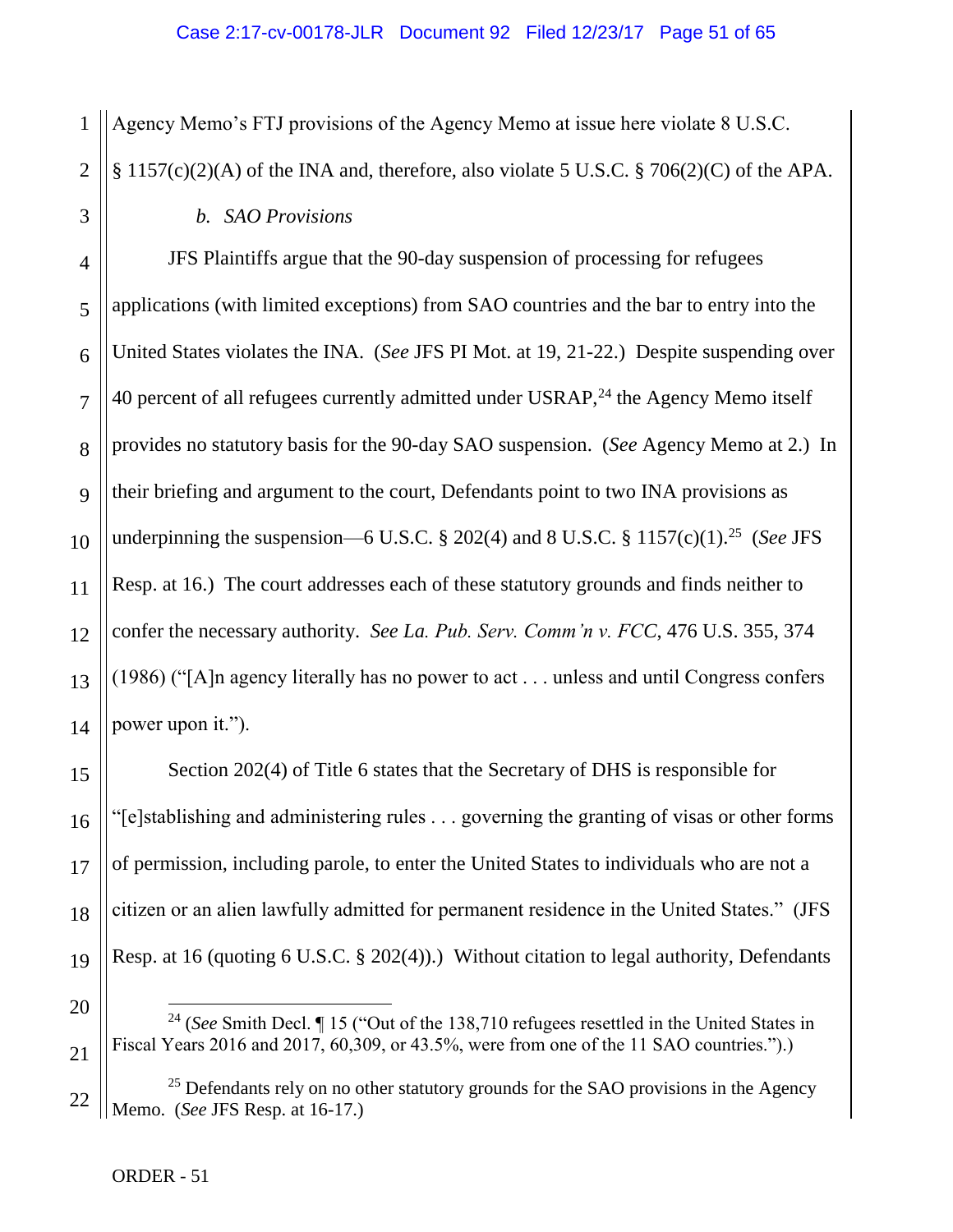Agency Memo's FTJ provisions of the Agency Memo at issue here violate 8 U.S.C. § 1157(c)(2)(A) of the INA and, therefore, also violate 5 U.S.C. § 706(2)(C) of the APA.

*b. SAO Provisions*

JFS Plaintiffs argue that the 90-day suspension of processing for refugees applications (with limited exceptions) from SAO countries and the bar to entry into the United States violates the INA. (*See* JFS PI Mot. at 19, 21-22.) Despite suspending over 40 percent of all refugees currently admitted under USRAP,[24] the Agency Memo itself provides no statutory basis for the 90-day SAO suspension. (*See* Agency Memo at 2.) In their briefing and argument to the court, Defendants point to two INA provisions as underpinning the suspension—6 U.S.C. § 202(4) and 8 U.S.C. § 1157(c)(1).[25] (*See* JFS Resp. at 16.) The court addresses each of these statutory grounds and finds neither to confer the necessary authority. *See La. Pub. Serv. Comm'n v. FCC*, 476 U.S. 355, 374 (1986) ("[A]n agency literally has no power to act . . . unless and until Congress confers power upon it.").

Section 202(4) of Title 6 states that the Secretary of DHS is responsible for "[e]stablishing and administering rules . . . governing the granting of visas or other forms of permission, including parole, to enter the United States to individuals who are not a citizen or an alien lawfully admitted for permanent residence in the United States." (JFS Resp. at 16 (quoting 6 U.S.C. § 202(4)).) Without citation to legal authority, Defendants

---

[24] (*See* Smith Decl. ¶ 15 ("Out of the 138,710 refugees resettled in the United States in Fiscal Years 2016 and 2017, 60,309, or 43.5%, were from one of the 11 SAO countries.").)

[25] Defendants rely on no other statutory grounds for the SAO provisions in the Agency Memo. (*See* JFS Resp. at 16-17.)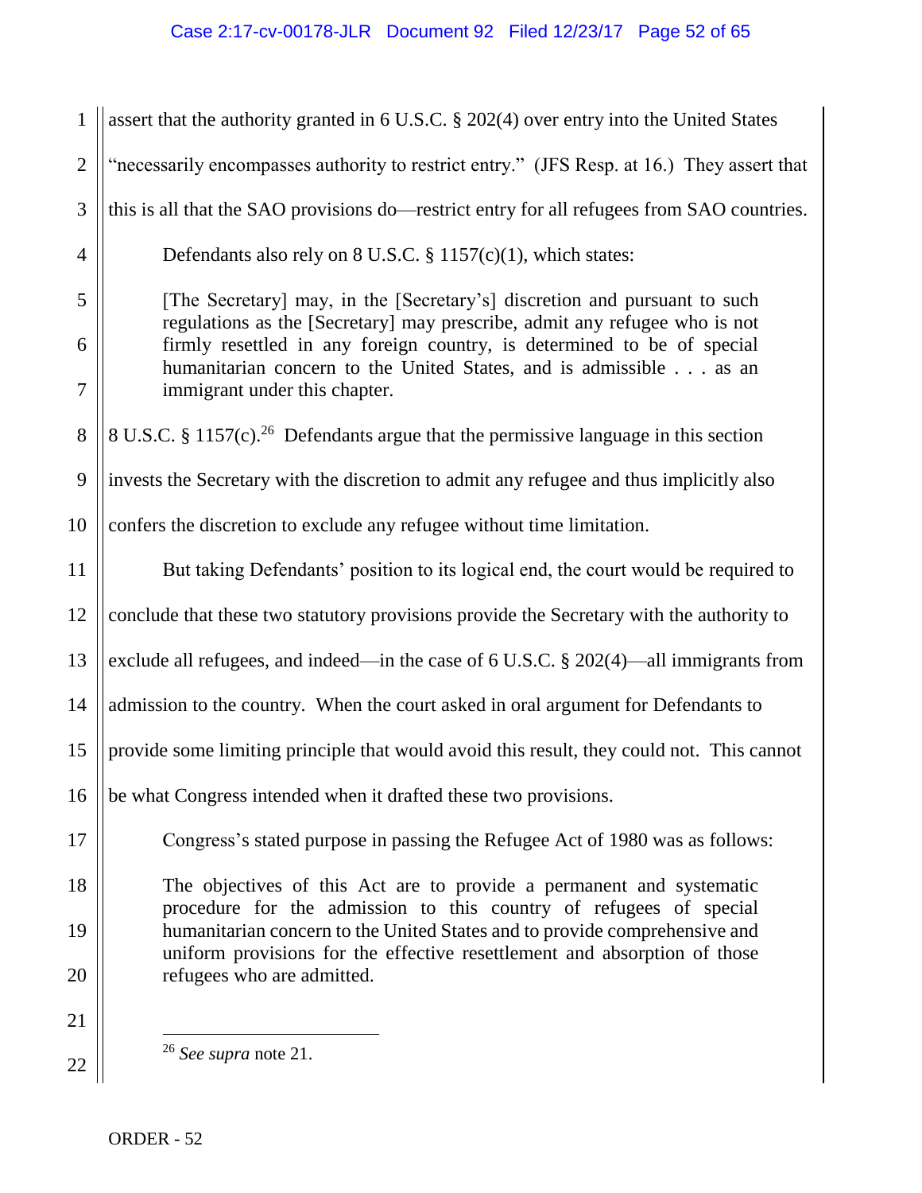assert that the authority granted in 6 U.S.C. § 202(4) over entry into the United States "necessarily encompasses authority to restrict entry." (JFS Resp. at 16.) They assert that this is all that the SAO provisions do—restrict entry for all refugees from SAO countries.

Defendants also rely on 8 U.S.C. § 1157(c)(1), which states:

> [The Secretary] may, in the [Secretary's] discretion and pursuant to such regulations as the [Secretary] may prescribe, admit any refugee who is not firmly resettled in any foreign country, is determined to be of special humanitarian concern to the United States, and is admissible . . . as an immigrant under this chapter.

8 U.S.C. § 1157(c).[26] Defendants argue that the permissive language in this section invests the Secretary with the discretion to admit any refugee and thus implicitly also confers the discretion to exclude any refugee without time limitation.

But taking Defendants' position to its logical end, the court would be required to conclude that these two statutory provisions provide the Secretary with the authority to exclude all refugees, and indeed—in the case of 6 U.S.C. § 202(4)—all immigrants from admission to the country. When the court asked in oral argument for Defendants to provide some limiting principle that would avoid this result, they could not. This cannot be what Congress intended when it drafted these two provisions.

Congress's stated purpose in passing the Refugee Act of 1980 was as follows:

> The objectives of this Act are to provide a permanent and systematic procedure for the admission to this country of refugees of special humanitarian concern to the United States and to provide comprehensive and uniform provisions for the effective resettlement and absorption of those refugees who are admitted.

---

[26] *See supra* note 21.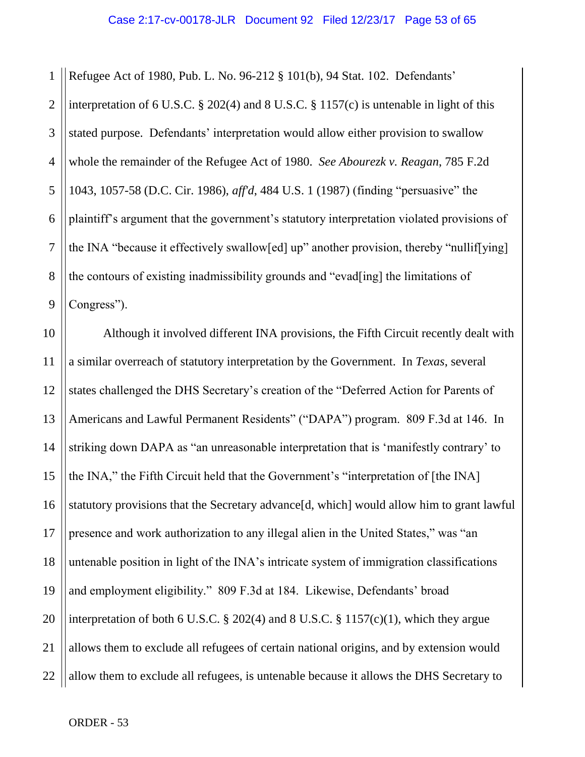Refugee Act of 1980, Pub. L. No. 96-212 § 101(b), 94 Stat. 102. Defendants' interpretation of 6 U.S.C. § 202(4) and 8 U.S.C. § 1157(c) is untenable in light of this stated purpose. Defendants' interpretation would allow either provision to swallow whole the remainder of the Refugee Act of 1980. *See Abourezk v. Reagan*, 785 F.2d 1043, 1057-58 (D.C. Cir. 1986), *aff'd*, 484 U.S. 1 (1987) (finding "persuasive" the plaintiff's argument that the government's statutory interpretation violated provisions of the INA "because it effectively swallow[ed] up" another provision, thereby "nullif[ying] the contours of existing inadmissibility grounds and "evad[ing] the limitations of Congress").

Although it involved different INA provisions, the Fifth Circuit recently dealt with a similar overreach of statutory interpretation by the Government. In *Texas*, several states challenged the DHS Secretary's creation of the "Deferred Action for Parents of Americans and Lawful Permanent Residents" ("DAPA") program. 809 F.3d at 146. In striking down DAPA as "an unreasonable interpretation that is 'manifestly contrary' to the INA," the Fifth Circuit held that the Government's "interpretation of [the INA] statutory provisions that the Secretary advance[d, which] would allow him to grant lawful presence and work authorization to any illegal alien in the United States," was "an untenable position in light of the INA's intricate system of immigration classifications and employment eligibility." 809 F.3d at 184. Likewise, Defendants' broad interpretation of both 6 U.S.C. § 202(4) and 8 U.S.C. § 1157(c)(1), which they argue allows them to exclude all refugees of certain national origins, and by extension would allow them to exclude all refugees, is untenable because it allows the DHS Secretary to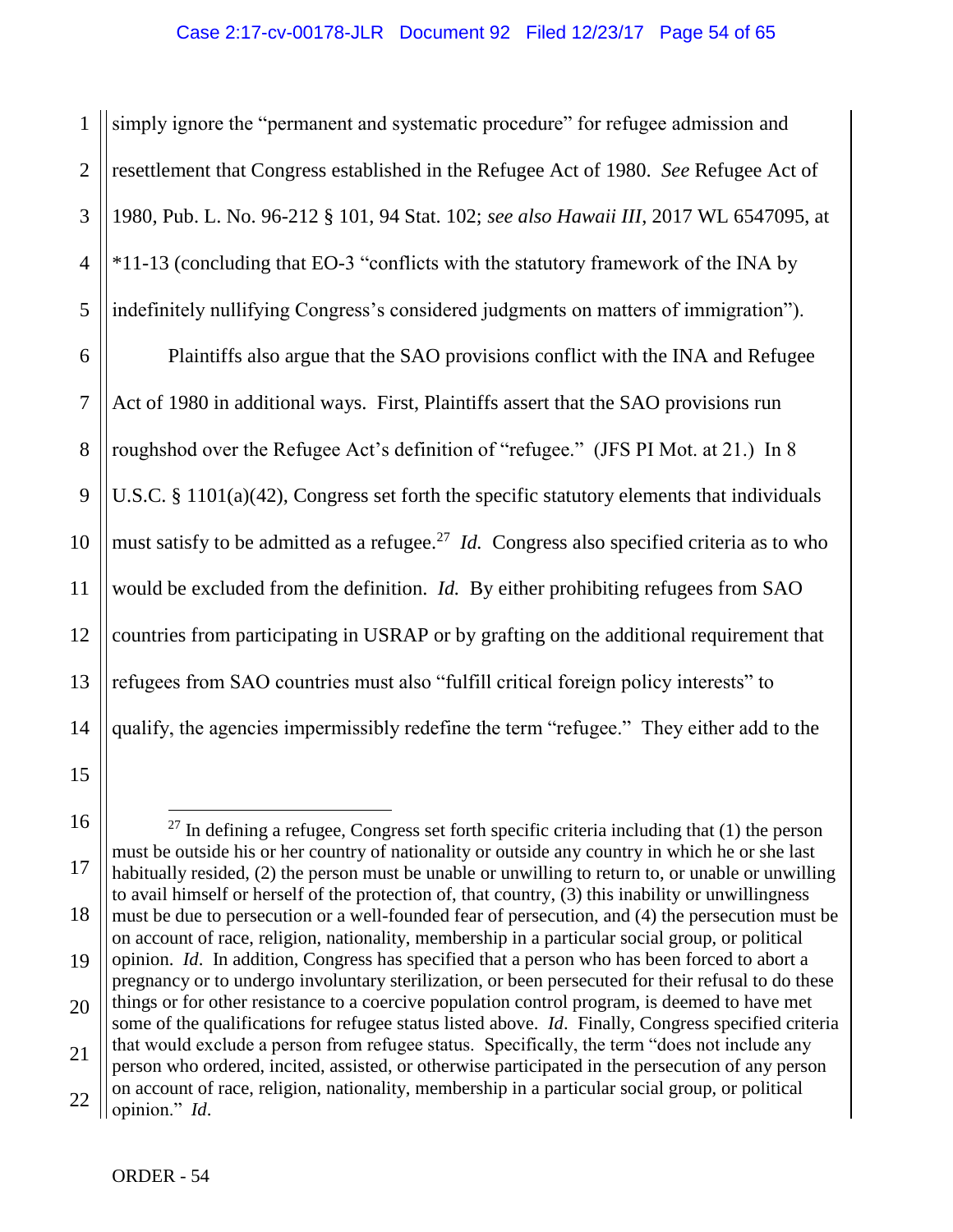simply ignore the "permanent and systematic procedure" for refugee admission and resettlement that Congress established in the Refugee Act of 1980. *See* Refugee Act of 1980, Pub. L. No. 96-212 § 101, 94 Stat. 102; *see also Hawaii III*, 2017 WL 6547095, at *11-13 (concluding that EO-3 "conflicts with the statutory framework of the INA by indefinitely nullifying Congress's considered judgments on matters of immigration").

Plaintiffs also argue that the SAO provisions conflict with the INA and Refugee Act of 1980 in additional ways. First, Plaintiffs assert that the SAO provisions run roughshod over the Refugee Act's definition of "refugee." (JFS PI Mot. at 21.) In 8 U.S.C. § 1101(a)(42), Congress set forth the specific statutory elements that individuals must satisfy to be admitted as a refugee.[27] *Id.* Congress also specified criteria as to who would be excluded from the definition. *Id.* By either prohibiting refugees from SAO countries from participating in USRAP or by grafting on the additional requirement that refugees from SAO countries must also "fulfill critical foreign policy interests" to qualify, the agencies impermissibly redefine the term "refugee." They either add to the

---

[27] In defining a refugee, Congress set forth specific criteria including that (1) the person must be outside his or her country of nationality or outside any country in which he or she last habitually resided, (2) the person must be unable or unwilling to return to, or unable or unwilling to avail himself or herself of the protection of, that country, (3) this inability or unwillingness must be due to persecution or a well-founded fear of persecution, and (4) the persecution must be on account of race, religion, nationality, membership in a particular social group, or political opinion. *Id*. In addition, Congress has specified that a person who has been forced to abort a pregnancy or to undergo involuntary sterilization, or been persecuted for their refusal to do these things or for other resistance to a coercive population control program, is deemed to have met some of the qualifications for refugee status listed above. *Id*. Finally, Congress specified criteria that would exclude a person from refugee status. Specifically, the term "does not include any person who ordered, incited, assisted, or otherwise participated in the persecution of any person on account of race, religion, nationality, membership in a particular social group, or political opinion." *Id*.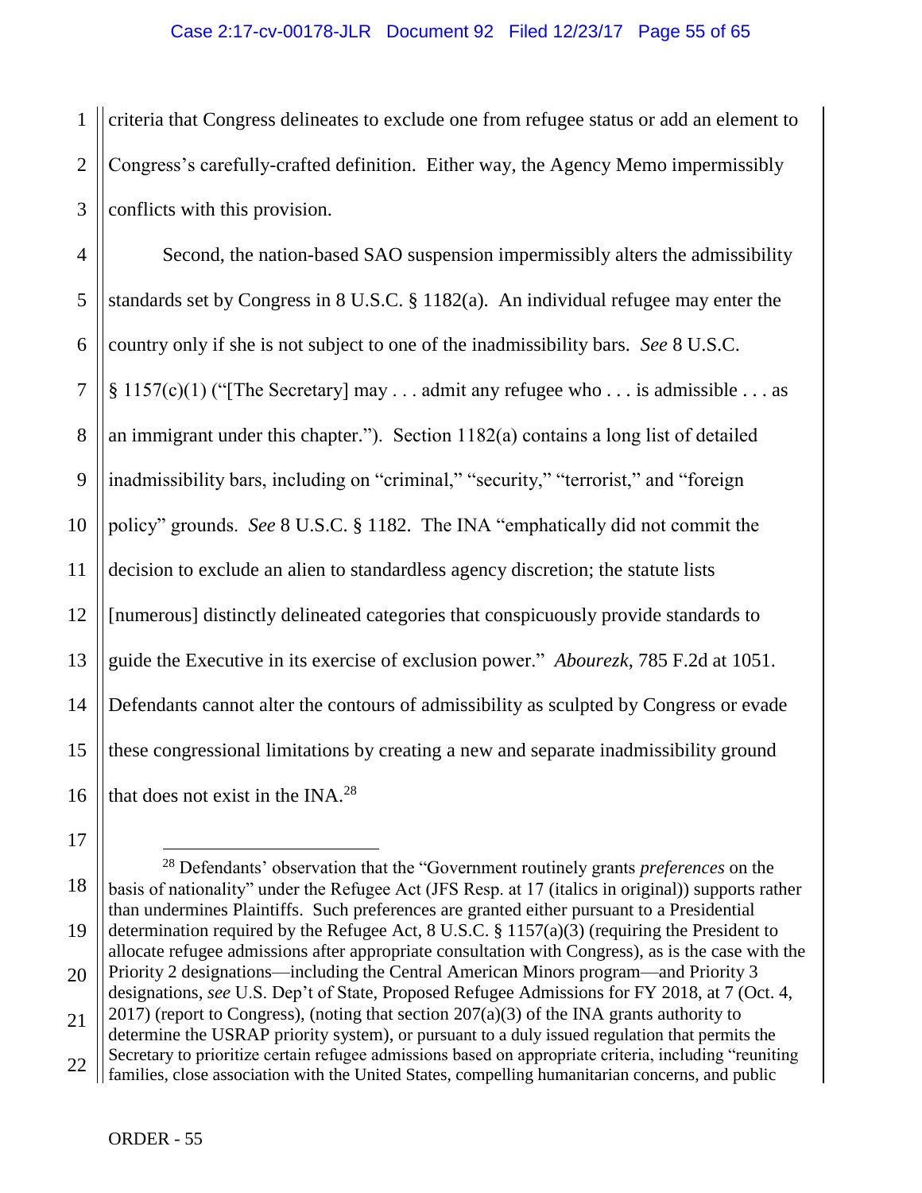criteria that Congress delineates to exclude one from refugee status or add an element to Congress's carefully-crafted definition. Either way, the Agency Memo impermissibly conflicts with this provision.

Second, the nation-based SAO suspension impermissibly alters the admissibility standards set by Congress in 8 U.S.C. § 1182(a). An individual refugee may enter the country only if she is not subject to one of the inadmissibility bars. *See* 8 U.S.C. § 1157(c)(1) ("[The Secretary] may . . . admit any refugee who . . . is admissible . . . as an immigrant under this chapter."). Section 1182(a) contains a long list of detailed inadmissibility bars, including on "criminal," "security," "terrorist," and "foreign policy" grounds. *See* 8 U.S.C. § 1182. The INA "emphatically did not commit the decision to exclude an alien to standardless agency discretion; the statute lists [numerous] distinctly delineated categories that conspicuously provide standards to guide the Executive in its exercise of exclusion power." *Abourezk*, 785 F.2d at 1051. Defendants cannot alter the contours of admissibility as sculpted by Congress or evade these congressional limitations by creating a new and separate inadmissibility ground that does not exist in the INA.[28]

---

[28] Defendants' observation that the "Government routinely grants *preferences* on the basis of nationality" under the Refugee Act (JFS Resp. at 17 (italics in original)) supports rather than undermines Plaintiffs. Such preferences are granted either pursuant to a Presidential determination required by the Refugee Act, 8 U.S.C. § 1157(a)(3) (requiring the President to allocate refugee admissions after appropriate consultation with Congress), as is the case with the Priority 2 designations—including the Central American Minors program—and Priority 3 designations, *see* U.S. Dep't of State, Proposed Refugee Admissions for FY 2018, at 7 (Oct. 4, 2017) (report to Congress), (noting that section 207(a)(3) of the INA grants authority to determine the USRAP priority system), or pursuant to a duly issued regulation that permits the Secretary to prioritize certain refugee admissions based on appropriate criteria, including "reuniting families, close association with the United States, compelling humanitarian concerns, and public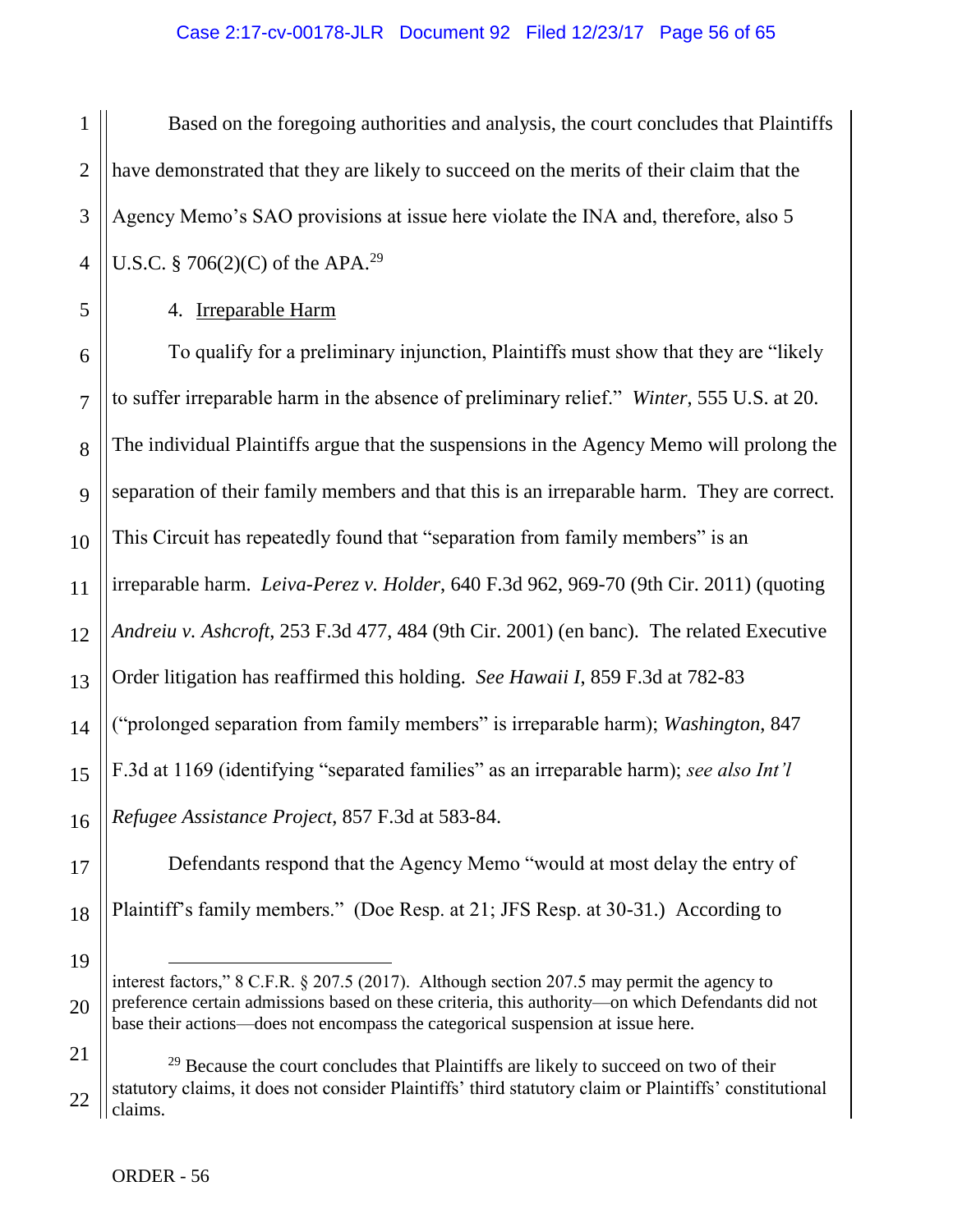Based on the foregoing authorities and analysis, the court concludes that Plaintiffs have demonstrated that they are likely to succeed on the merits of their claim that the Agency Memo's SAO provisions at issue here violate the INA and, therefore, also 5 U.S.C. § 706(2)(C) of the APA.[29]

4. Irreparable Harm

To qualify for a preliminary injunction, Plaintiffs must show that they are "likely to suffer irreparable harm in the absence of preliminary relief." *Winter*, 555 U.S. at 20. The individual Plaintiffs argue that the suspensions in the Agency Memo will prolong the separation of their family members and that this is an irreparable harm. They are correct. This Circuit has repeatedly found that "separation from family members" is an irreparable harm. *Leiva-Perez v. Holder*, 640 F.3d 962, 969-70 (9th Cir. 2011) (quoting *Andreiu v. Ashcroft*, 253 F.3d 477, 484 (9th Cir. 2001) (en banc). The related Executive Order litigation has reaffirmed this holding. *See Hawaii I*, 859 F.3d at 782-83 ("prolonged separation from family members" is irreparable harm); *Washington*, 847 F.3d at 1169 (identifying "separated families" as an irreparable harm); *see also Int'l Refugee Assistance Project*, 857 F.3d at 583-84.

Defendants respond that the Agency Memo "would at most delay the entry of Plaintiff's family members." (Doe Resp. at 21; JFS Resp. at 30-31.) According to

---

interest factors," 8 C.F.R. § 207.5 (2017). Although section 207.5 may permit the agency to preference certain admissions based on these criteria, this authority—on which Defendants did not base their actions—does not encompass the categorical suspension at issue here.

[29] Because the court concludes that Plaintiffs are likely to succeed on two of their statutory claims, it does not consider Plaintiffs' third statutory claim or Plaintiffs' constitutional claims.

ORDER - 56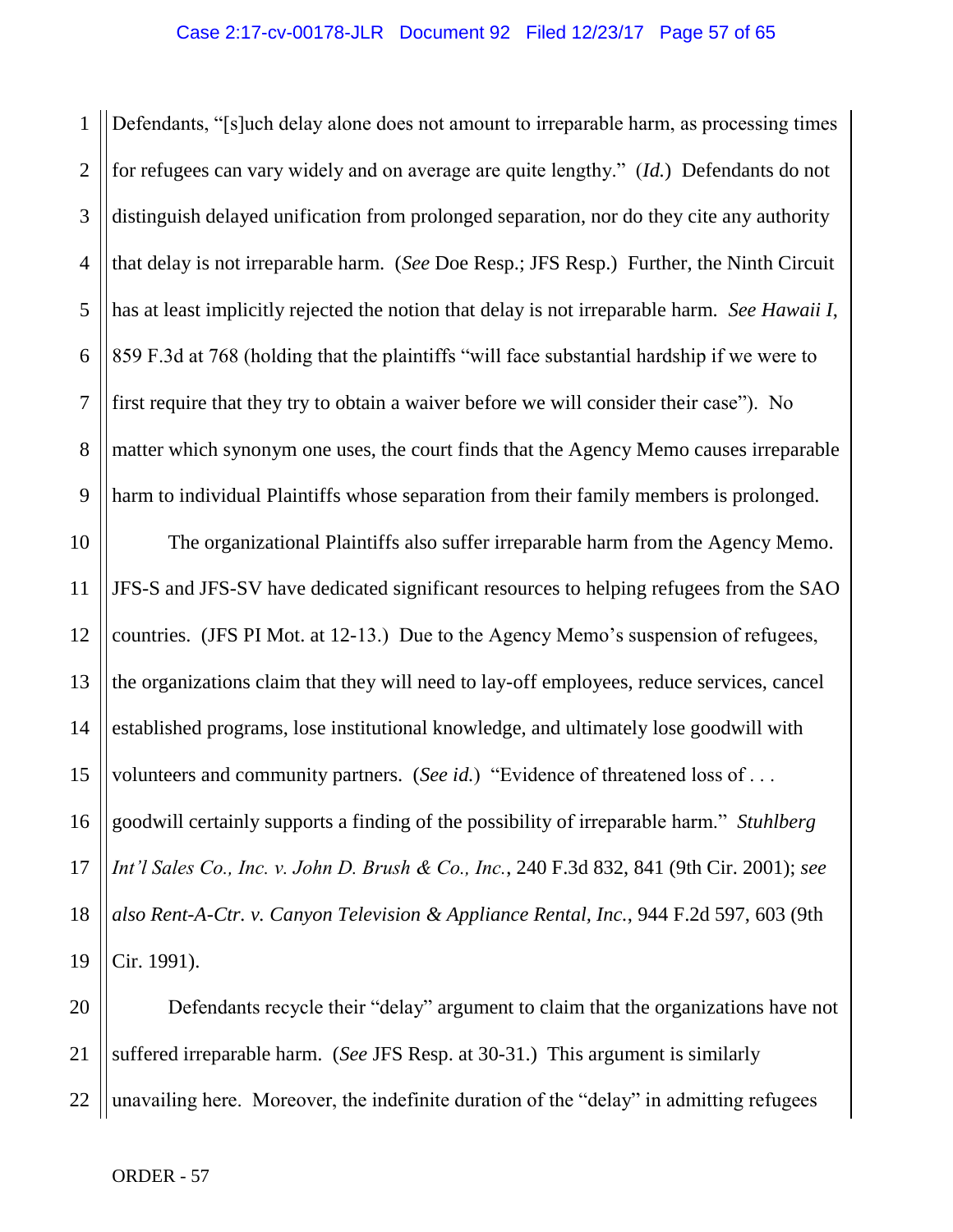Defendants, "[s]uch delay alone does not amount to irreparable harm, as processing times for refugees can vary widely and on average are quite lengthy." (*Id.*) Defendants do not distinguish delayed unification from prolonged separation, nor do they cite any authority that delay is not irreparable harm. (*See* Doe Resp.; JFS Resp.) Further, the Ninth Circuit has at least implicitly rejected the notion that delay is not irreparable harm. *See Hawaii I*, 859 F.3d at 768 (holding that the plaintiffs "will face substantial hardship if we were to first require that they try to obtain a waiver before we will consider their case"). No matter which synonym one uses, the court finds that the Agency Memo causes irreparable harm to individual Plaintiffs whose separation from their family members is prolonged.

The organizational Plaintiffs also suffer irreparable harm from the Agency Memo. JFS-S and JFS-SV have dedicated significant resources to helping refugees from the SAO countries. (JFS PI Mot. at 12-13.) Due to the Agency Memo's suspension of refugees, the organizations claim that they will need to lay-off employees, reduce services, cancel established programs, lose institutional knowledge, and ultimately lose goodwill with volunteers and community partners. (*See id.*) "Evidence of threatened loss of . . . goodwill certainly supports a finding of the possibility of irreparable harm." *Stuhlberg Int'l Sales Co., Inc. v. John D. Brush & Co., Inc.*, 240 F.3d 832, 841 (9th Cir. 2001); *see also Rent-A-Ctr. v. Canyon Television & Appliance Rental, Inc.*, 944 F.2d 597, 603 (9th Cir. 1991).

Defendants recycle their "delay" argument to claim that the organizations have not suffered irreparable harm. (*See* JFS Resp. at 30-31.) This argument is similarly unavailing here. Moreover, the indefinite duration of the "delay" in admitting refugees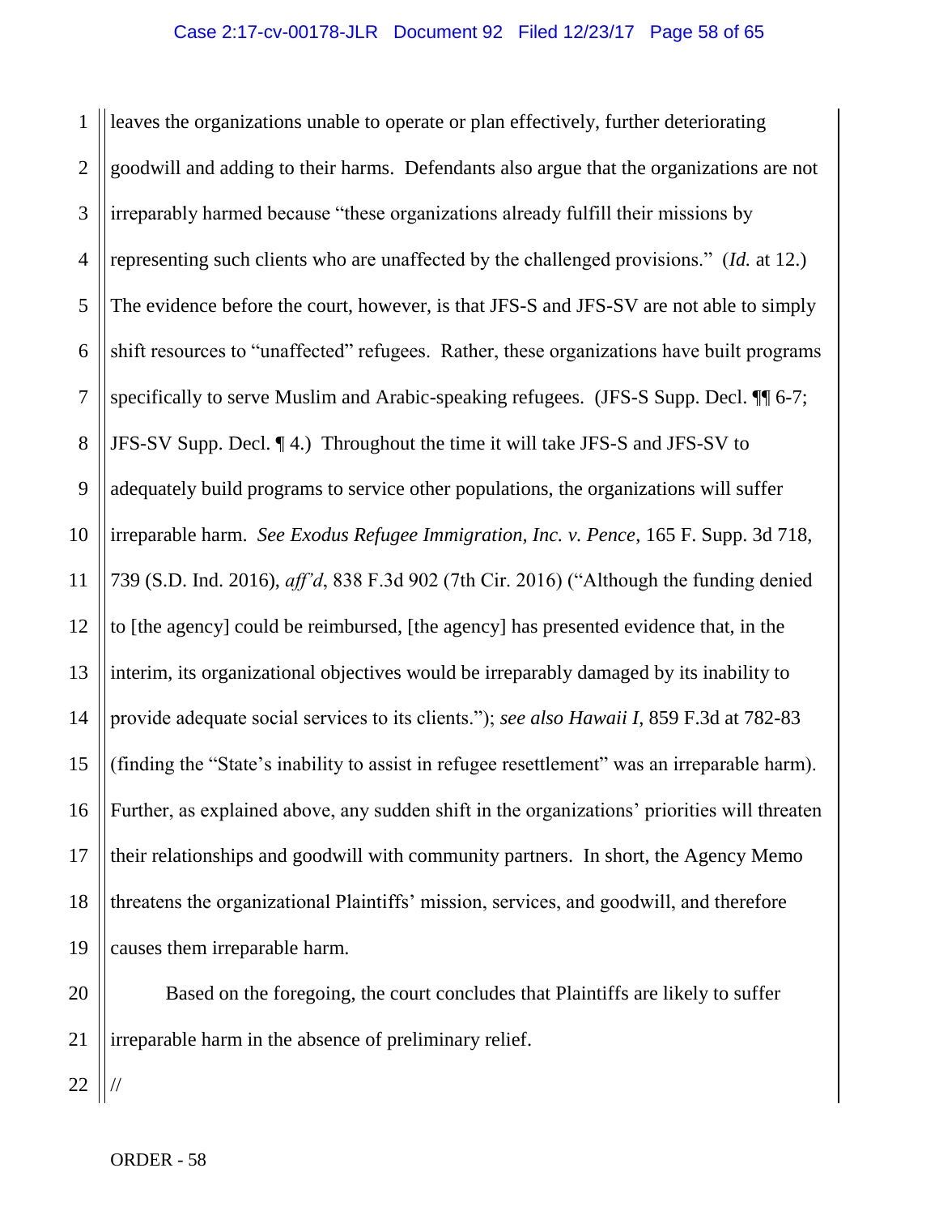leaves the organizations unable to operate or plan effectively, further deteriorating goodwill and adding to their harms. Defendants also argue that the organizations are not irreparably harmed because "these organizations already fulfill their missions by representing such clients who are unaffected by the challenged provisions." (*Id.* at 12.) The evidence before the court, however, is that JFS-S and JFS-SV are not able to simply shift resources to "unaffected" refugees. Rather, these organizations have built programs specifically to serve Muslim and Arabic-speaking refugees. (JFS-S Supp. Decl. ¶¶ 6-7; JFS-SV Supp. Decl. ¶ 4.) Throughout the time it will take JFS-S and JFS-SV to adequately build programs to service other populations, the organizations will suffer irreparable harm. *See Exodus Refugee Immigration, Inc. v. Pence*, 165 F. Supp. 3d 718, 739 (S.D. Ind. 2016), *aff'd*, 838 F.3d 902 (7th Cir. 2016) ("Although the funding denied to [the agency] could be reimbursed, [the agency] has presented evidence that, in the interim, its organizational objectives would be irreparably damaged by its inability to provide adequate social services to its clients."); *see also Hawaii I*, 859 F.3d at 782-83 (finding the "State's inability to assist in refugee resettlement" was an irreparable harm). Further, as explained above, any sudden shift in the organizations' priorities will threaten their relationships and goodwill with community partners. In short, the Agency Memo threatens the organizational Plaintiffs' mission, services, and goodwill, and therefore causes them irreparable harm.

Based on the foregoing, the court concludes that Plaintiffs are likely to suffer irreparable harm in the absence of preliminary relief.

//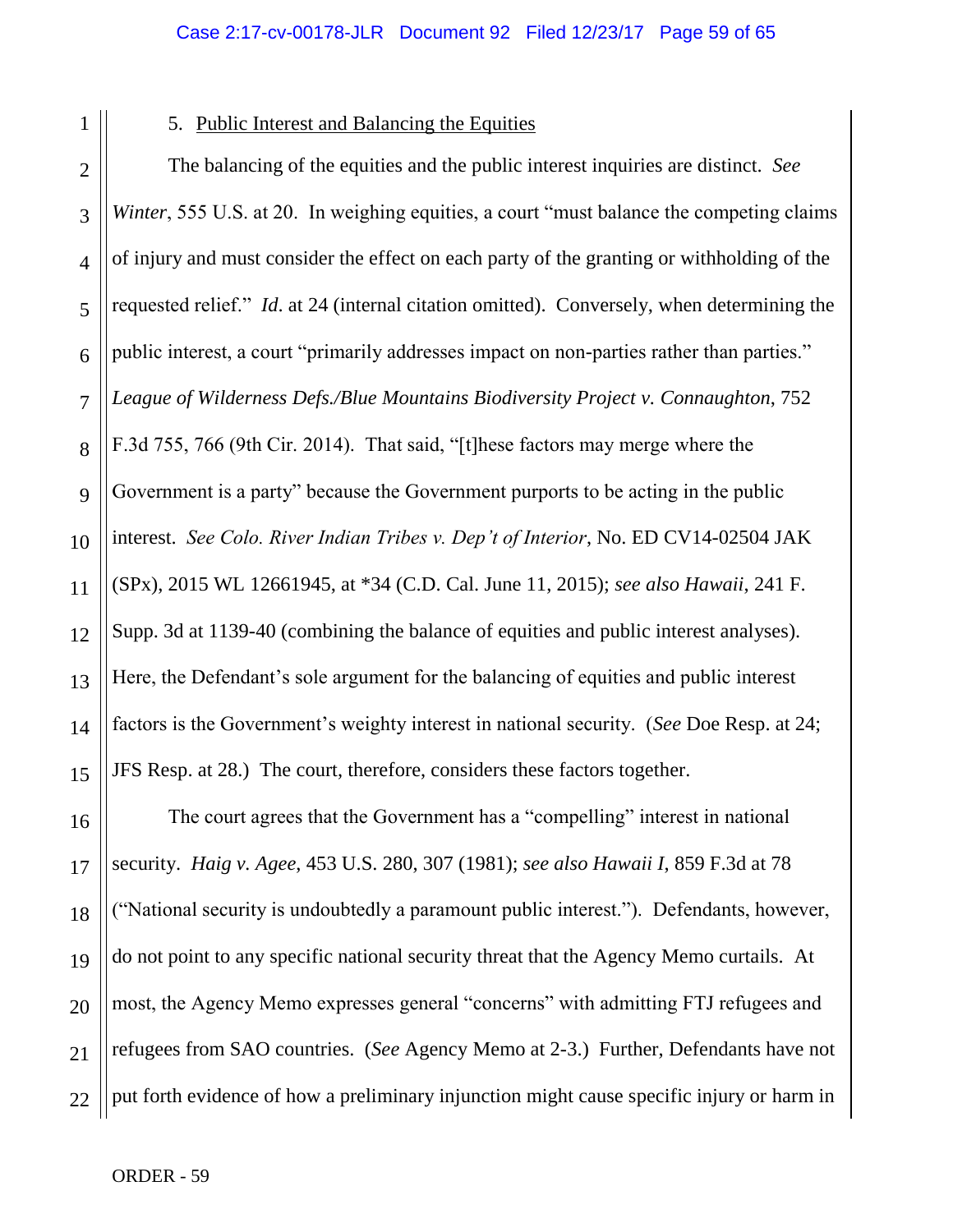5. Public Interest and Balancing the Equities

The balancing of the equities and the public interest inquiries are distinct. *See Winter*, 555 U.S. at 20. In weighing equities, a court "must balance the competing claims of injury and must consider the effect on each party of the granting or withholding of the requested relief." *Id.* at 24 (internal citation omitted). Conversely, when determining the public interest, a court "primarily addresses impact on non-parties rather than parties." *League of Wilderness Defs./Blue Mountains Biodiversity Project v. Connaughton*, 752 F.3d 755, 766 (9th Cir. 2014). That said, "[t]hese factors may merge where the Government is a party" because the Government purports to be acting in the public interest. *See Colo. River Indian Tribes v. Dep't of Interior*, No. ED CV14-02504 JAK (SPx), 2015 WL 12661945, at *34 (C.D. Cal. June 11, 2015); *see also Hawaii*, 241 F. Supp. 3d at 1139-40 (combining the balance of equities and public interest analyses). Here, the Defendant's sole argument for the balancing of equities and public interest factors is the Government's weighty interest in national security. (*See* Doe Resp. at 24; JFS Resp. at 28.) The court, therefore, considers these factors together.

The court agrees that the Government has a "compelling" interest in national security. *Haig v. Agee*, 453 U.S. 280, 307 (1981); *see also Hawaii I*, 859 F.3d at 78 ("National security is undoubtedly a paramount public interest."). Defendants, however, do not point to any specific national security threat that the Agency Memo curtails. At most, the Agency Memo expresses general "concerns" with admitting FTJ refugees and refugees from SAO countries. (*See* Agency Memo at 2-3.) Further, Defendants have not put forth evidence of how a preliminary injunction might cause specific injury or harm in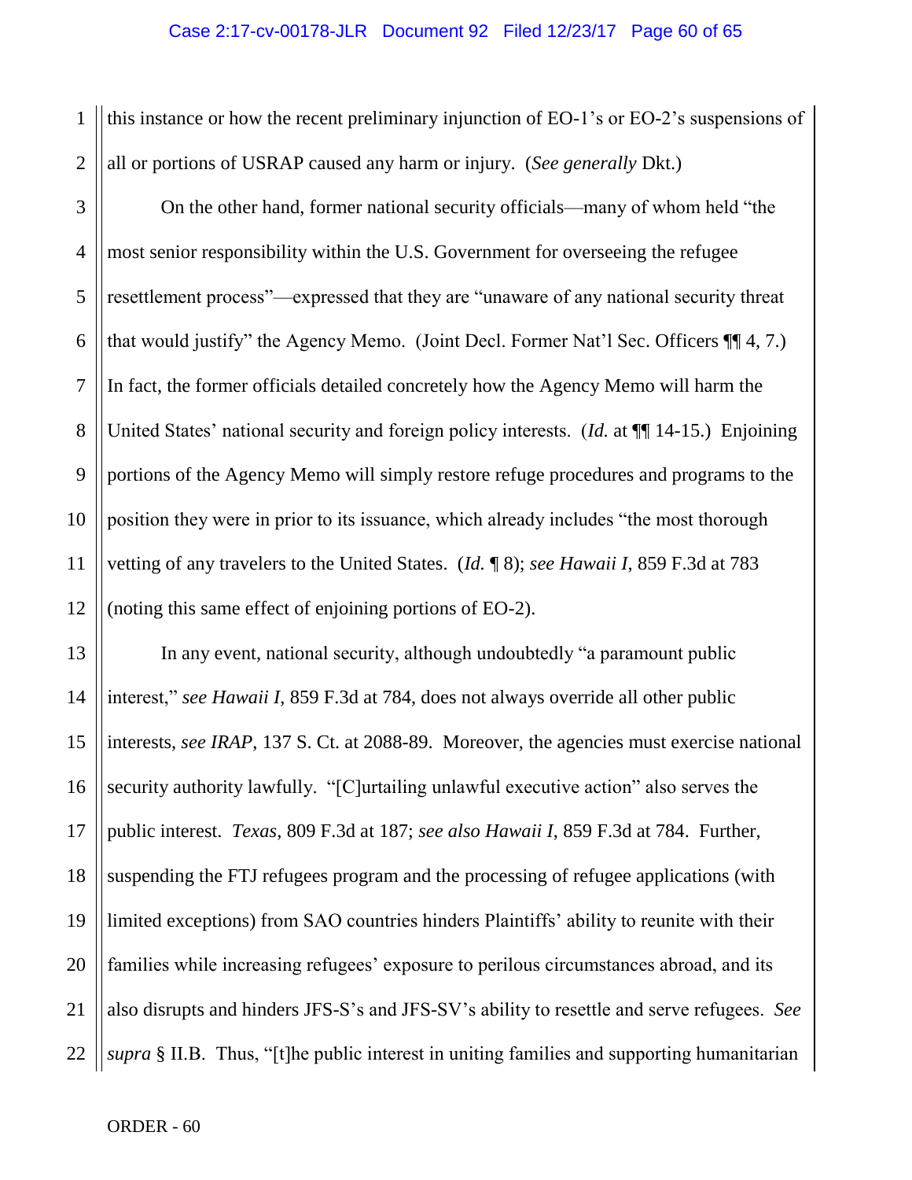this instance or how the recent preliminary injunction of EO-1's or EO-2's suspensions of all or portions of USRAP caused any harm or injury. (*See generally* Dkt.)

On the other hand, former national security officials—many of whom held "the most senior responsibility within the U.S. Government for overseeing the refugee resettlement process"—expressed that they are "unaware of any national security threat that would justify" the Agency Memo. (Joint Decl. Former Nat'l Sec. Officers ¶¶ 4, 7.) In fact, the former officials detailed concretely how the Agency Memo will harm the United States' national security and foreign policy interests. (*Id.* at ¶¶ 14-15.) Enjoining portions of the Agency Memo will simply restore refuge procedures and programs to the position they were in prior to its issuance, which already includes "the most thorough vetting of any travelers to the United States. (*Id.* ¶ 8); *see Hawaii I*, 859 F.3d at 783 (noting this same effect of enjoining portions of EO-2).

In any event, national security, although undoubtedly "a paramount public interest," *see Hawaii I*, 859 F.3d at 784, does not always override all other public interests, *see IRAP*, 137 S. Ct. at 2088-89. Moreover, the agencies must exercise national security authority lawfully. "[C]urtailing unlawful executive action" also serves the public interest. *Texas*, 809 F.3d at 187; *see also Hawaii I*, 859 F.3d at 784. Further, suspending the FTJ refugees program and the processing of refugee applications (with limited exceptions) from SAO countries hinders Plaintiffs' ability to reunite with their families while increasing refugees' exposure to perilous circumstances abroad, and its also disrupts and hinders JFS-S's and JFS-SV's ability to resettle and serve refugees. *See supra* § II.B. Thus, "[t]he public interest in uniting families and supporting humanitarian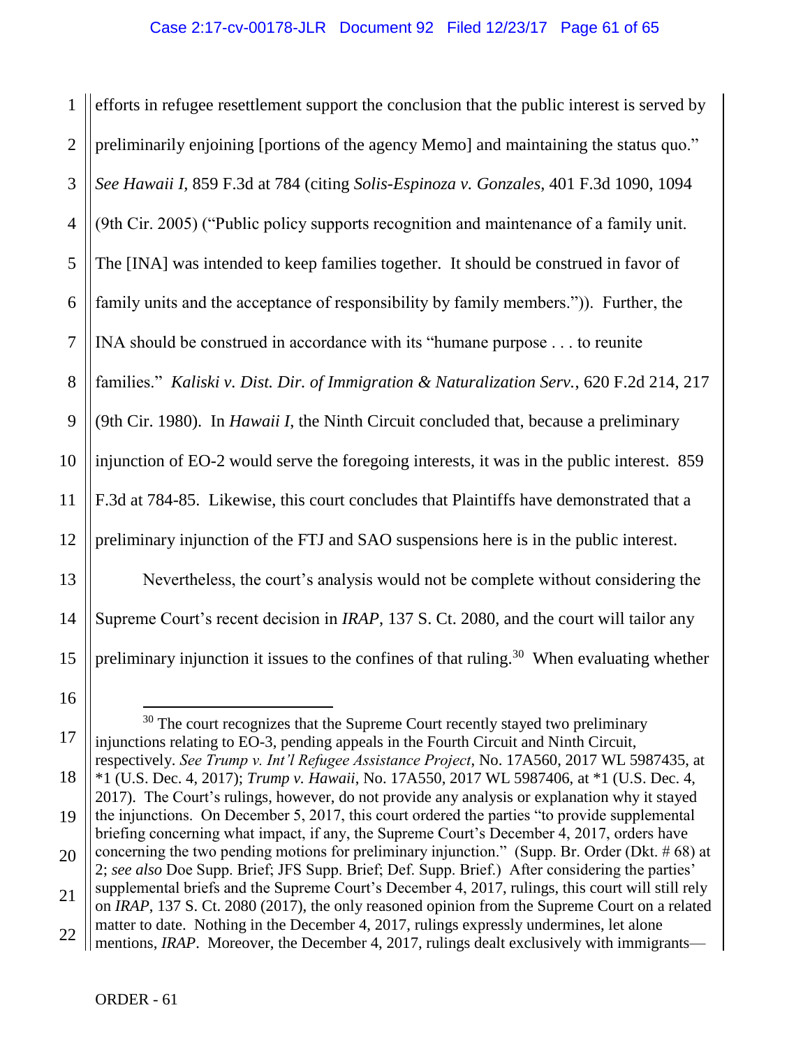efforts in refugee resettlement support the conclusion that the public interest is served by preliminarily enjoining [portions of the agency Memo] and maintaining the status quo." *See Hawaii I*, 859 F.3d at 784 (citing *Solis-Espinoza v. Gonzales*, 401 F.3d 1090, 1094 (9th Cir. 2005) ("Public policy supports recognition and maintenance of a family unit. The [INA] was intended to keep families together. It should be construed in favor of family units and the acceptance of responsibility by family members.")). Further, the INA should be construed in accordance with its "humane purpose . . . to reunite families." *Kaliski v. Dist. Dir. of Immigration & Naturalization Serv.*, 620 F.2d 214, 217 (9th Cir. 1980). In *Hawaii I*, the Ninth Circuit concluded that, because a preliminary injunction of EO-2 would serve the foregoing interests, it was in the public interest. 859 F.3d at 784-85. Likewise, this court concludes that Plaintiffs have demonstrated that a preliminary injunction of the FTJ and SAO suspensions here is in the public interest.

Nevertheless, the court's analysis would not be complete without considering the Supreme Court's recent decision in *IRAP*, 137 S. Ct. 2080, and the court will tailor any preliminary injunction it issues to the confines of that ruling.[30] When evaluating whether

---

[30] The court recognizes that the Supreme Court recently stayed two preliminary injunctions relating to EO-3, pending appeals in the Fourth Circuit and Ninth Circuit, respectively. *See Trump v. Int'l Refugee Assistance Project*, No. 17A560, 2017 WL 5987435, at \*1 (U.S. Dec. 4, 2017); *Trump v. Hawaii*, No. 17A550, 2017 WL 5987406, at \*1 (U.S. Dec. 4, 2017). The Court's rulings, however, do not provide any analysis or explanation why it stayed the injunctions. On December 5, 2017, this court ordered the parties "to provide supplemental briefing concerning what impact, if any, the Supreme Court's December 4, 2017, orders have concerning the two pending motions for preliminary injunction." (Supp. Br. Order (Dkt. # 68) at 2; *see also* Doe Supp. Brief; JFS Supp. Brief; Def. Supp. Brief.) After considering the parties' supplemental briefs and the Supreme Court's December 4, 2017, rulings, this court will still rely on *IRAP*, 137 S. Ct. 2080 (2017), the only reasoned opinion from the Supreme Court on a related matter to date. Nothing in the December 4, 2017, rulings expressly undermines, let alone mentions, *IRAP*. Moreover, the December 4, 2017, rulings dealt exclusively with immigrants—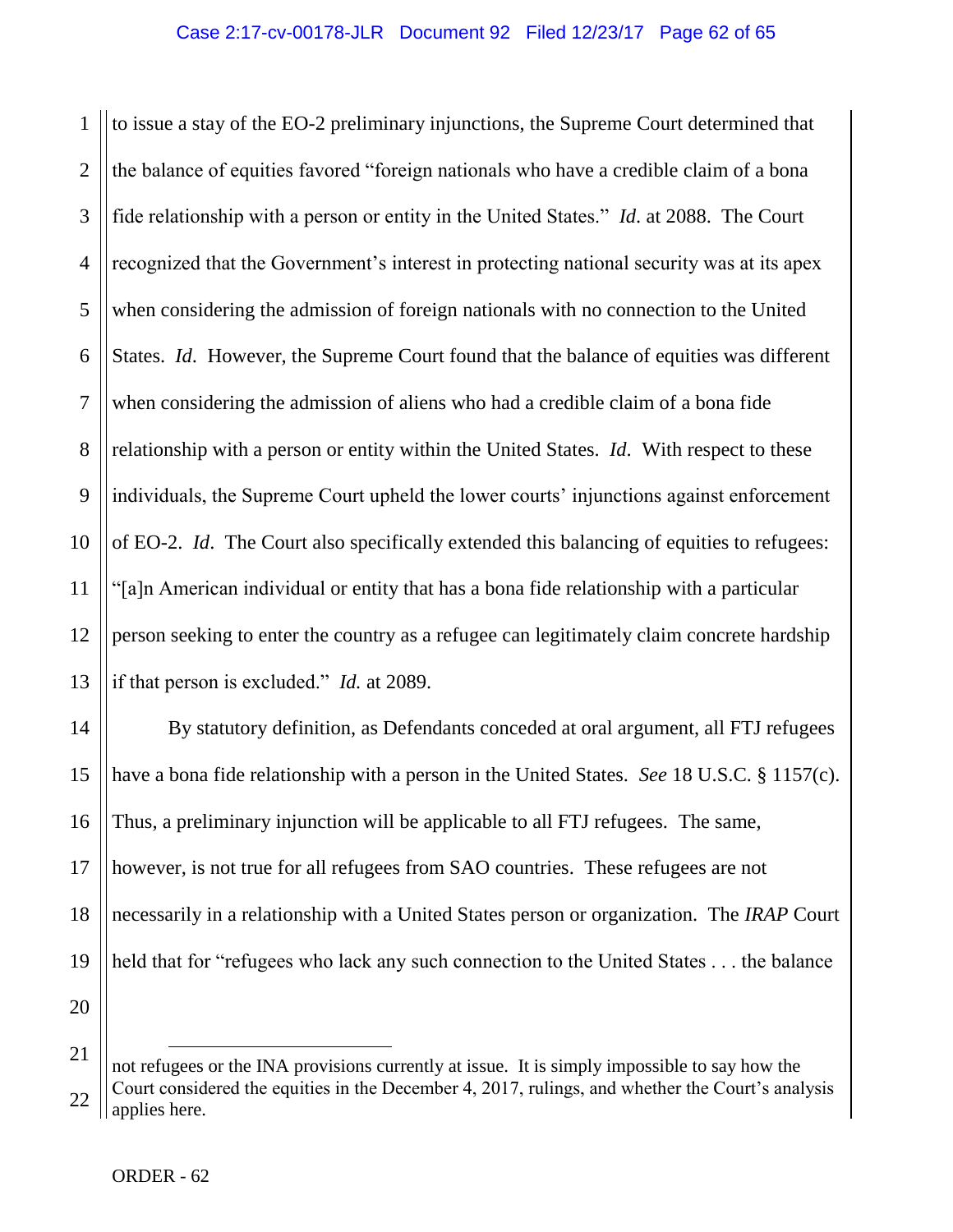to issue a stay of the EO-2 preliminary injunctions, the Supreme Court determined that the balance of equities favored "foreign nationals who have a credible claim of a bona fide relationship with a person or entity in the United States." *Id.* at 2088. The Court recognized that the Government's interest in protecting national security was at its apex when considering the admission of foreign nationals with no connection to the United States. *Id*. However, the Supreme Court found that the balance of equities was different when considering the admission of aliens who had a credible claim of a bona fide relationship with a person or entity within the United States. *Id*. With respect to these individuals, the Supreme Court upheld the lower courts' injunctions against enforcement of EO-2. *Id*. The Court also specifically extended this balancing of equities to refugees: "[a]n American individual or entity that has a bona fide relationship with a particular person seeking to enter the country as a refugee can legitimately claim concrete hardship if that person is excluded." *Id.* at 2089.

By statutory definition, as Defendants conceded at oral argument, all FTJ refugees have a bona fide relationship with a person in the United States. *See* 18 U.S.C. § 1157(c). Thus, a preliminary injunction will be applicable to all FTJ refugees. The same, however, is not true for all refugees from SAO countries. These refugees are not necessarily in a relationship with a United States person or organization. The *IRAP* Court held that for "refugees who lack any such connection to the United States . . . the balance

---

not refugees or the INA provisions currently at issue. It is simply impossible to say how the Court considered the equities in the December 4, 2017, rulings, and whether the Court's analysis applies here.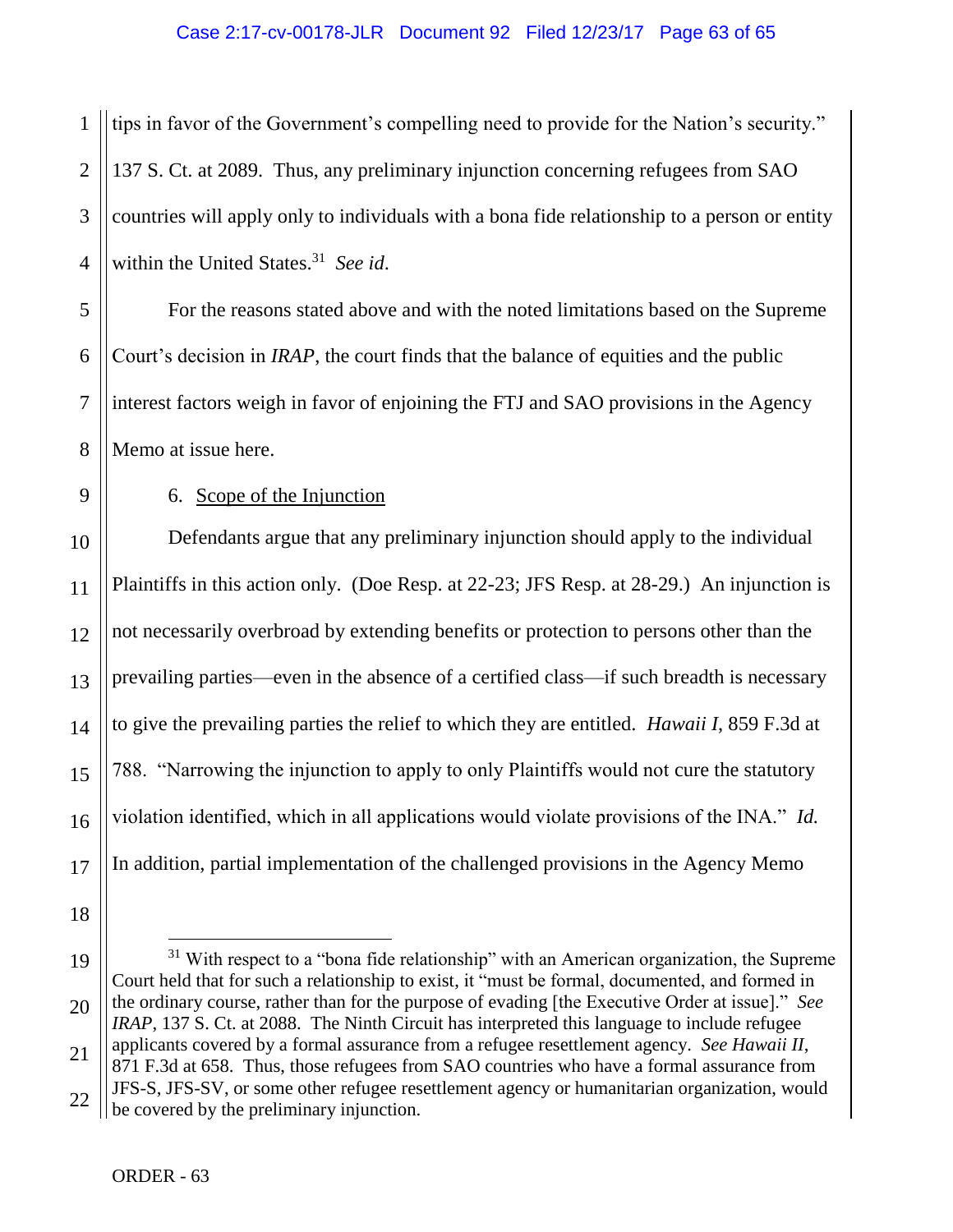tips in favor of the Government's compelling need to provide for the Nation's security." 137 S. Ct. at 2089. Thus, any preliminary injunction concerning refugees from SAO countries will apply only to individuals with a bona fide relationship to a person or entity within the United States.[31] *See id*.

For the reasons stated above and with the noted limitations based on the Supreme Court's decision in *IRAP*, the court finds that the balance of equities and the public interest factors weigh in favor of enjoining the FTJ and SAO provisions in the Agency Memo at issue here.

6. Scope of the Injunction

Defendants argue that any preliminary injunction should apply to the individual Plaintiffs in this action only. (Doe Resp. at 22-23; JFS Resp. at 28-29.) An injunction is not necessarily overbroad by extending benefits or protection to persons other than the prevailing parties—even in the absence of a certified class—if such breadth is necessary to give the prevailing parties the relief to which they are entitled. *Hawaii I*, 859 F.3d at 788. "Narrowing the injunction to apply to only Plaintiffs would not cure the statutory violation identified, which in all applications would violate provisions of the INA." *Id.* In addition, partial implementation of the challenged provisions in the Agency Memo

---

[31] With respect to a "bona fide relationship" with an American organization, the Supreme Court held that for such a relationship to exist, it "must be formal, documented, and formed in the ordinary course, rather than for the purpose of evading [the Executive Order at issue]." *See IRAP*, 137 S. Ct. at 2088. The Ninth Circuit has interpreted this language to include refugee applicants covered by a formal assurance from a refugee resettlement agency. *See Hawaii II*, 871 F.3d at 658. Thus, those refugees from SAO countries who have a formal assurance from JFS-S, JFS-SV, or some other refugee resettlement agency or humanitarian organization, would be covered by the preliminary injunction.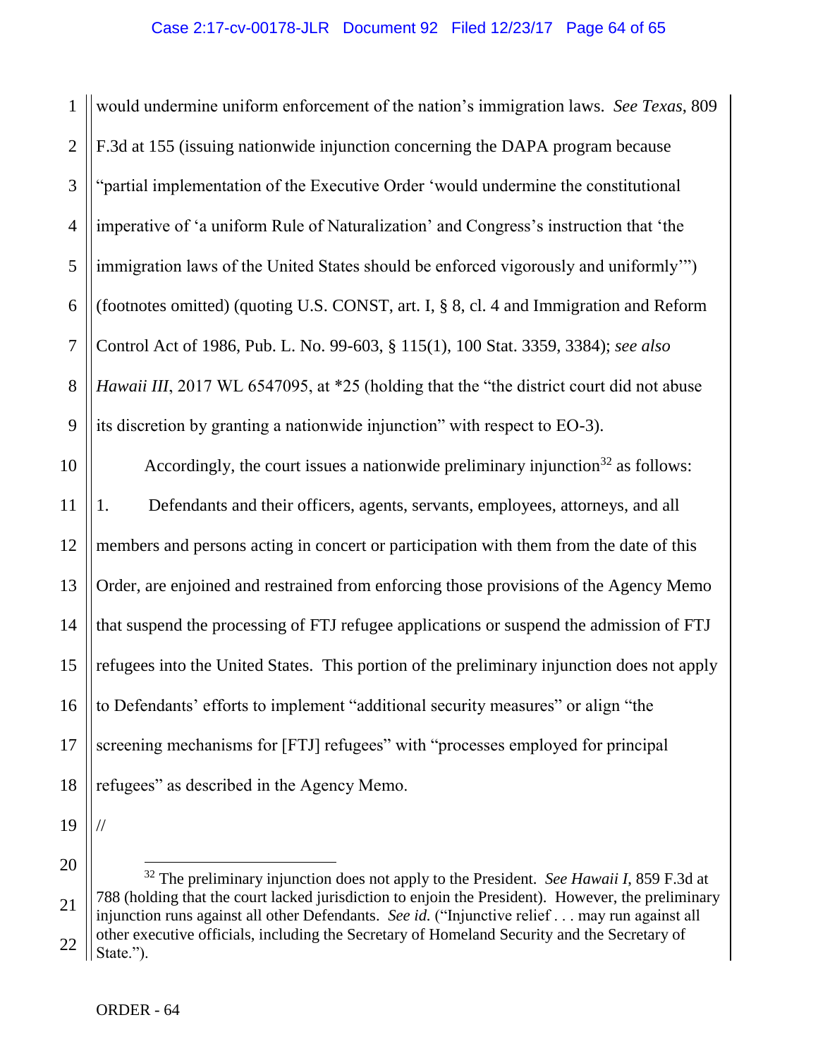would undermine uniform enforcement of the nation's immigration laws. *See Texas*, 809 F.3d at 155 (issuing nationwide injunction concerning the DAPA program because "partial implementation of the Executive Order 'would undermine the constitutional imperative of 'a uniform Rule of Naturalization' and Congress's instruction that 'the immigration laws of the United States should be enforced vigorously and uniformly'") (footnotes omitted) (quoting U.S. CONST, art. I, § 8, cl. 4 and Immigration and Reform Control Act of 1986, Pub. L. No. 99-603, § 115(1), 100 Stat. 3359, 3384); *see also Hawaii III*, 2017 WL 6547095, at *25 (holding that the "the district court did not abuse its discretion by granting a nationwide injunction" with respect to EO-3).

Accordingly, the court issues a nationwide preliminary injunction[32] as follows:

1. Defendants and their officers, agents, servants, employees, attorneys, and all members and persons acting in concert or participation with them from the date of this Order, are enjoined and restrained from enforcing those provisions of the Agency Memo that suspend the processing of FTJ refugee applications or suspend the admission of FTJ refugees into the United States. This portion of the preliminary injunction does not apply to Defendants' efforts to implement "additional security measures" or align "the screening mechanisms for [FTJ] refugees" with "processes employed for principal refugees" as described in the Agency Memo.

//

[32] The preliminary injunction does not apply to the President. *See Hawaii I*, 859 F.3d at 788 (holding that the court lacked jurisdiction to enjoin the President). However, the preliminary injunction runs against all other Defendants. *See id.* ("Injunctive relief . . . may run against all other executive officials, including the Secretary of Homeland Security and the Secretary of State.").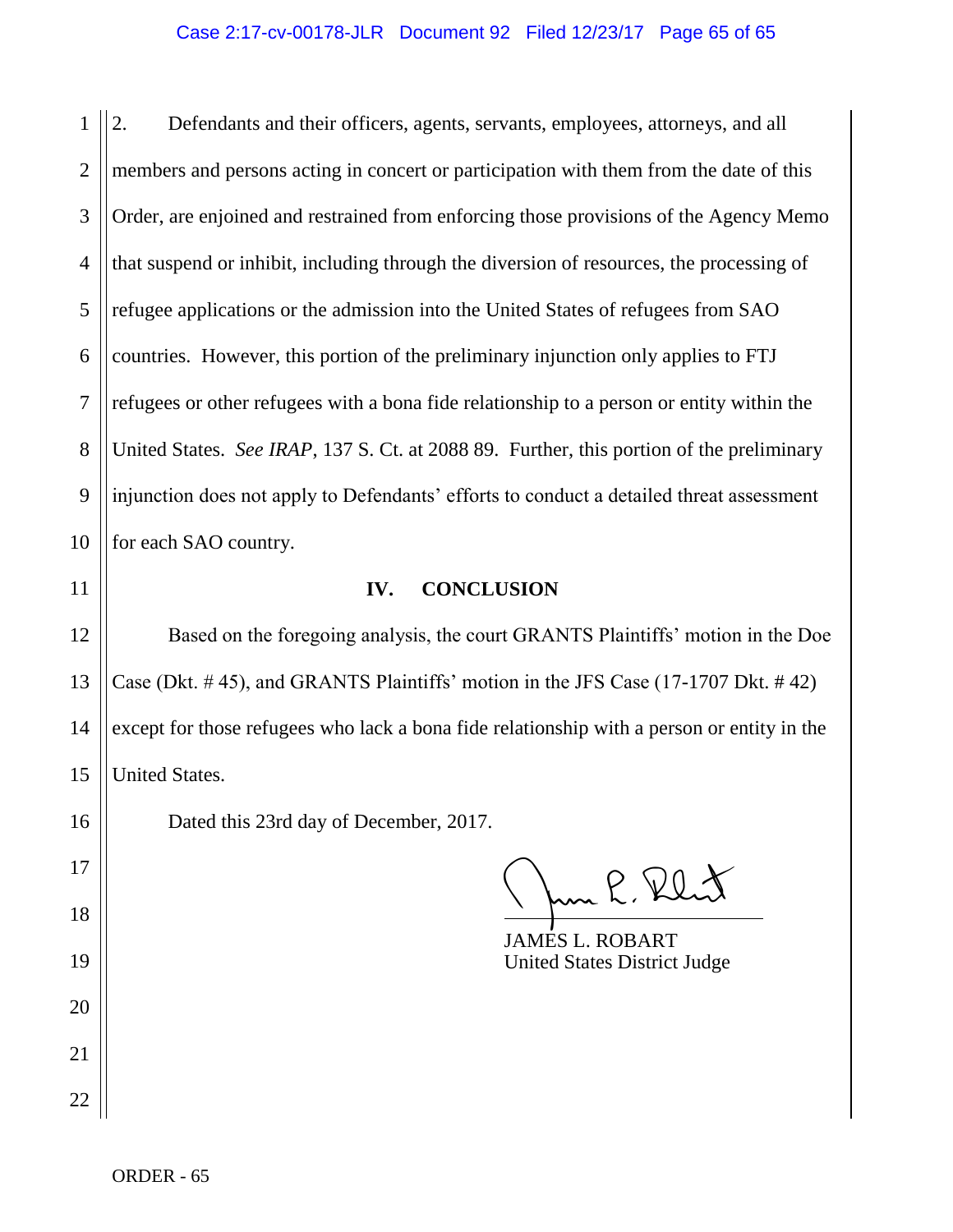2. Defendants and their officers, agents, servants, employees, attorneys, and all members and persons acting in concert or participation with them from the date of this Order, are enjoined and restrained from enforcing those provisions of the Agency Memo that suspend or inhibit, including through the diversion of resources, the processing of refugee applications or the admission into the United States of refugees from SAO countries. However, this portion of the preliminary injunction only applies to FTJ refugees or other refugees with a bona fide relationship to a person or entity within the United States. *See IRAP*, 137 S. Ct. at 2088 89. Further, this portion of the preliminary injunction does not apply to Defendants' efforts to conduct a detailed threat assessment for each SAO country.

## IV. CONCLUSION

Based on the foregoing analysis, the court GRANTS Plaintiffs' motion in the Doe Case (Dkt. # 45), and GRANTS Plaintiffs' motion in the JFS Case (17-1707 Dkt. # 42) except for those refugees who lack a bona fide relationship with a person or entity in the United States.

Dated this 23rd day of December, 2017.

JAMES L. ROBART
United States District Judge